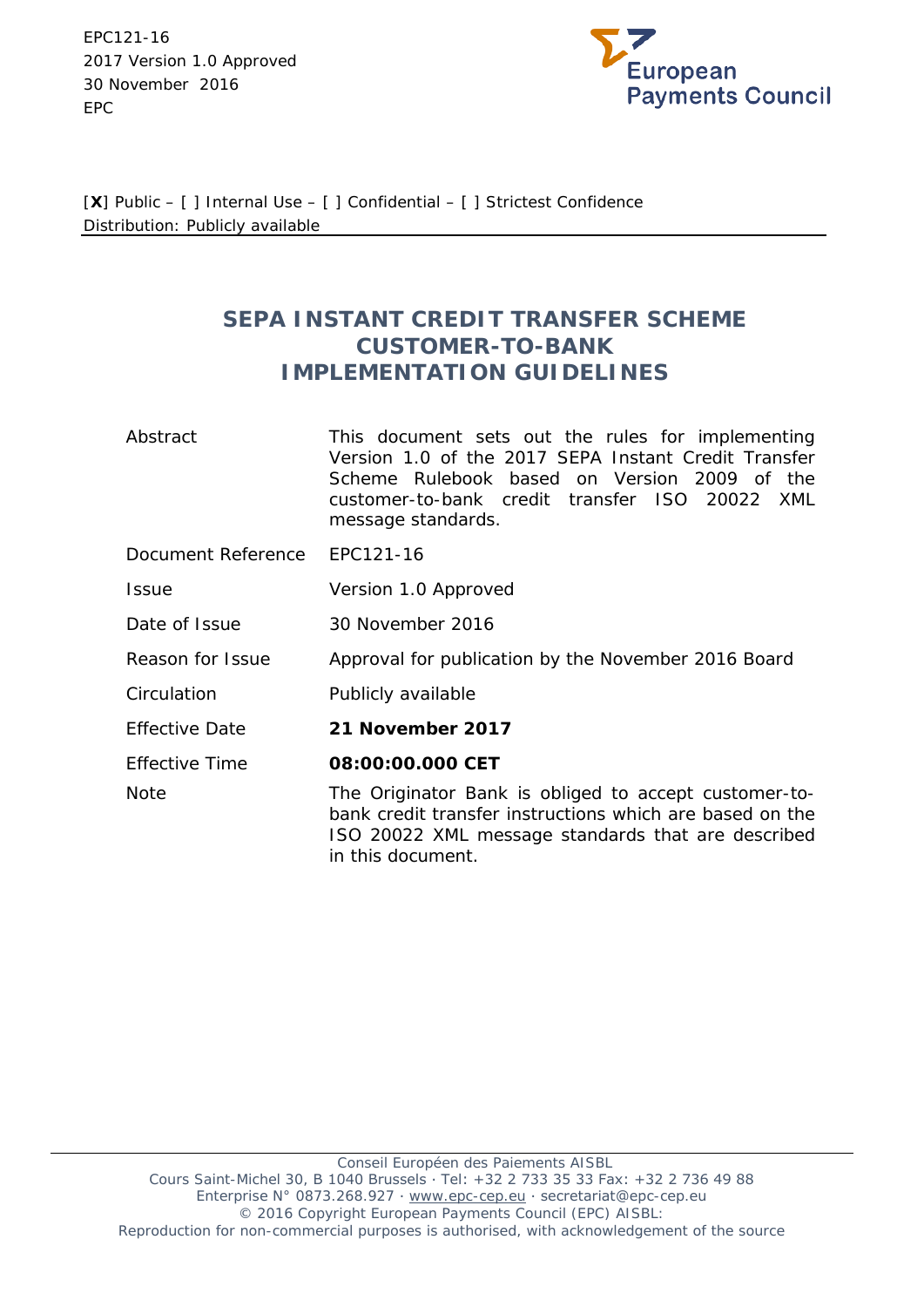EPC121-16
2017 Version 1.0 Approved
30 November 2016
EPC

European Payments Council

[X] Public – [ ] Internal Use – [ ] Confidential – [ ] Strictest Confidence
Distribution: Publicly available

# SEPA INSTANT CREDIT TRANSFER SCHEME CUSTOMER-TO-BANK IMPLEMENTATION GUIDELINES

| | |
|---|---|
| Abstract | This document sets out the rules for implementing Version 1.0 of the 2017 SEPA Instant Credit Transfer Scheme Rulebook based on Version 2009 of the customer-to-bank credit transfer ISO 20022 XML message standards. |
| Document Reference | EPC121-16 |
| Issue | Version 1.0 Approved |
| Date of Issue | 30 November 2016 |
| Reason for Issue | Approval for publication by the November 2016 Board |
| Circulation | Publicly available |
| Effective Date | **21 November 2017** |
| Effective Time | **08:00:00.000 CET** |
| Note | The Originator Bank is obliged to accept customer-to-bank credit transfer instructions which are based on the ISO 20022 XML message standards that are described in this document. |

Conseil Européen des Paiements AISBL
Cours Saint-Michel 30, B 1040 Brussels · Tel: +32 2 733 35 33 Fax: +32 2 736 49 88
Enterprise N° 0873.268.927 · www.epc-cep.eu · secretariat@epc-cep.eu
© 2016 Copyright European Payments Council (EPC) AISBL:
Reproduction for non-commercial purposes is authorised, with acknowledgement of the source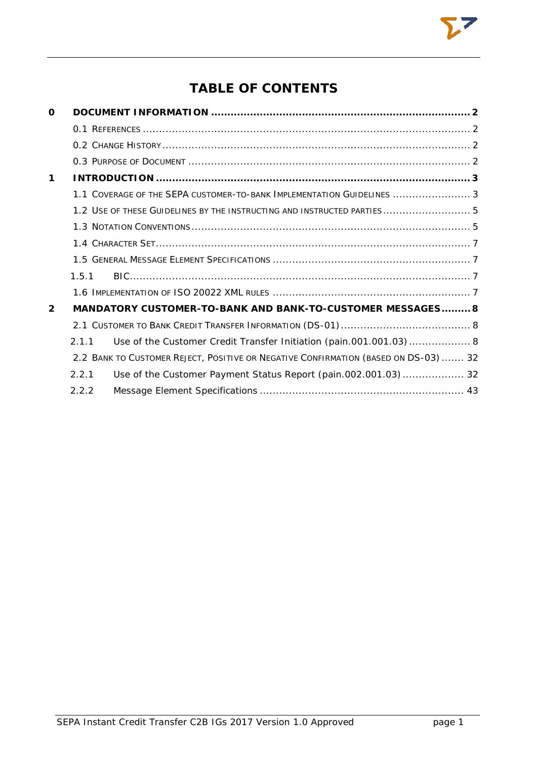# TABLE OF CONTENTS

**0 DOCUMENT INFORMATION ... 2**

- 0.1 REFERENCES ... 2
- 0.2 CHANGE HISTORY ... 2
- 0.3 PURPOSE OF DOCUMENT ... 2

**1 INTRODUCTION ... 3**

- 1.1 COVERAGE OF THE SEPA CUSTOMER-TO-BANK IMPLEMENTATION GUIDELINES ... 3
- 1.2 USE OF THESE GUIDELINES BY THE INSTRUCTING AND INSTRUCTED PARTIES ... 5
- 1.3 NOTATION CONVENTIONS ... 5
- 1.4 CHARACTER SET ... 7
- 1.5 GENERAL MESSAGE ELEMENT SPECIFICATIONS ... 7
  - 1.5.1 BIC ... 7
- 1.6 IMPLEMENTATION OF ISO 20022 XML RULES ... 7

**2 MANDATORY CUSTOMER-TO-BANK AND BANK-TO-CUSTOMER MESSAGES ... 8**

- 2.1 CUSTOMER TO BANK CREDIT TRANSFER INFORMATION (DS-01) ... 8
  - 2.1.1 Use of the Customer Credit Transfer Initiation (pain.001.001.03) ... 8
- 2.2 BANK TO CUSTOMER REJECT, POSITIVE OR NEGATIVE CONFIRMATION (BASED ON DS-03) ... 32
  - 2.2.1 Use of the Customer Payment Status Report (pain.002.001.03) ... 32
  - 2.2.2 Message Element Specifications ... 43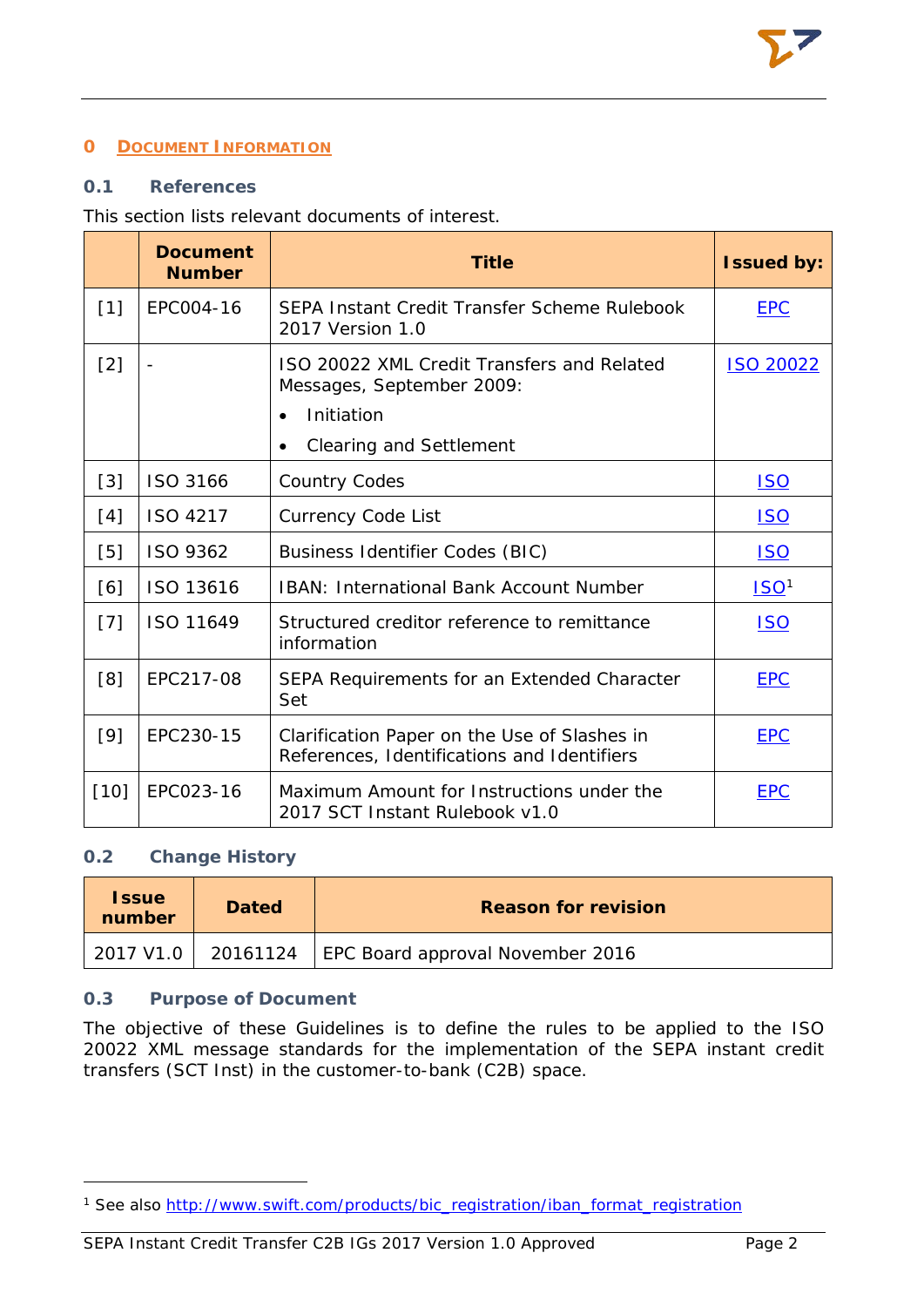# 0 Document Information

## 0.1 References

This section lists relevant documents of interest.

| | Document Number | Title | Issued by: |
|---|---|---|---|
| [1] | EPC004-16 | SEPA Instant Credit Transfer Scheme Rulebook 2017 Version 1.0 | EPC |
| [2] | - | ISO 20022 XML Credit Transfers and Related Messages, September 2009: <br>• Initiation <br>• Clearing and Settlement | ISO 20022 |
| [3] | ISO 3166 | Country Codes | ISO |
| [4] | ISO 4217 | Currency Code List | ISO |
| [5] | ISO 9362 | Business Identifier Codes (BIC) | ISO |
| [6] | ISO 13616 | IBAN: International Bank Account Number | ISO[1] |
| [7] | ISO 11649 | Structured creditor reference to remittance information | ISO |
| [8] | EPC217-08 | SEPA Requirements for an Extended Character Set | EPC |
| [9] | EPC230-15 | Clarification Paper on the Use of Slashes in References, Identifications and Identifiers | EPC |
| [10] | EPC023-16 | Maximum Amount for Instructions under the 2017 SCT Instant Rulebook v1.0 | EPC |

## 0.2 Change History

| Issue number | Dated | Reason for revision |
|---|---|---|
| 2017 V1.0 | 20161124 | EPC Board approval November 2016 |

## 0.3 Purpose of Document

The objective of these Guidelines is to define the rules to be applied to the ISO 20022 XML message standards for the implementation of the SEPA instant credit transfers (SCT Inst) in the customer-to-bank (C2B) space.

[1] See also http://www.swift.com/products/bic_registration/iban_format_registration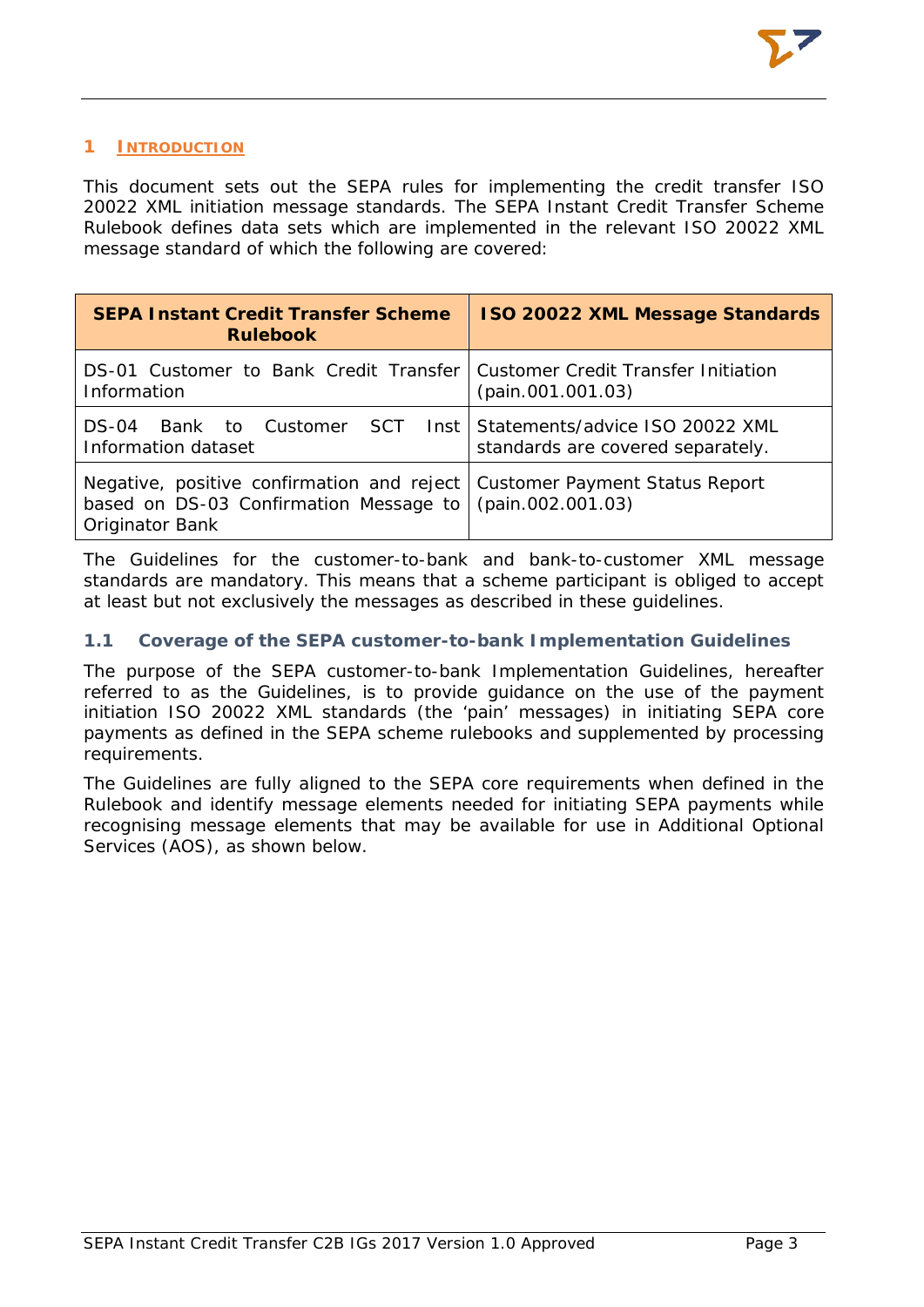# 1 INTRODUCTION

This document sets out the SEPA rules for implementing the credit transfer ISO 20022 XML initiation message standards. The SEPA Instant Credit Transfer Scheme Rulebook defines data sets which are implemented in the relevant ISO 20022 XML message standard of which the following are covered:

| SEPA Instant Credit Transfer Scheme Rulebook | ISO 20022 XML Message Standards |
|---|---|
| DS-01 Customer to Bank Credit Transfer Information | Customer Credit Transfer Initiation (pain.001.001.03) |
| DS-04 Bank to Customer SCT Inst Information dataset | Statements/advice ISO 20022 XML standards are covered separately. |
| Negative, positive confirmation and reject based on DS-03 Confirmation Message to Originator Bank | Customer Payment Status Report (pain.002.001.03) |

The Guidelines for the customer-to-bank and bank-to-customer XML message standards are mandatory. This means that a scheme participant is obliged to accept at least but not exclusively the messages as described in these guidelines.

## 1.1 Coverage of the SEPA customer-to-bank Implementation Guidelines

The purpose of the SEPA customer-to-bank Implementation Guidelines, hereafter referred to as the Guidelines, is to provide guidance on the use of the payment initiation ISO 20022 XML standards (the 'pain' messages) in initiating SEPA core payments as defined in the SEPA scheme rulebooks and supplemented by processing requirements.

The Guidelines are fully aligned to the SEPA core requirements when defined in the Rulebook and identify message elements needed for initiating SEPA payments while recognising message elements that may be available for use in Additional Optional Services (AOS), as shown below.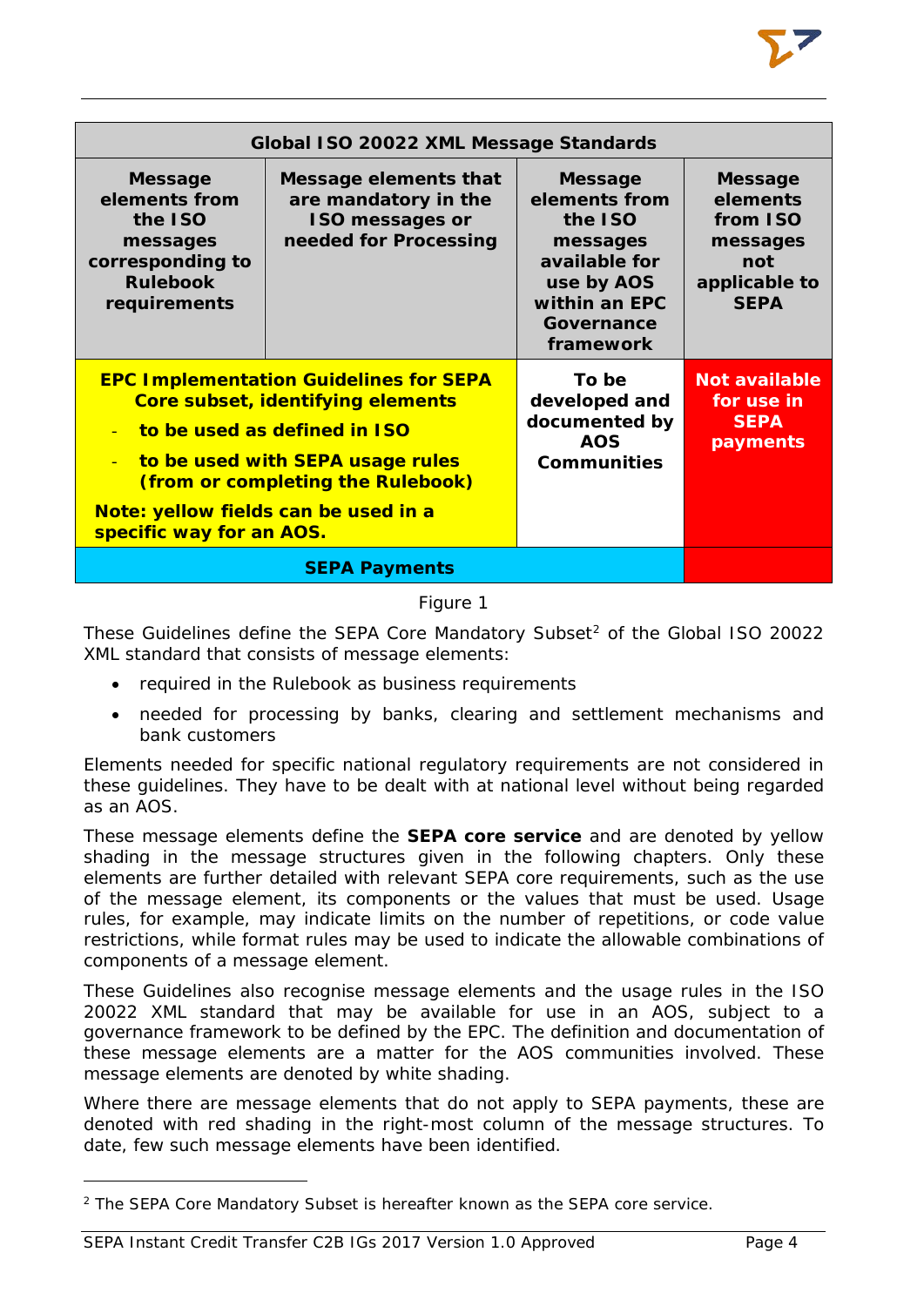| Global ISO 20022 XML Message Standards | | | |
|---|---|---|---|
| **Message elements from the ISO messages corresponding to Rulebook requirements** | **Message elements that are mandatory in the ISO messages or needed for Processing** | **Message elements from the ISO messages available for use by AOS within an EPC Governance framework** | **Message elements from ISO messages not applicable to SEPA** |
| **EPC Implementation Guidelines for SEPA Core subset, identifying elements**<br>- **to be used as defined in ISO**<br>- **to be used with SEPA usage rules (from or completing the Rulebook)**<br>**Note: yellow fields can be used in a specific way for an AOS.** | | **To be developed and documented by AOS Communities** | **Not available for use in SEPA payments** |
| **SEPA Payments** | | | |

Figure 1

These Guidelines define the SEPA Core Mandatory Subset[2] of the Global ISO 20022 XML standard that consists of message elements:

- required in the Rulebook as business requirements
- needed for processing by banks, clearing and settlement mechanisms and bank customers

Elements needed for specific national regulatory requirements are not considered in these guidelines. They have to be dealt with at national level without being regarded as an AOS.

These message elements define the **SEPA core service** and are denoted by yellow shading in the message structures given in the following chapters. Only these elements are further detailed with relevant SEPA core requirements, such as the use of the message element, its components or the values that must be used. Usage rules, for example, may indicate limits on the number of repetitions, or code value restrictions, while format rules may be used to indicate the allowable combinations of components of a message element.

These Guidelines also recognise message elements and the usage rules in the ISO 20022 XML standard that may be available for use in an AOS, subject to a governance framework to be defined by the EPC. The definition and documentation of these message elements are a matter for the AOS communities involved. These message elements are denoted by white shading.

Where there are message elements that do not apply to SEPA payments, these are denoted with red shading in the right-most column of the message structures. To date, few such message elements have been identified.

[2] The SEPA Core Mandatory Subset is hereafter known as the SEPA core service.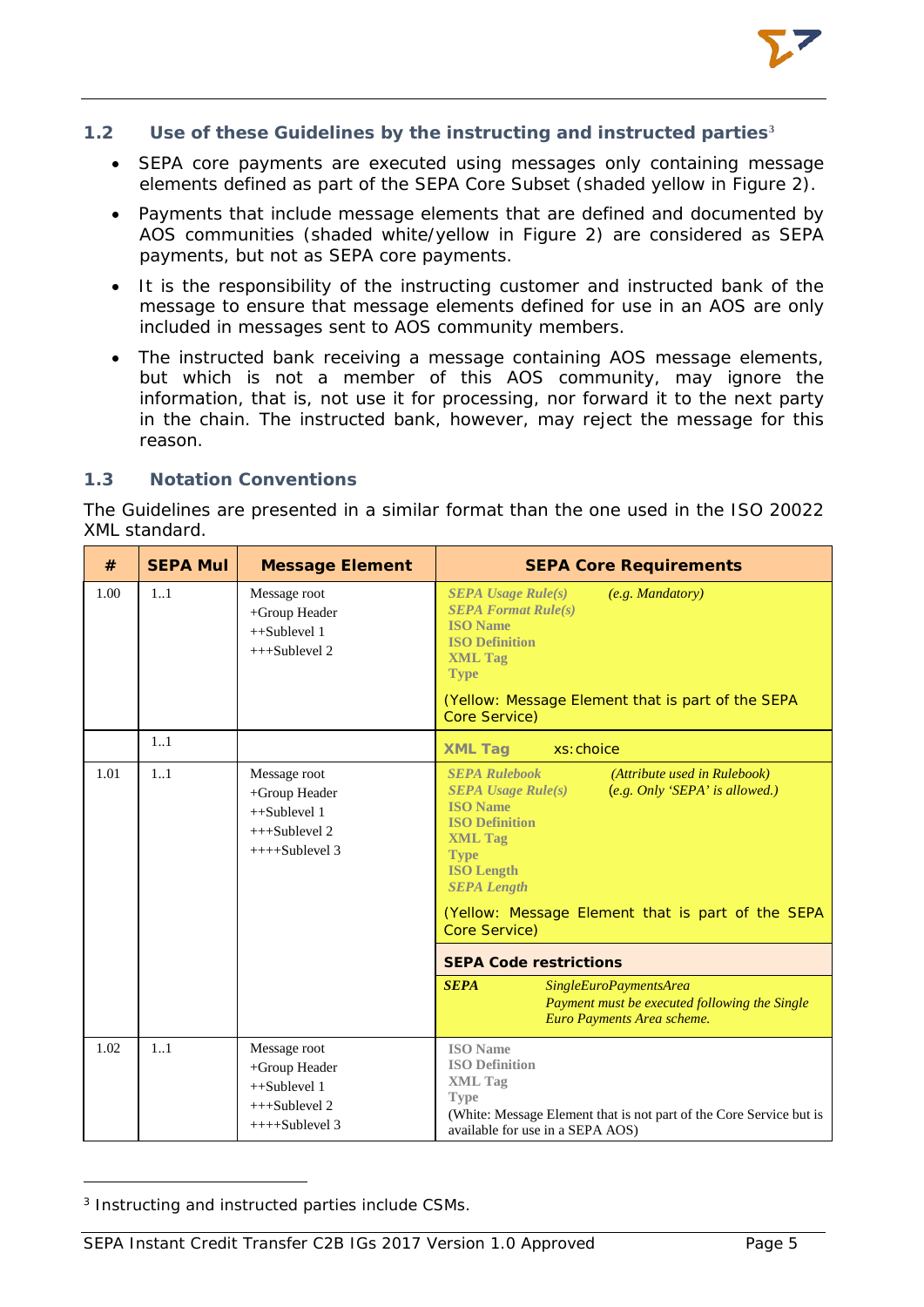## 1.2 Use of these Guidelines by the instructing and instructed parties[3]

- SEPA core payments are executed using messages only containing message elements defined as part of the SEPA Core Subset (shaded yellow in Figure 2).
- Payments that include message elements that are defined and documented by AOS communities (shaded white/yellow in Figure 2) are considered as SEPA payments, but not as SEPA core payments.
- It is the responsibility of the instructing customer and instructed bank of the message to ensure that message elements defined for use in an AOS are only included in messages sent to AOS community members.
- The instructed bank receiving a message containing AOS message elements, but which is not a member of this AOS community, may ignore the information, that is, not use it for processing, nor forward it to the next party in the chain. The instructed bank, however, may reject the message for this reason.

## 1.3 Notation Conventions

The Guidelines are presented in a similar format than the one used in the ISO 20022 XML standard.

| # | SEPA Mul | Message Element | SEPA Core Requirements |
|---|---|---|---|
| 1.00 | 1..1 | Message root<br>+Group Header<br>++Sublevel 1<br>+++Sublevel 2 | ***SEPA Usage Rule(s)*** *(e.g. Mandatory)*<br>***SEPA Format Rule(s)***<br>**ISO Name**<br>**ISO Definition**<br>**XML Tag**<br>**Type**<br>(Yellow: Message Element that is part of the SEPA Core Service) |
| | 1..1 | | **XML Tag** xs:choice |
| 1.01 | 1..1 | Message root<br>+Group Header<br>++Sublevel 1<br>+++Sublevel 2<br>++++Sublevel 3 | ***SEPA Rulebook*** *(Attribute used in Rulebook)*<br>***SEPA Usage Rule(s)*** *(e.g. Only 'SEPA' is allowed.)*<br>**ISO Name**<br>**ISO Definition**<br>**XML Tag**<br>**Type**<br>**ISO Length**<br>***SEPA Length***<br>(Yellow: Message Element that is part of the SEPA Core Service)<br>**SEPA Code restrictions**<br>***SEPA*** *SingleEuroPaymentsArea Payment must be executed following the Single Euro Payments Area scheme.* |
| 1.02 | 1..1 | Message root<br>+Group Header<br>++Sublevel 1<br>+++Sublevel 2<br>++++Sublevel 3 | **ISO Name**<br>**ISO Definition**<br>**XML Tag**<br>**Type**<br>(White: Message Element that is not part of the Core Service but is available for use in a SEPA AOS) |

[3] Instructing and instructed parties include CSMs.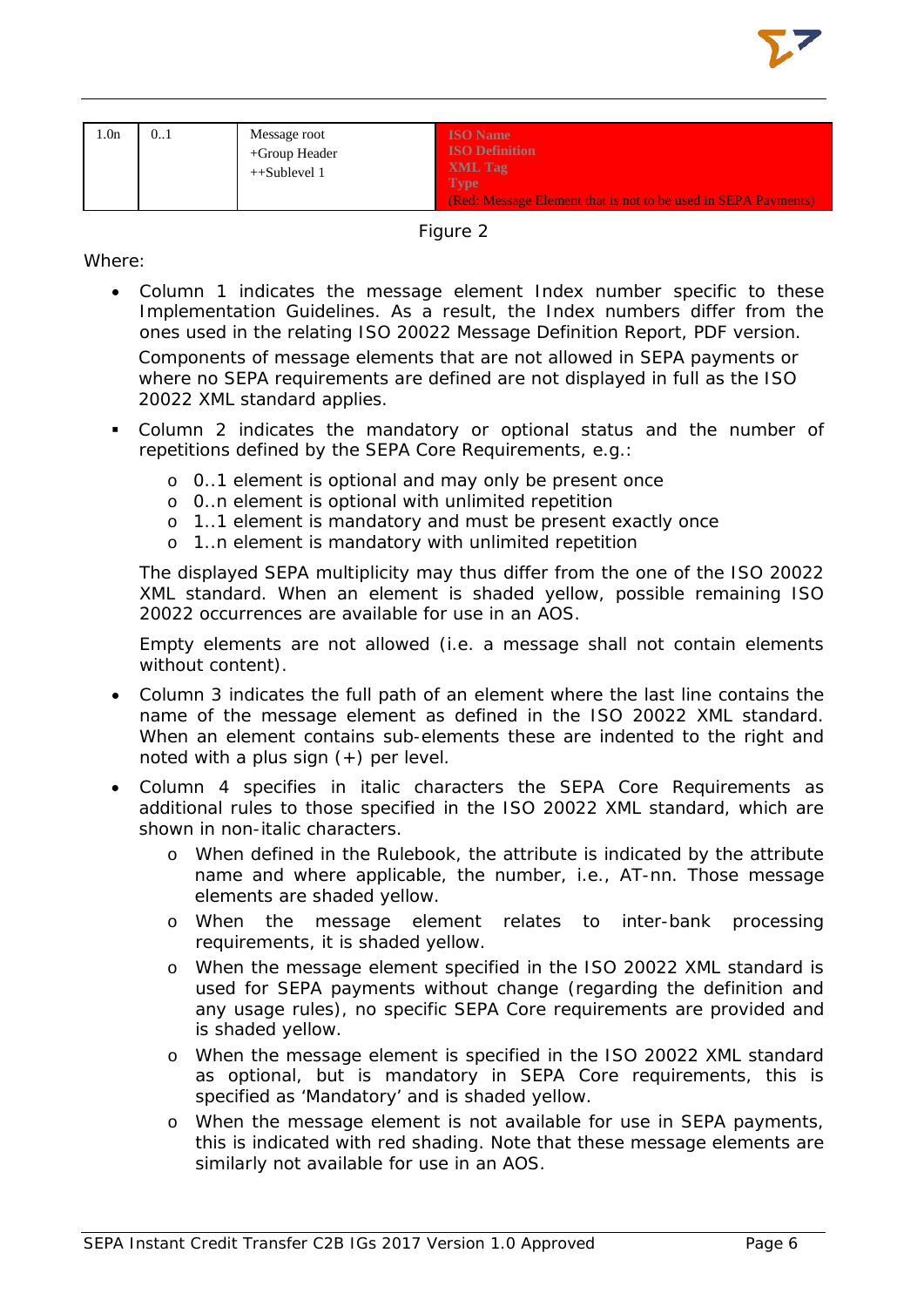| 1.0n | 0..1 | Message root<br>+Group Header<br>++Sublevel 1 | ISO Name<br>ISO Definition<br>XML Tag<br>Type<br>(Red: Message Element that is not to be used in SEPA Payments) |
|---|---|---|---|

Figure 2

Where:

- Column 1 indicates the message element Index number specific to these Implementation Guidelines. As a result, the Index numbers differ from the ones used in the relating ISO 20022 Message Definition Report, PDF version.

  Components of message elements that are not allowed in SEPA payments or where no SEPA requirements are defined are not displayed in full as the ISO 20022 XML standard applies.

- Column 2 indicates the mandatory or optional status and the number of repetitions defined by the SEPA Core Requirements, e.g.:
  - 0..1 element is optional and may only be present once
  - 0..n element is optional with unlimited repetition
  - 1..1 element is mandatory and must be present exactly once
  - 1..n element is mandatory with unlimited repetition

  The displayed SEPA multiplicity may thus differ from the one of the ISO 20022 XML standard. When an element is shaded yellow, possible remaining ISO 20022 occurrences are available for use in an AOS.

  Empty elements are not allowed (i.e. a message shall not contain elements without content).

- Column 3 indicates the full path of an element where the last line contains the name of the message element as defined in the ISO 20022 XML standard. When an element contains sub-elements these are indented to the right and noted with a plus sign (+) per level.

- Column 4 specifies in italic characters the SEPA Core Requirements as additional rules to those specified in the ISO 20022 XML standard, which are shown in non-italic characters.
  - When defined in the Rulebook, the attribute is indicated by the attribute name and where applicable, the number, i.e., AT-nn. Those message elements are shaded yellow.
  - When the message element relates to inter-bank processing requirements, it is shaded yellow.
  - When the message element specified in the ISO 20022 XML standard is used for SEPA payments without change (regarding the definition and any usage rules), no specific SEPA Core requirements are provided and is shaded yellow.
  - When the message element is specified in the ISO 20022 XML standard as optional, but is mandatory in SEPA Core requirements, this is specified as 'Mandatory' and is shaded yellow.
  - When the message element is not available for use in SEPA payments, this is indicated with red shading. Note that these message elements are similarly not available for use in an AOS.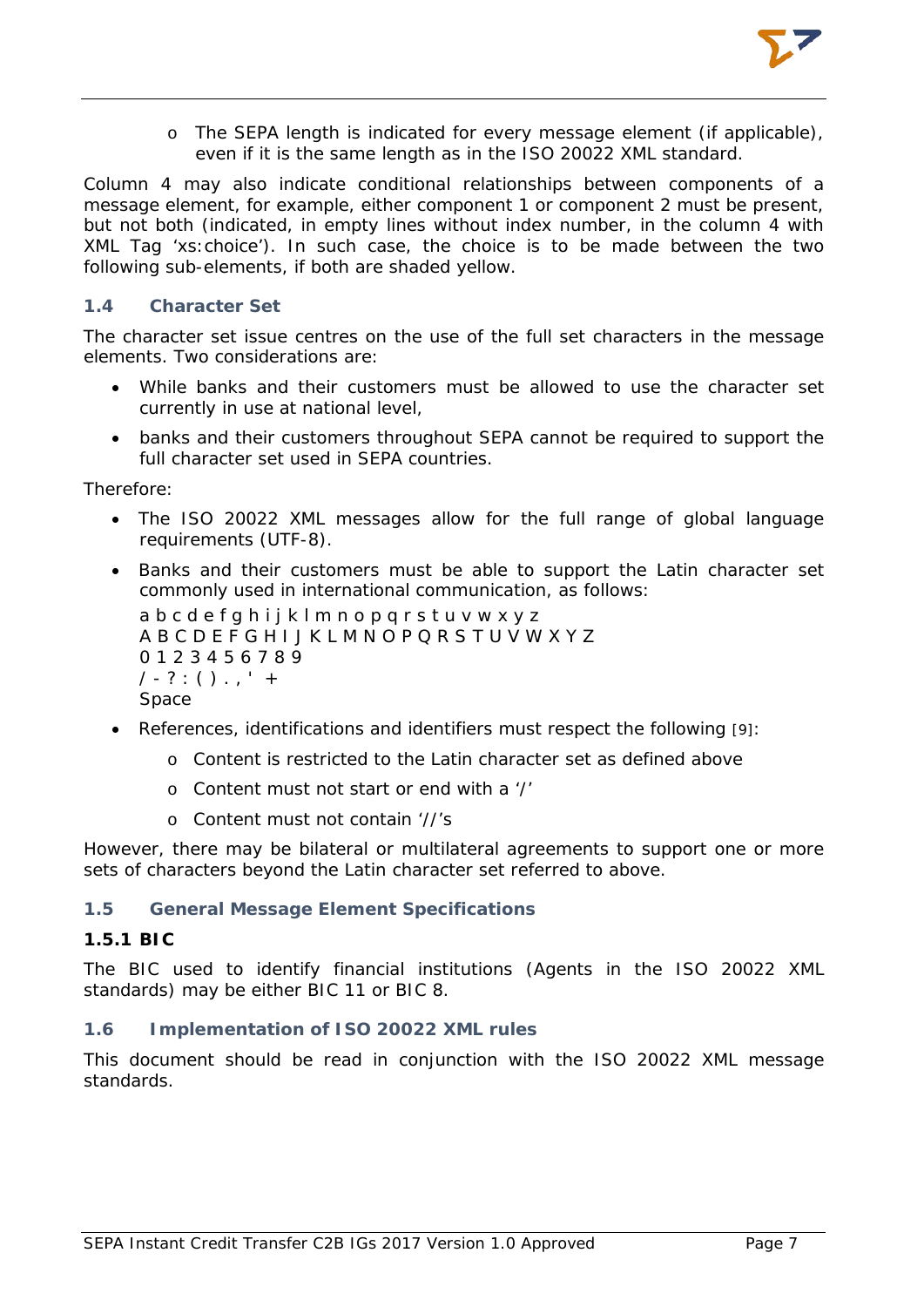- The SEPA length is indicated for every message element (if applicable), even if it is the same length as in the ISO 20022 XML standard.

Column 4 may also indicate conditional relationships between components of a message element, for example, either component 1 or component 2 must be present, but not both (indicated, in empty lines without index number, in the column 4 with XML Tag 'xs:choice'). In such case, the choice is to be made between the two following sub-elements, if both are shaded yellow.

## 1.4 Character Set

The character set issue centres on the use of the full set characters in the message elements. Two considerations are:

- While banks and their customers must be allowed to use the character set currently in use at national level,
- banks and their customers throughout SEPA cannot be required to support the full character set used in SEPA countries.

Therefore:

- The ISO 20022 XML messages allow for the full range of global language requirements (UTF-8).
- Banks and their customers must be able to support the Latin character set commonly used in international communication, as follows:
  a b c d e f g h i j k l m n o p q r s t u v w x y z
  A B C D E F G H I J K L M N O P Q R S T U V W X Y Z
  0 1 2 3 4 5 6 7 8 9
  / - ? : ( ) . , ' +
  Space
- References, identifications and identifiers must respect the following [9]:
  - Content is restricted to the Latin character set as defined above
  - Content must not start or end with a '/'
  - Content must not contain '//'s

However, there may be bilateral or multilateral agreements to support one or more sets of characters beyond the Latin character set referred to above.

## 1.5 General Message Element Specifications

### 1.5.1 BIC

The BIC used to identify financial institutions (Agents in the ISO 20022 XML standards) may be either BIC 11 or BIC 8.

## 1.6 Implementation of ISO 20022 XML rules

This document should be read in conjunction with the ISO 20022 XML message standards.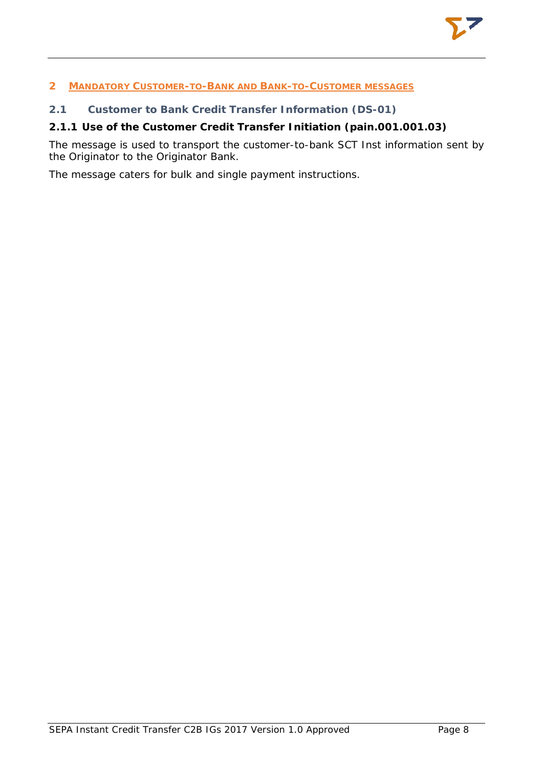# 2 MANDATORY CUSTOMER-TO-BANK AND BANK-TO-CUSTOMER MESSAGES

## 2.1 Customer to Bank Credit Transfer Information (DS-01)

### 2.1.1 Use of the Customer Credit Transfer Initiation (pain.001.001.03)

The message is used to transport the customer-to-bank SCT Inst information sent by the Originator to the Originator Bank.

The message caters for bulk and single payment instructions.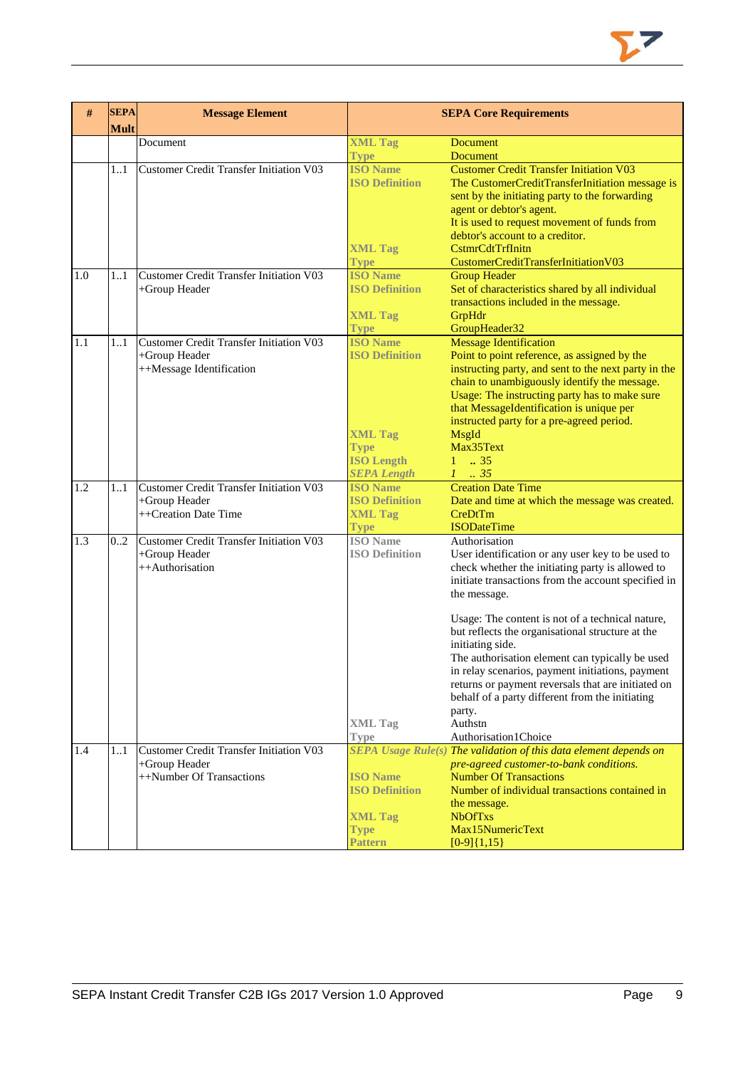| # | SEPA Mult | Message Element | SEPA Core Requirements | |
|---|---|---|---|---|
| | | Document | XML Tag<br>Type | Document<br>Document |
| | 1..1 | Customer Credit Transfer Initiation V03 | ISO Name<br>ISO Definition<br><br><br><br><br>XML Tag<br>Type | Customer Credit Transfer Initiation V03<br>The CustomerCreditTransferInitiation message is sent by the initiating party to the forwarding agent or debtor's agent.<br>It is used to request movement of funds from debtor's account to a creditor.<br>CstmrCdtTrfInitn<br>CustomerCreditTransferInitiationV03 |
| 1.0 | 1..1 | Customer Credit Transfer Initiation V03<br>+Group Header | ISO Name<br>ISO Definition<br><br>XML Tag<br>Type | Group Header<br>Set of characteristics shared by all individual transactions included in the message.<br>GrpHdr<br>GroupHeader32 |
| 1.1 | 1..1 | Customer Credit Transfer Initiation V03<br>+Group Header<br>++Message Identification | ISO Name<br>ISO Definition<br><br><br><br><br><br>XML Tag<br>Type<br>ISO Length<br>*SEPA Length* | Message Identification<br>Point to point reference, as assigned by the instructing party, and sent to the next party in the chain to unambiguously identify the message.<br>Usage: The instructing party has to make sure that MessageIdentification is unique per instructed party for a pre-agreed period.<br>MsgId<br>Max35Text<br>1 .. 35<br>*1 .. 35* |
| 1.2 | 1..1 | Customer Credit Transfer Initiation V03<br>+Group Header<br>++Creation Date Time | ISO Name<br>ISO Definition<br>XML Tag<br>Type | Creation Date Time<br>Date and time at which the message was created.<br>CreDtTm<br>ISODateTime |
| 1.3 | 0..2 | Customer Credit Transfer Initiation V03<br>+Group Header<br>++Authorisation | ISO Name<br>ISO Definition<br><br><br><br><br><br><br><br><br><br><br><br><br>XML Tag<br>Type | Authorisation<br>User identification or any user key to be used to check whether the initiating party is allowed to initiate transactions from the account specified in the message.<br><br>Usage: The content is not of a technical nature, but reflects the organisational structure at the initiating side.<br>The authorisation element can typically be used in relay scenarios, payment initiations, payment returns or payment reversals that are initiated on behalf of a party different from the initiating party.<br>Authstn<br>Authorisation1Choice |
| 1.4 | 1..1 | Customer Credit Transfer Initiation V03<br>+Group Header<br>++Number Of Transactions | *SEPA Usage Rule(s)*<br><br>ISO Name<br>ISO Definition<br><br>XML Tag<br>Type<br>Pattern | *The validation of this data element depends on pre-agreed customer-to-bank conditions.*<br>Number Of Transactions<br>Number of individual transactions contained in the message.<br>NbOfTxs<br>Max15NumericText<br>[0-9]{1,15} |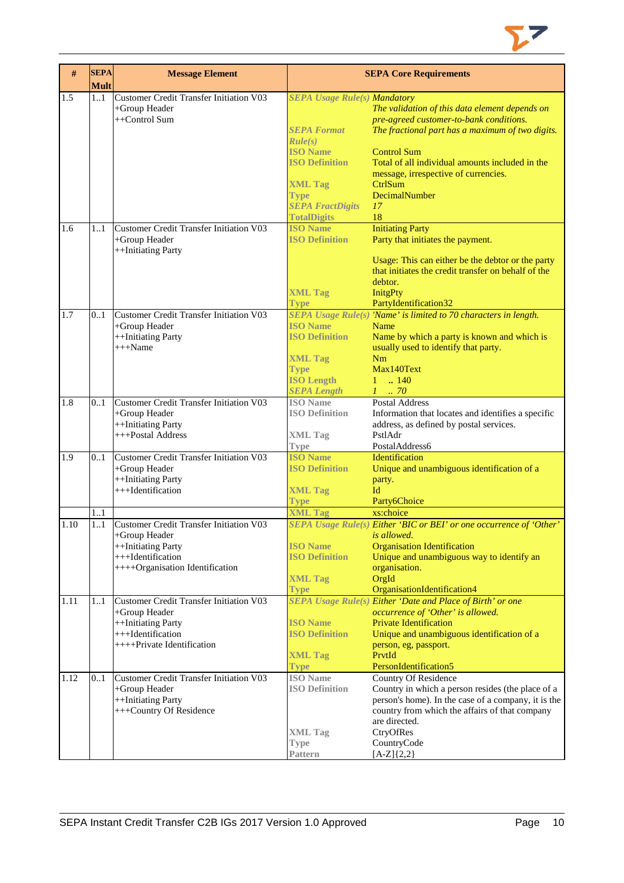| # | SEPA Mult | Message Element | SEPA Core Requirements | |
|---|---|---|---|---|
| 1.5 | 1..1 | Customer Credit Transfer Initiation V03<br>+Group Header<br>++Control Sum | *SEPA Usage Rule(s)* | *Mandatory*<br>*The validation of this data element depends on pre-agreed customer-to-bank conditions.* |
| | | | *SEPA Format Rule(s)* | *The fractional part has a maximum of two digits.* |
| | | | **ISO Name** | Control Sum |
| | | | **ISO Definition** | Total of all individual amounts included in the message, irrespective of currencies. |
| | | | **XML Tag** | CtrlSum |
| | | | **Type** | DecimalNumber |
| | | | *SEPA FractDigits* | *17* |
| | | | **TotalDigits** | 18 |
| 1.6 | 1..1 | Customer Credit Transfer Initiation V03<br>+Group Header<br>++Initiating Party | **ISO Name** | Initiating Party |
| | | | **ISO Definition** | Party that initiates the payment.<br><br>Usage: This can either be the debtor or the party that initiates the credit transfer on behalf of the debtor. |
| | | | **XML Tag** | InitgPty |
| | | | **Type** | PartyIdentification32 |
| 1.7 | 0..1 | Customer Credit Transfer Initiation V03<br>+Group Header<br>++Initiating Party<br>+++Name | *SEPA Usage Rule(s)* | *'Name' is limited to 70 characters in length.* |
| | | | **ISO Name** | Name |
| | | | **ISO Definition** | Name by which a party is known and which is usually used to identify that party. |
| | | | **XML Tag** | Nm |
| | | | **Type** | Max140Text |
| | | | **ISO Length** | 1 .. 140 |
| | | | *SEPA Length* | *1 .. 70* |
| 1.8 | 0..1 | Customer Credit Transfer Initiation V03<br>+Group Header<br>++Initiating Party<br>+++Postal Address | **ISO Name** | Postal Address |
| | | | **ISO Definition** | Information that locates and identifies a specific address, as defined by postal services. |
| | | | **XML Tag** | PstlAdr |
| | | | **Type** | PostalAddress6 |
| 1.9 | 0..1 | Customer Credit Transfer Initiation V03<br>+Group Header<br>++Initiating Party<br>+++Identification | **ISO Name** | Identification |
| | | | **ISO Definition** | Unique and unambiguous identification of a party. |
| | | | **XML Tag** | Id |
| | | | **Type** | Party6Choice |
| | 1..1 | | **XML Tag** | xs:choice |
| 1.10 | 1..1 | Customer Credit Transfer Initiation V03<br>+Group Header<br>++Initiating Party<br>+++Identification<br>++++Organisation Identification | *SEPA Usage Rule(s)* | *Either 'BIC or BEI' or one occurrence of 'Other' is allowed.* |
| | | | **ISO Name** | Organisation Identification |
| | | | **ISO Definition** | Unique and unambiguous way to identify an organisation. |
| | | | **XML Tag** | OrgId |
| | | | **Type** | OrganisationIdentification4 |
| 1.11 | 1..1 | Customer Credit Transfer Initiation V03<br>+Group Header<br>++Initiating Party<br>+++Identification<br>++++Private Identification | *SEPA Usage Rule(s)* | *Either 'Date and Place of Birth' or one occurrence of 'Other' is allowed.* |
| | | | **ISO Name** | Private Identification |
| | | | **ISO Definition** | Unique and unambiguous identification of a person, eg, passport. |
| | | | **XML Tag** | PrvtId |
| | | | **Type** | PersonIdentification5 |
| 1.12 | 0..1 | Customer Credit Transfer Initiation V03<br>+Group Header<br>++Initiating Party<br>+++Country Of Residence | **ISO Name** | Country Of Residence |
| | | | **ISO Definition** | Country in which a person resides (the place of a person's home). In the case of a company, it is the country from which the affairs of that company are directed. |
| | | | **XML Tag** | CtryOfRes |
| | | | **Type** | CountryCode |
| | | | **Pattern** | [A-Z]{2,2} |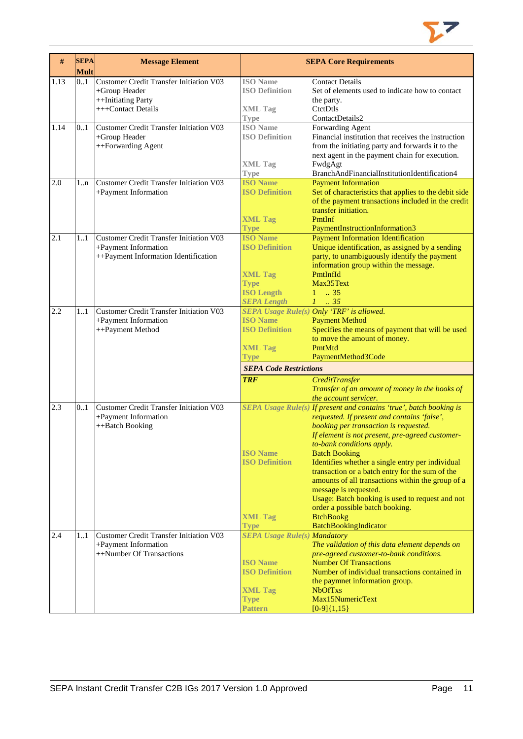| # | SEPA Mult | Message Element | SEPA Core Requirements | |
|---|---|---|---|---|
| 1.13 | 0..1 | Customer Credit Transfer Initiation V03<br>+Group Header<br>++Initiating Party<br>+++Contact Details | **ISO Name**<br>**ISO Definition**<br><br>**XML Tag**<br>**Type** | Contact Details<br>Set of elements used to indicate how to contact the party.<br>CtctDtls<br>ContactDetails2 |
| 1.14 | 0..1 | Customer Credit Transfer Initiation V03<br>+Group Header<br>++Forwarding Agent | **ISO Name**<br>**ISO Definition**<br><br><br>**XML Tag**<br>**Type** | Forwarding Agent<br>Financial institution that receives the instruction from the initiating party and forwards it to the next agent in the payment chain for execution.<br>FwdgAgt<br>BranchAndFinancialInstitutionIdentification4 |
| 2.0 | 1..n | Customer Credit Transfer Initiation V03<br>+Payment Information | **ISO Name**<br>**ISO Definition**<br><br><br>**XML Tag**<br>**Type** | Payment Information<br>Set of characteristics that applies to the debit side of the payment transactions included in the credit transfer initiation.<br>PmtInf<br>PaymentInstructionInformation3 |
| 2.1 | 1..1 | Customer Credit Transfer Initiation V03<br>+Payment Information<br>++Payment Information Identification | **ISO Name**<br>**ISO Definition**<br><br><br>**XML Tag**<br>**Type**<br>**ISO Length**<br>***SEPA Length*** | Payment Information Identification<br>Unique identification, as assigned by a sending party, to unambiguously identify the payment information group within the message.<br>PmtInfId<br>Max35Text<br>1 .. 35<br>*1 .. 35* |
| 2.2 | 1..1 | Customer Credit Transfer Initiation V03<br>+Payment Information<br>++Payment Method | ***SEPA Usage Rule(s)***<br>**ISO Name**<br>**ISO Definition**<br><br>**XML Tag**<br>**Type** | *Only 'TRF' is allowed.*<br>Payment Method<br>Specifies the means of payment that will be used to move the amount of money.<br>PmtMtd<br>PaymentMethod3Code |
| | | | ***SEPA Code Restrictions*** | |
| | | | ***TRF*** | *CreditTransfer*<br>*Transfer of an amount of money in the books of the account servicer.* |
| 2.3 | 0..1 | Customer Credit Transfer Initiation V03<br>+Payment Information<br>++Batch Booking | ***SEPA Usage Rule(s)***<br><br><br><br><br>**ISO Name**<br>**ISO Definition**<br><br><br><br><br><br>**XML Tag**<br>**Type** | *If present and contains 'true', batch booking is requested. If present and contains 'false', booking per transaction is requested.*<br>*If element is not present, pre-agreed customer-to-bank conditions apply.*<br>Batch Booking<br>Identifies whether a single entry per individual transaction or a batch entry for the sum of the amounts of all transactions within the group of a message is requested.<br>Usage: Batch booking is used to request and not order a possible batch booking.<br>BtchBookg<br>BatchBookingIndicator |
| 2.4 | 1..1 | Customer Credit Transfer Initiation V03<br>+Payment Information<br>++Number Of Transactions | ***SEPA Usage Rule(s)***<br><br><br>**ISO Name**<br>**ISO Definition**<br><br>**XML Tag**<br>**Type**<br>**Pattern** | *Mandatory*<br>*The validation of this data element depends on pre-agreed customer-to-bank conditions.*<br>Number Of Transactions<br>Number of individual transactions contained in the paymnet information group.<br>NbOfTxs<br>Max15NumericText<br>[0-9]{1,15} |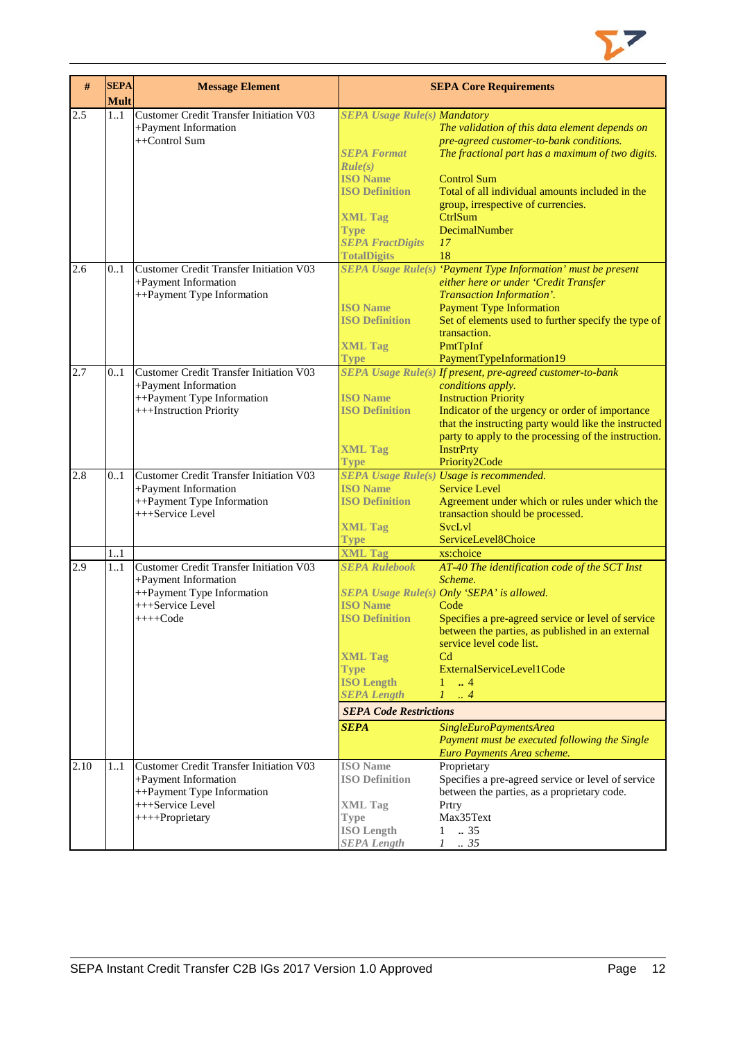| # | SEPA Mult | Message Element | SEPA Core Requirements | |
|---|---|---|---|---|
| 2.5 | 1..1 | Customer Credit Transfer Initiation V03<br>+Payment Information<br>++Control Sum | *SEPA Usage Rule(s)* | *Mandatory*<br>*The validation of this data element depends on pre-agreed customer-to-bank conditions.* |
| | | | *SEPA Format Rule(s)* | *The fractional part has a maximum of two digits.* |
| | | | ISO Name | Control Sum |
| | | | ISO Definition | Total of all individual amounts included in the group, irrespective of currencies. |
| | | | XML Tag | CtrlSum |
| | | | Type | DecimalNumber |
| | | | *SEPA FractDigits* | *17* |
| | | | TotalDigits | 18 |
| 2.6 | 0..1 | Customer Credit Transfer Initiation V03<br>+Payment Information<br>++Payment Type Information | *SEPA Usage Rule(s)* | *'Payment Type Information' must be present either here or under 'Credit Transfer Transaction Information'.* |
| | | | ISO Name | Payment Type Information |
| | | | ISO Definition | Set of elements used to further specify the type of transaction. |
| | | | XML Tag | PmtTpInf |
| | | | Type | PaymentTypeInformation19 |
| 2.7 | 0..1 | Customer Credit Transfer Initiation V03<br>+Payment Information<br>++Payment Type Information<br>+++Instruction Priority | *SEPA Usage Rule(s)* | *If present, pre-agreed customer-to-bank conditions apply.* |
| | | | ISO Name | Instruction Priority |
| | | | ISO Definition | Indicator of the urgency or order of importance that the instructing party would like the instructed party to apply to the processing of the instruction. |
| | | | XML Tag | InstrPrty |
| | | | Type | Priority2Code |
| 2.8 | 0..1 | Customer Credit Transfer Initiation V03<br>+Payment Information<br>++Payment Type Information<br>+++Service Level | *SEPA Usage Rule(s)* | *Usage is recommended.* |
| | | | ISO Name | Service Level |
| | | | ISO Definition | Agreement under which or rules under which the transaction should be processed. |
| | | | XML Tag | SvcLvl |
| | | | Type | ServiceLevel8Choice |
| | 1..1 | | XML Tag | xs:choice |
| 2.9 | 1..1 | Customer Credit Transfer Initiation V03<br>+Payment Information<br>++Payment Type Information<br>+++Service Level<br>++++Code | *SEPA Rulebook* | *AT-40 The identification code of the SCT Inst Scheme.* |
| | | | *SEPA Usage Rule(s)* | *Only 'SEPA' is allowed.* |
| | | | ISO Name | Code |
| | | | ISO Definition | Specifies a pre-agreed service or level of service between the parties, as published in an external service level code list. |
| | | | XML Tag | Cd |
| | | | Type | ExternalServiceLevel1Code |
| | | | ISO Length | 1 .. 4 |
| | | | *SEPA Length* | *1 .. 4* |
| | | | ***SEPA Code Restrictions*** | |
| | | | ***SEPA*** | *SingleEuroPaymentsArea*<br>*Payment must be executed following the Single Euro Payments Area scheme.* |
| 2.10 | 1..1 | Customer Credit Transfer Initiation V03<br>+Payment Information<br>++Payment Type Information<br>+++Service Level<br>++++Proprietary | ISO Name | Proprietary |
| | | | ISO Definition | Specifies a pre-agreed service or level of service between the parties, as a proprietary code. |
| | | | XML Tag | Prtry |
| | | | Type | Max35Text |
| | | | ISO Length | 1 .. 35 |
| | | | *SEPA Length* | *1 .. 35* |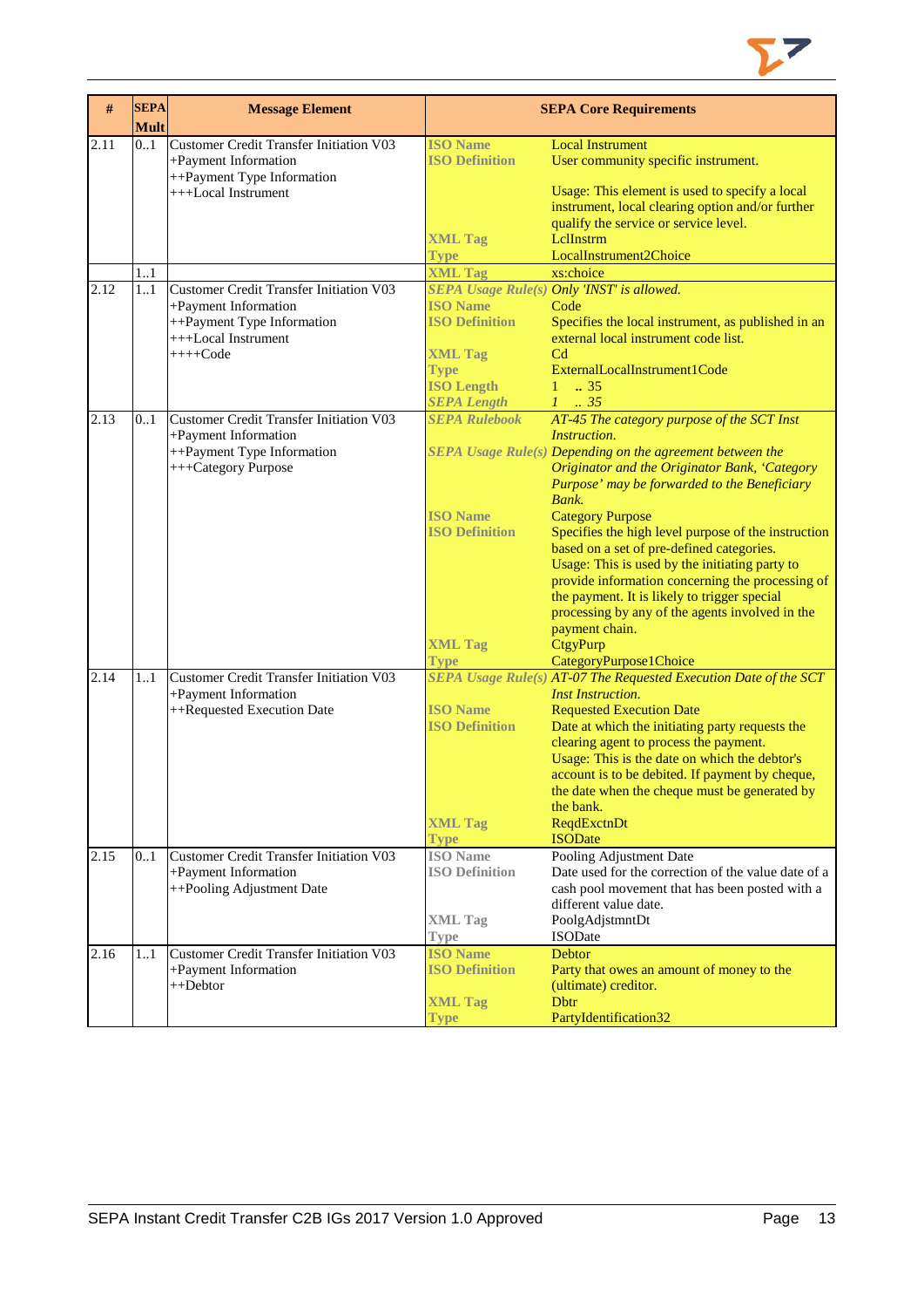| # | SEPA Mult | Message Element | SEPA Core Requirements | |
|---|---|---|---|---|
| 2.11 | 0..1 | Customer Credit Transfer Initiation V03<br>+Payment Information<br>++Payment Type Information<br>+++Local Instrument | ISO Name | Local Instrument |
| | | | ISO Definition | User community specific instrument.<br><br>Usage: This element is used to specify a local instrument, local clearing option and/or further qualify the service or service level. |
| | | | XML Tag | LclInstrm |
| | | | Type | LocalInstrument2Choice |
| | 1..1 | | XML Tag | xs:choice |
| 2.12 | 1..1 | Customer Credit Transfer Initiation V03<br>+Payment Information<br>++Payment Type Information<br>+++Local Instrument<br>++++Code | *SEPA Usage Rule(s)* | *Only 'INST' is allowed.* |
| | | | ISO Name | Code |
| | | | ISO Definition | Specifies the local instrument, as published in an external local instrument code list. |
| | | | XML Tag | Cd |
| | | | Type | ExternalLocalInstrument1Code |
| | | | ISO Length | 1 .. 35 |
| | | | *SEPA Length* | *1 .. 35* |
| 2.13 | 0..1 | Customer Credit Transfer Initiation V03<br>+Payment Information<br>++Payment Type Information<br>+++Category Purpose | *SEPA Rulebook* | *AT-45 The category purpose of the SCT Inst Instruction.* |
| | | | *SEPA Usage Rule(s)* | *Depending on the agreement between the Originator and the Originator Bank, 'Category Purpose' may be forwarded to the Beneficiary Bank.* |
| | | | ISO Name | Category Purpose |
| | | | ISO Definition | Specifies the high level purpose of the instruction based on a set of pre-defined categories.<br>Usage: This is used by the initiating party to provide information concerning the processing of the payment. It is likely to trigger special processing by any of the agents involved in the payment chain. |
| | | | XML Tag | CtgyPurp |
| | | | Type | CategoryPurpose1Choice |
| 2.14 | 1..1 | Customer Credit Transfer Initiation V03<br>+Payment Information<br>++Requested Execution Date | *SEPA Usage Rule(s)* | *AT-07 The Requested Execution Date of the SCT Inst Instruction.* |
| | | | ISO Name | Requested Execution Date |
| | | | ISO Definition | Date at which the initiating party requests the clearing agent to process the payment.<br>Usage: This is the date on which the debtor's account is to be debited. If payment by cheque, the date when the cheque must be generated by the bank. |
| | | | XML Tag | ReqdExctnDt |
| | | | Type | ISODate |
| 2.15 | 0..1 | Customer Credit Transfer Initiation V03<br>+Payment Information<br>++Pooling Adjustment Date | ISO Name | Pooling Adjustment Date |
| | | | ISO Definition | Date used for the correction of the value date of a cash pool movement that has been posted with a different value date. |
| | | | XML Tag | PoolgAdjstmntDt |
| | | | Type | ISODate |
| 2.16 | 1..1 | Customer Credit Transfer Initiation V03<br>+Payment Information<br>++Debtor | ISO Name | Debtor |
| | | | ISO Definition | Party that owes an amount of money to the (ultimate) creditor. |
| | | | XML Tag | Dbtr |
| | | | Type | PartyIdentification32 |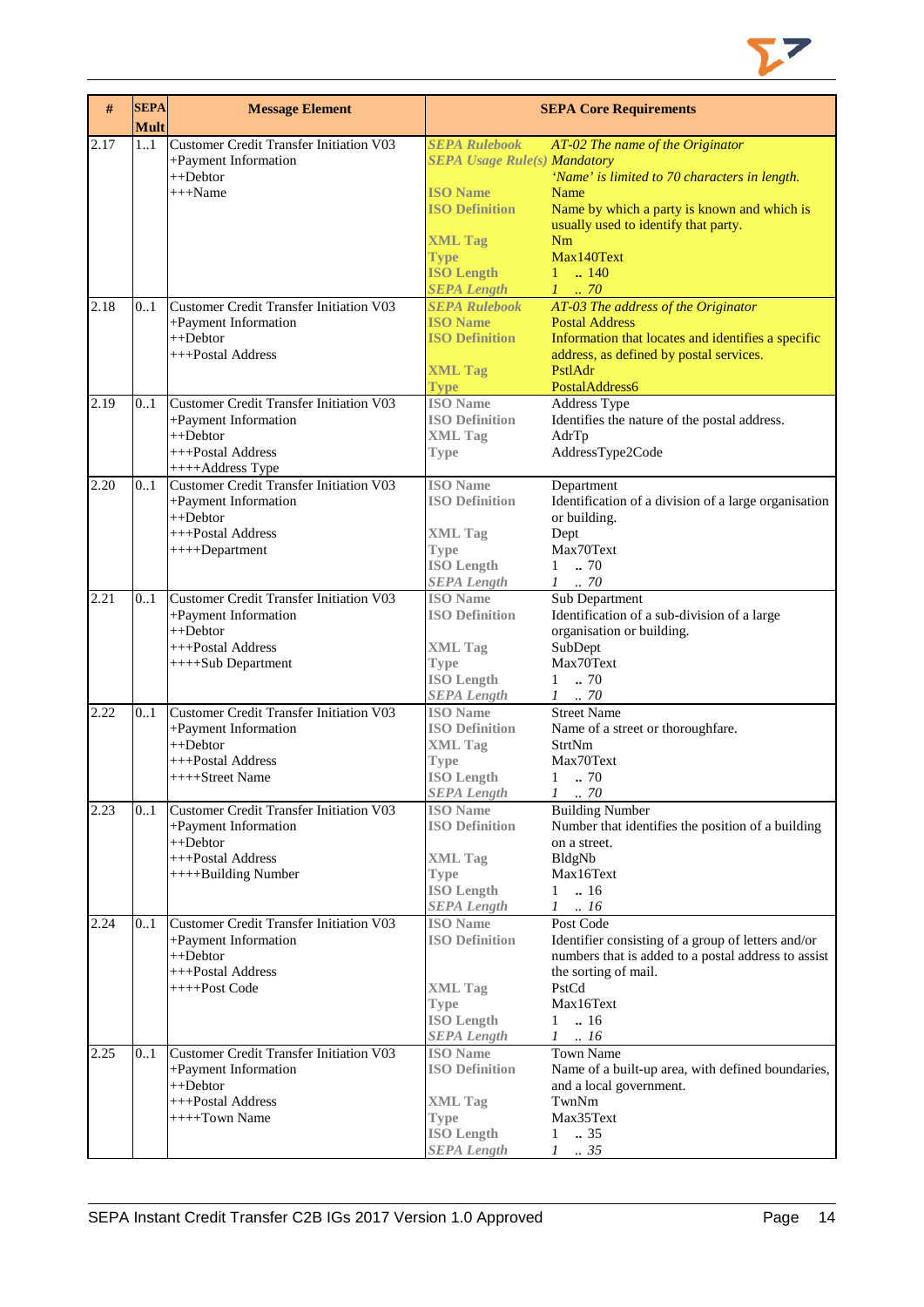| # | SEPA Mult | Message Element | SEPA Core Requirements | |
|---|---|---|---|---|
| 2.17 | 1..1 | Customer Credit Transfer Initiation V03<br>+Payment Information<br>++Debtor<br>+++Name | *SEPA Rulebook*<br>*SEPA Usage Rule(s)*<br><br>**ISO Name**<br>**ISO Definition**<br><br>**XML Tag**<br>**Type**<br>**ISO Length**<br>***SEPA Length*** | *AT-02 The name of the Originator*<br>*Mandatory*<br>*'Name' is limited to 70 characters in length.*<br>Name<br>Name by which a party is known and which is usually used to identify that party.<br>Nm<br>Max140Text<br>1 .. 140<br>*1 .. 70* |
| 2.18 | 0..1 | Customer Credit Transfer Initiation V03<br>+Payment Information<br>++Debtor<br>+++Postal Address | *SEPA Rulebook*<br>**ISO Name**<br>**ISO Definition**<br><br>**XML Tag**<br>**Type** | *AT-03 The address of the Originator*<br>Postal Address<br>Information that locates and identifies a specific address, as defined by postal services.<br>PstlAdr<br>PostalAddress6 |
| 2.19 | 0..1 | Customer Credit Transfer Initiation V03<br>+Payment Information<br>++Debtor<br>+++Postal Address<br>++++Address Type | **ISO Name**<br>**ISO Definition**<br>**XML Tag**<br>**Type** | Address Type<br>Identifies the nature of the postal address.<br>AdrTp<br>AddressType2Code |
| 2.20 | 0..1 | Customer Credit Transfer Initiation V03<br>+Payment Information<br>++Debtor<br>+++Postal Address<br>++++Department | **ISO Name**<br>**ISO Definition**<br><br>**XML Tag**<br>**Type**<br>**ISO Length**<br>***SEPA Length*** | Department<br>Identification of a division of a large organisation or building.<br>Dept<br>Max70Text<br>1 .. 70<br>*1 .. 70* |
| 2.21 | 0..1 | Customer Credit Transfer Initiation V03<br>+Payment Information<br>++Debtor<br>+++Postal Address<br>++++Sub Department | **ISO Name**<br>**ISO Definition**<br><br>**XML Tag**<br>**Type**<br>**ISO Length**<br>***SEPA Length*** | Sub Department<br>Identification of a sub-division of a large organisation or building.<br>SubDept<br>Max70Text<br>1 .. 70<br>*1 .. 70* |
| 2.22 | 0..1 | Customer Credit Transfer Initiation V03<br>+Payment Information<br>++Debtor<br>+++Postal Address<br>++++Street Name | **ISO Name**<br>**ISO Definition**<br>**XML Tag**<br>**Type**<br>**ISO Length**<br>***SEPA Length*** | Street Name<br>Name of a street or thoroughfare.<br>StrtNm<br>Max70Text<br>1 .. 70<br>*1 .. 70* |
| 2.23 | 0..1 | Customer Credit Transfer Initiation V03<br>+Payment Information<br>++Debtor<br>+++Postal Address<br>++++Building Number | **ISO Name**<br>**ISO Definition**<br><br>**XML Tag**<br>**Type**<br>**ISO Length**<br>***SEPA Length*** | Building Number<br>Number that identifies the position of a building on a street.<br>BldgNb<br>Max16Text<br>1 .. 16<br>*1 .. 16* |
| 2.24 | 0..1 | Customer Credit Transfer Initiation V03<br>+Payment Information<br>++Debtor<br>+++Postal Address<br>++++Post Code | **ISO Name**<br>**ISO Definition**<br><br><br>**XML Tag**<br>**Type**<br>**ISO Length**<br>***SEPA Length*** | Post Code<br>Identifier consisting of a group of letters and/or numbers that is added to a postal address to assist the sorting of mail.<br>PstCd<br>Max16Text<br>1 .. 16<br>*1 .. 16* |
| 2.25 | 0..1 | Customer Credit Transfer Initiation V03<br>+Payment Information<br>++Debtor<br>+++Postal Address<br>++++Town Name | **ISO Name**<br>**ISO Definition**<br><br>**XML Tag**<br>**Type**<br>**ISO Length**<br>***SEPA Length*** | Town Name<br>Name of a built-up area, with defined boundaries, and a local government.<br>TwnNm<br>Max35Text<br>1 .. 35<br>*1 .. 35* |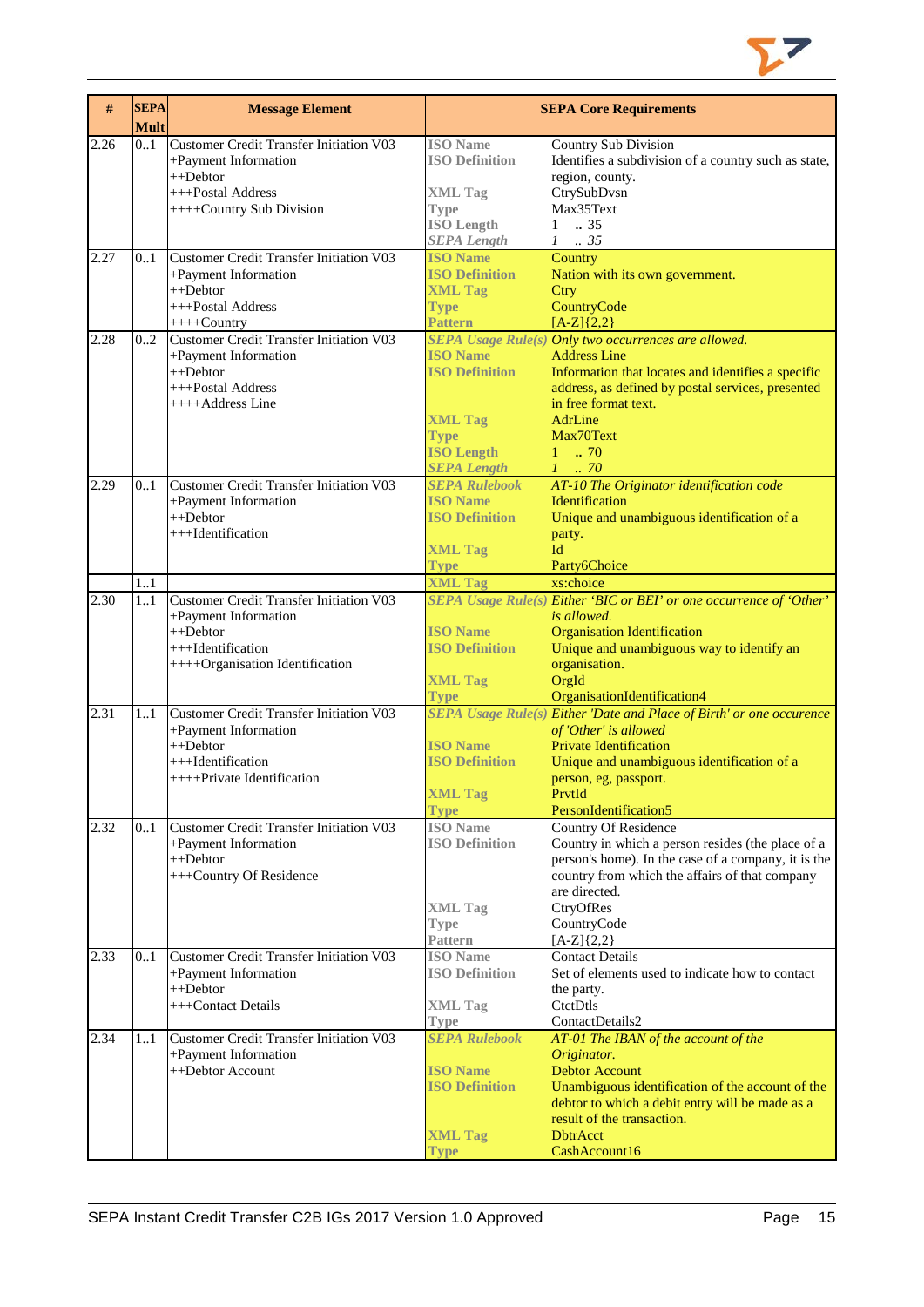| # | SEPA Mult | Message Element | SEPA Core Requirements | |
|---|---|---|---|---|
| 2.26 | 0..1 | Customer Credit Transfer Initiation V03<br>+Payment Information<br>++Debtor<br>+++Postal Address<br>++++Country Sub Division | **ISO Name**<br>**ISO Definition**<br><br>**XML Tag**<br>**Type**<br>**ISO Length**<br>***SEPA Length*** | Country Sub Division<br>Identifies a subdivision of a country such as state, region, county.<br>CtrySubDvsn<br>Max35Text<br>1 .. 35<br>*1 .. 35* |
| 2.27 | 0..1 | Customer Credit Transfer Initiation V03<br>+Payment Information<br>++Debtor<br>+++Postal Address<br>++++Country | **ISO Name**<br>**ISO Definition**<br>**XML Tag**<br>**Type**<br>**Pattern** | Country<br>Nation with its own government.<br>Ctry<br>CountryCode<br>[A-Z]{2,2} |
| 2.28 | 0..2 | Customer Credit Transfer Initiation V03<br>+Payment Information<br>++Debtor<br>+++Postal Address<br>++++Address Line | ***SEPA Usage Rule(s)***<br>**ISO Name**<br>**ISO Definition**<br><br><br>**XML Tag**<br>**Type**<br>**ISO Length**<br>***SEPA Length*** | *Only two occurrences are allowed.*<br>Address Line<br>Information that locates and identifies a specific address, as defined by postal services, presented in free format text.<br>AdrLine<br>Max70Text<br>1 .. 70<br>*1 .. 70* |
| 2.29 | 0..1 | Customer Credit Transfer Initiation V03<br>+Payment Information<br>++Debtor<br>+++Identification | ***SEPA Rulebook***<br>**ISO Name**<br>**ISO Definition**<br><br>**XML Tag**<br>**Type** | *AT-10 The Originator identification code*<br>Identification<br>Unique and unambiguous identification of a party.<br>Id<br>Party6Choice |
| | 1..1 | | **XML Tag** | xs:choice |
| 2.30 | 1..1 | Customer Credit Transfer Initiation V03<br>+Payment Information<br>++Debtor<br>+++Identification<br>++++Organisation Identification | ***SEPA Usage Rule(s)***<br><br>**ISO Name**<br>**ISO Definition**<br><br>**XML Tag**<br>**Type** | *Either 'BIC or BEI' or one occurrence of 'Other' is allowed.*<br>Organisation Identification<br>Unique and unambiguous way to identify an organisation.<br>OrgId<br>OrganisationIdentification4 |
| 2.31 | 1..1 | Customer Credit Transfer Initiation V03<br>+Payment Information<br>++Debtor<br>+++Identification<br>++++Private Identification | ***SEPA Usage Rule(s)***<br><br>**ISO Name**<br>**ISO Definition**<br><br>**XML Tag**<br>**Type** | *Either 'Date and Place of Birth' or one occurence of 'Other' is allowed*<br>Private Identification<br>Unique and unambiguous identification of a person, eg, passport.<br>PrvtId<br>PersonIdentification5 |
| 2.32 | 0..1 | Customer Credit Transfer Initiation V03<br>+Payment Information<br>++Debtor<br>+++Country Of Residence | **ISO Name**<br>**ISO Definition**<br><br><br><br>**XML Tag**<br>**Type**<br>**Pattern** | Country Of Residence<br>Country in which a person resides (the place of a person's home). In the case of a company, it is the country from which the affairs of that company are directed.<br>CtryOfRes<br>CountryCode<br>[A-Z]{2,2} |
| 2.33 | 0..1 | Customer Credit Transfer Initiation V03<br>+Payment Information<br>++Debtor<br>+++Contact Details | **ISO Name**<br>**ISO Definition**<br><br>**XML Tag**<br>**Type** | Contact Details<br>Set of elements used to indicate how to contact the party.<br>CtctDtls<br>ContactDetails2 |
| 2.34 | 1..1 | Customer Credit Transfer Initiation V03<br>+Payment Information<br>++Debtor Account | ***SEPA Rulebook***<br><br>**ISO Name**<br>**ISO Definition**<br><br><br>**XML Tag**<br>**Type** | *AT-01 The IBAN of the account of the Originator.*<br>Debtor Account<br>Unambiguous identification of the account of the debtor to which a debit entry will be made as a result of the transaction.<br>DbtrAcct<br>CashAccount16 |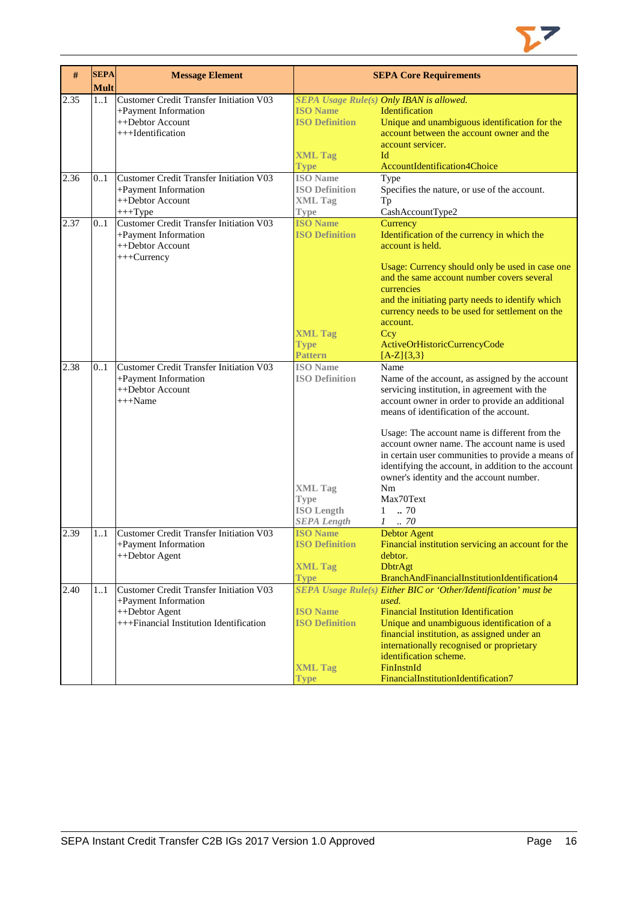| # | SEPA Mult | Message Element | SEPA Core Requirements | |
|---|---|---|---|---|
| 2.35 | 1..1 | Customer Credit Transfer Initiation V03<br>+Payment Information<br>++Debtor Account<br>+++Identification | *SEPA Usage Rule(s)*<br>**ISO Name**<br>**ISO Definition**<br><br><br>**XML Tag**<br>**Type** | *Only IBAN is allowed.*<br>Identification<br>Unique and unambiguous identification for the account between the account owner and the account servicer.<br>Id<br>AccountIdentification4Choice |
| 2.36 | 0..1 | Customer Credit Transfer Initiation V03<br>+Payment Information<br>++Debtor Account<br>+++Type | **ISO Name**<br>**ISO Definition**<br>**XML Tag**<br>**Type** | Type<br>Specifies the nature, or use of the account.<br>Tp<br>CashAccountType2 |
| 2.37 | 0..1 | Customer Credit Transfer Initiation V03<br>+Payment Information<br>++Debtor Account<br>+++Currency | **ISO Name**<br>**ISO Definition**<br><br><br><br><br><br><br>**XML Tag**<br>**Type**<br>**Pattern** | Currency<br>Identification of the currency in which the account is held.<br><br>Usage: Currency should only be used in case one and the same account number covers several currencies<br>and the initiating party needs to identify which currency needs to be used for settlement on the account.<br>Ccy<br>ActiveOrHistoricCurrencyCode<br>[A-Z]{3,3} |
| 2.38 | 0..1 | Customer Credit Transfer Initiation V03<br>+Payment Information<br>++Debtor Account<br>+++Name | **ISO Name**<br>**ISO Definition**<br><br><br><br><br><br><br><br><br>**XML Tag**<br>**Type**<br>**ISO Length**<br>*SEPA Length* | Name<br>Name of the account, as assigned by the account servicing institution, in agreement with the account owner in order to provide an additional means of identification of the account.<br><br>Usage: The account name is different from the account owner name. The account name is used in certain user communities to provide a means of identifying the account, in addition to the account owner's identity and the account number.<br>Nm<br>Max70Text<br>1 .. 70<br>*1 .. 70* |
| 2.39 | 1..1 | Customer Credit Transfer Initiation V03<br>+Payment Information<br>++Debtor Agent | **ISO Name**<br>**ISO Definition**<br><br>**XML Tag**<br>**Type** | Debtor Agent<br>Financial institution servicing an account for the debtor.<br>DbtrAgt<br>BranchAndFinancialInstitutionIdentification4 |
| 2.40 | 1..1 | Customer Credit Transfer Initiation V03<br>+Payment Information<br>++Debtor Agent<br>+++Financial Institution Identification | *SEPA Usage Rule(s)*<br><br>**ISO Name**<br>**ISO Definition**<br><br><br><br>**XML Tag**<br>**Type** | *Either BIC or 'Other/Identification' must be used.*<br>Financial Institution Identification<br>Unique and unambiguous identification of a financial institution, as assigned under an internationally recognised or proprietary identification scheme.<br>FinInstnId<br>FinancialInstitutionIdentification7 |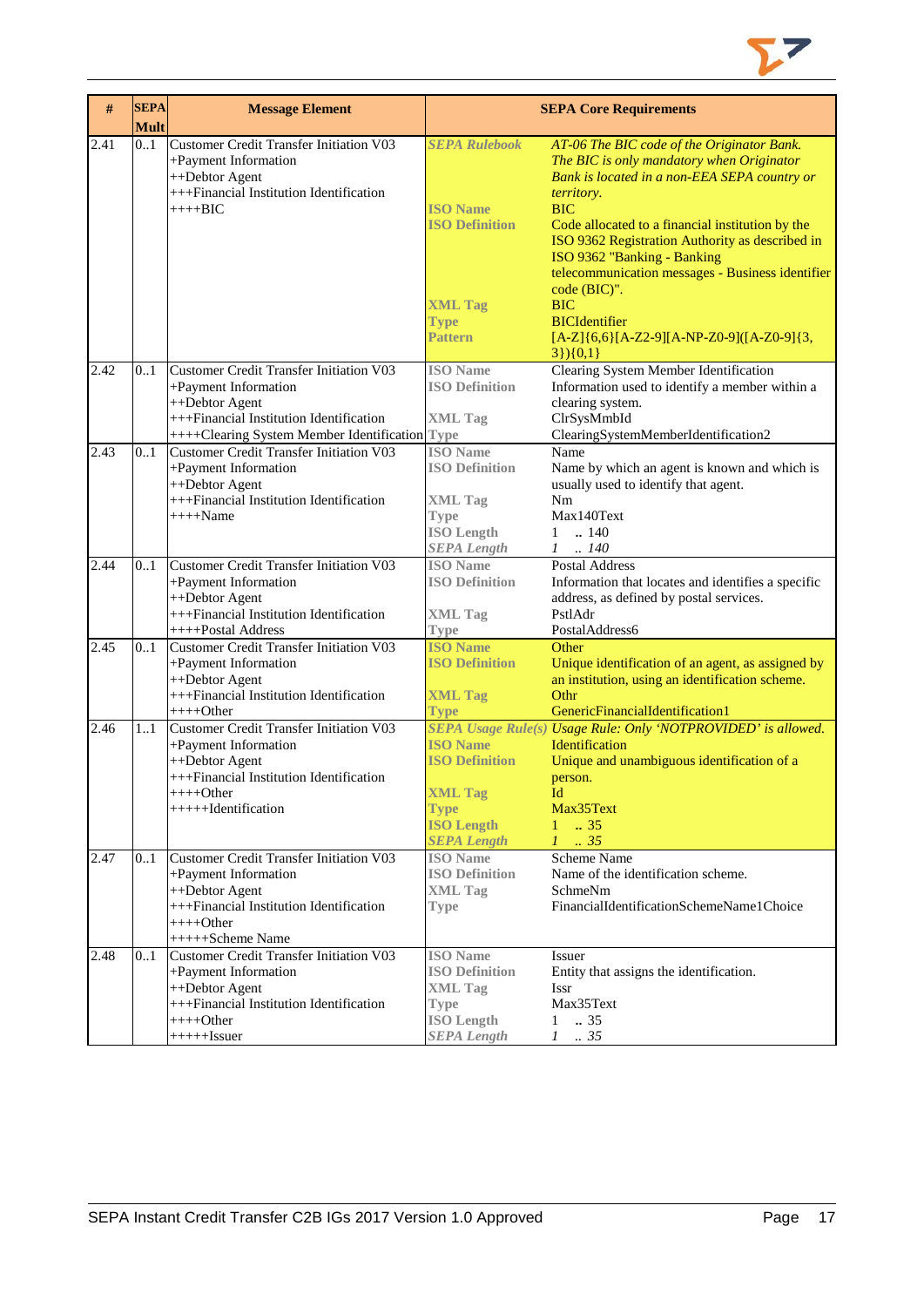| # | SEPA Mult | Message Element | SEPA Core Requirements | |
|---|---|---|---|---|
| 2.41 | 0..1 | Customer Credit Transfer Initiation V03<br>+Payment Information<br>++Debtor Agent<br>+++Financial Institution Identification<br>++++BIC | ***SEPA Rulebook***<br><br><br><br>**ISO Name**<br>**ISO Definition**<br><br><br><br><br>**XML Tag**<br>**Type**<br>**Pattern** | *AT-06 The BIC code of the Originator Bank. The BIC is only mandatory when Originator Bank is located in a non-EEA SEPA country or territory.*<br>BIC<br>Code allocated to a financial institution by the ISO 9362 Registration Authority as described in ISO 9362 "Banking - Banking telecommunication messages - Business identifier code (BIC)".<br>BIC<br>BICIdentifier<br>[A-Z]{6,6}[A-Z2-9][A-NP-Z0-9]([A-Z0-9]{3,3}){0,1} |
| 2.42 | 0..1 | Customer Credit Transfer Initiation V03<br>+Payment Information<br>++Debtor Agent<br>+++Financial Institution Identification<br>++++Clearing System Member Identification | **ISO Name**<br>**ISO Definition**<br><br>**XML Tag**<br>**Type** | Clearing System Member Identification<br>Information used to identify a member within a clearing system.<br>ClrSysMmbId<br>ClearingSystemMemberIdentification2 |
| 2.43 | 0..1 | Customer Credit Transfer Initiation V03<br>+Payment Information<br>++Debtor Agent<br>+++Financial Institution Identification<br>++++Name | **ISO Name**<br>**ISO Definition**<br><br>**XML Tag**<br>**Type**<br>**ISO Length**<br>***SEPA Length*** | Name<br>Name by which an agent is known and which is usually used to identify that agent.<br>Nm<br>Max140Text<br>1 .. 140<br>*1 .. 140* |
| 2.44 | 0..1 | Customer Credit Transfer Initiation V03<br>+Payment Information<br>++Debtor Agent<br>+++Financial Institution Identification<br>++++Postal Address | **ISO Name**<br>**ISO Definition**<br><br>**XML Tag**<br>**Type** | Postal Address<br>Information that locates and identifies a specific address, as defined by postal services.<br>PstlAdr<br>PostalAddress6 |
| 2.45 | 0..1 | Customer Credit Transfer Initiation V03<br>+Payment Information<br>++Debtor Agent<br>+++Financial Institution Identification<br>++++Other | **ISO Name**<br>**ISO Definition**<br><br>**XML Tag**<br>**Type** | Other<br>Unique identification of an agent, as assigned by an institution, using an identification scheme.<br>Othr<br>GenericFinancialIdentification1 |
| 2.46 | 1..1 | Customer Credit Transfer Initiation V03<br>+Payment Information<br>++Debtor Agent<br>+++Financial Institution Identification<br>++++Other<br>+++++Identification | ***SEPA Usage Rule(s)***<br>**ISO Name**<br>**ISO Definition**<br><br>**XML Tag**<br>**Type**<br>**ISO Length**<br>***SEPA Length*** | *Usage Rule: Only 'NOTPROVIDED' is allowed.*<br>Identification<br>Unique and unambiguous identification of a person.<br>Id<br>Max35Text<br>1 .. 35<br>*1 .. 35* |
| 2.47 | 0..1 | Customer Credit Transfer Initiation V03<br>+Payment Information<br>++Debtor Agent<br>+++Financial Institution Identification<br>++++Other<br>+++++Scheme Name | **ISO Name**<br>**ISO Definition**<br>**XML Tag**<br>**Type** | Scheme Name<br>Name of the identification scheme.<br>SchmeNm<br>FinancialIdentificationSchemeName1Choice |
| 2.48 | 0..1 | Customer Credit Transfer Initiation V03<br>+Payment Information<br>++Debtor Agent<br>+++Financial Institution Identification<br>++++Other<br>+++++Issuer | **ISO Name**<br>**ISO Definition**<br>**XML Tag**<br>**Type**<br>**ISO Length**<br>***SEPA Length*** | Issuer<br>Entity that assigns the identification.<br>Issr<br>Max35Text<br>1 .. 35<br>*1 .. 35* |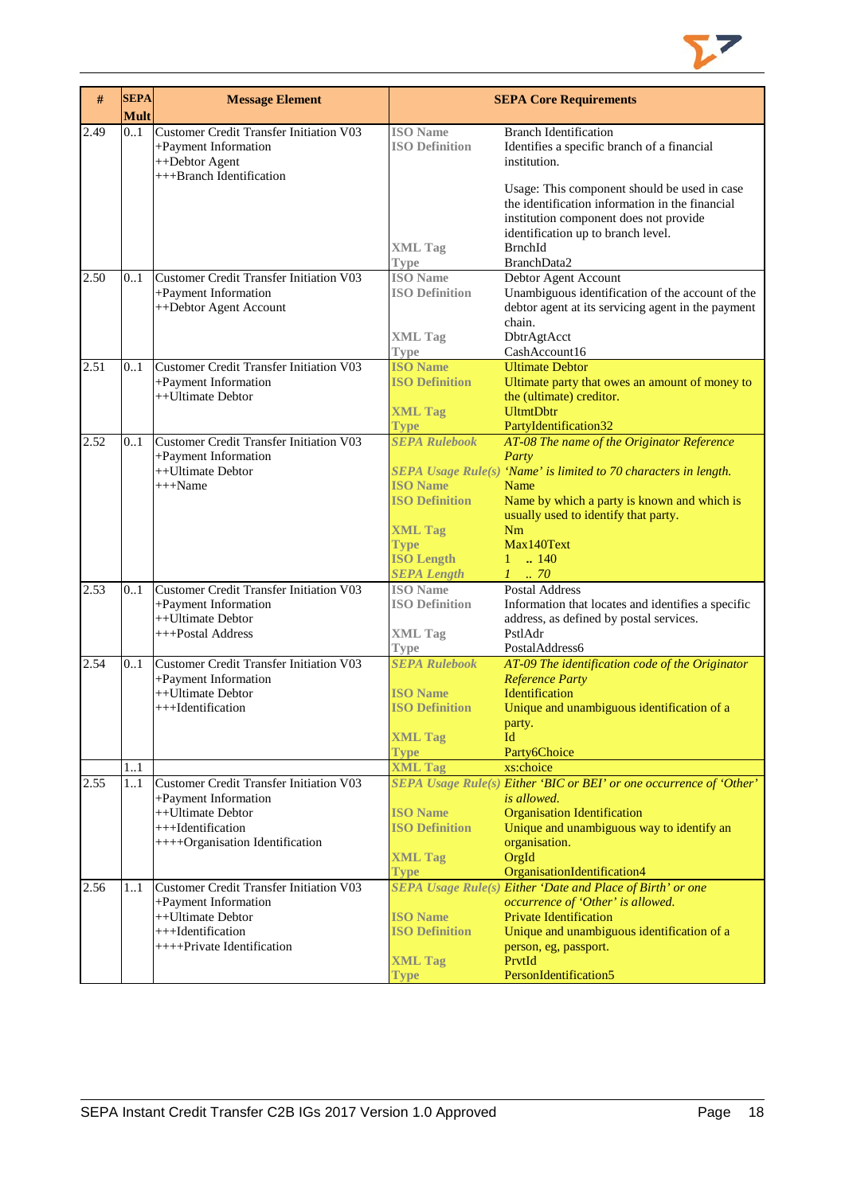| # | SEPA Mult | Message Element | SEPA Core Requirements | |
|---|---|---|---|---|
| 2.49 | 0..1 | Customer Credit Transfer Initiation V03<br>+Payment Information<br>++Debtor Agent<br>+++Branch Identification | ISO Name<br>ISO Definition<br><br><br><br><br><br>XML Tag<br>Type | Branch Identification<br>Identifies a specific branch of a financial institution.<br><br>Usage: This component should be used in case the identification information in the financial institution component does not provide identification up to branch level.<br>BrnchId<br>BranchData2 |
| 2.50 | 0..1 | Customer Credit Transfer Initiation V03<br>+Payment Information<br>++Debtor Agent Account | ISO Name<br>ISO Definition<br><br><br>XML Tag<br>Type | Debtor Agent Account<br>Unambiguous identification of the account of the debtor agent at its servicing agent in the payment chain.<br>DbtrAgtAcct<br>CashAccount16 |
| 2.51 | 0..1 | Customer Credit Transfer Initiation V03<br>+Payment Information<br>++Ultimate Debtor | ISO Name<br>ISO Definition<br><br>XML Tag<br>Type | Ultimate Debtor<br>Ultimate party that owes an amount of money to the (ultimate) creditor.<br>UltmtDbtr<br>PartyIdentification32 |
| 2.52 | 0..1 | Customer Credit Transfer Initiation V03<br>+Payment Information<br>++Ultimate Debtor<br>+++Name | *SEPA Rulebook*<br><br>*SEPA Usage Rule(s)*<br>ISO Name<br>ISO Definition<br><br>XML Tag<br>Type<br>ISO Length<br>*SEPA Length* | *AT-08 The name of the Originator Reference Party*<br>*'Name' is limited to 70 characters in length.*<br>Name<br>Name by which a party is known and which is usually used to identify that party.<br>Nm<br>Max140Text<br>1 .. 140<br>*1 .. 70* |
| 2.53 | 0..1 | Customer Credit Transfer Initiation V03<br>+Payment Information<br>++Ultimate Debtor<br>+++Postal Address | ISO Name<br>ISO Definition<br><br>XML Tag<br>Type | Postal Address<br>Information that locates and identifies a specific address, as defined by postal services.<br>PstlAdr<br>PostalAddress6 |
| 2.54 | 0..1 | Customer Credit Transfer Initiation V03<br>+Payment Information<br>++Ultimate Debtor<br>+++Identification | *SEPA Rulebook*<br><br>ISO Name<br>ISO Definition<br><br>XML Tag<br>Type | *AT-09 The identification code of the Originator Reference Party*<br>Identification<br>Unique and unambiguous identification of a party.<br>Id<br>Party6Choice |
| | 1..1 | | XML Tag | xs:choice |
| 2.55 | 1..1 | Customer Credit Transfer Initiation V03<br>+Payment Information<br>++Ultimate Debtor<br>+++Identification<br>++++Organisation Identification | *SEPA Usage Rule(s)*<br><br>ISO Name<br>ISO Definition<br><br>XML Tag<br>Type | *Either 'BIC or BEI' or one occurrence of 'Other' is allowed.*<br>Organisation Identification<br>Unique and unambiguous way to identify an organisation.<br>OrgId<br>OrganisationIdentification4 |
| 2.56 | 1..1 | Customer Credit Transfer Initiation V03<br>+Payment Information<br>++Ultimate Debtor<br>+++Identification<br>++++Private Identification | *SEPA Usage Rule(s)*<br><br>ISO Name<br>ISO Definition<br><br>XML Tag<br>Type | *Either 'Date and Place of Birth' or one occurrence of 'Other' is allowed.*<br>Private Identification<br>Unique and unambiguous identification of a person, eg, passport.<br>PrvtId<br>PersonIdentification5 |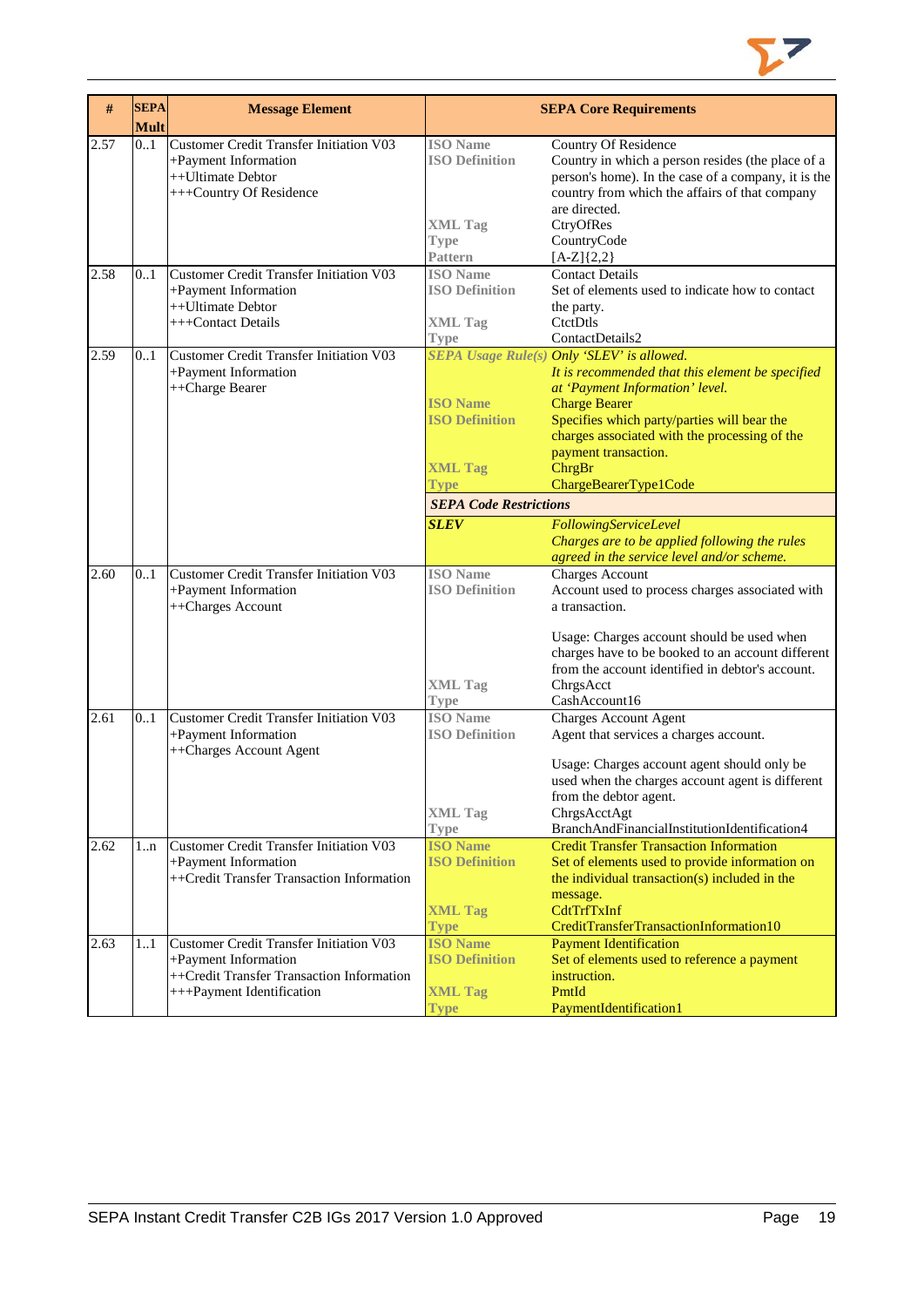| # | SEPA Mult | Message Element | SEPA Core Requirements | |
|---|---|---|---|---|
| 2.57 | 0..1 | Customer Credit Transfer Initiation V03<br>+Payment Information<br>++Ultimate Debtor<br>+++Country Of Residence | **ISO Name**<br>**ISO Definition**<br><br><br><br>**XML Tag**<br>**Type**<br>**Pattern** | Country Of Residence<br>Country in which a person resides (the place of a person's home). In the case of a company, it is the country from which the affairs of that company are directed.<br>CtryOfRes<br>CountryCode<br>[A-Z]{2,2} |
| 2.58 | 0..1 | Customer Credit Transfer Initiation V03<br>+Payment Information<br>++Ultimate Debtor<br>+++Contact Details | **ISO Name**<br>**ISO Definition**<br><br>**XML Tag**<br>**Type** | Contact Details<br>Set of elements used to indicate how to contact the party.<br>CtctDtls<br>ContactDetails2 |
| 2.59 | 0..1 | Customer Credit Transfer Initiation V03<br>+Payment Information<br>++Charge Bearer | ***SEPA Usage Rule(s)***<br><br><br>**ISO Name**<br>**ISO Definition**<br><br><br>**XML Tag**<br>**Type** | *Only 'SLEV' is allowed.*<br>*It is recommended that this element be specified at 'Payment Information' level.*<br>Charge Bearer<br>Specifies which party/parties will bear the charges associated with the processing of the payment transaction.<br>ChrgBr<br>ChargeBearerType1Code |
| | | | ***SEPA Code Restrictions*** | |
| | | | ***SLEV*** | *FollowingServiceLevel*<br>*Charges are to be applied following the rules agreed in the service level and/or scheme.* |
| 2.60 | 0..1 | Customer Credit Transfer Initiation V03<br>+Payment Information<br>++Charges Account | **ISO Name**<br>**ISO Definition**<br><br><br><br><br><br>**XML Tag**<br>**Type** | Charges Account<br>Account used to process charges associated with a transaction.<br><br>Usage: Charges account should be used when charges have to be booked to an account different from the account identified in debtor's account.<br>ChrgsAcct<br>CashAccount16 |
| 2.61 | 0..1 | Customer Credit Transfer Initiation V03<br>+Payment Information<br>++Charges Account Agent | **ISO Name**<br>**ISO Definition**<br><br><br><br><br>**XML Tag**<br>**Type** | Charges Account Agent<br>Agent that services a charges account.<br><br>Usage: Charges account agent should only be used when the charges account agent is different from the debtor agent.<br>ChrgsAcctAgt<br>BranchAndFinancialInstitutionIdentification4 |
| 2.62 | 1..n | Customer Credit Transfer Initiation V03<br>+Payment Information<br>++Credit Transfer Transaction Information | **ISO Name**<br>**ISO Definition**<br><br><br>**XML Tag**<br>**Type** | Credit Transfer Transaction Information<br>Set of elements used to provide information on the individual transaction(s) included in the message.<br>CdtTrfTxInf<br>CreditTransferTransactionInformation10 |
| 2.63 | 1..1 | Customer Credit Transfer Initiation V03<br>+Payment Information<br>++Credit Transfer Transaction Information<br>+++Payment Identification | **ISO Name**<br>**ISO Definition**<br><br>**XML Tag**<br>**Type** | Payment Identification<br>Set of elements used to reference a payment instruction.<br>PmtId<br>PaymentIdentification1 |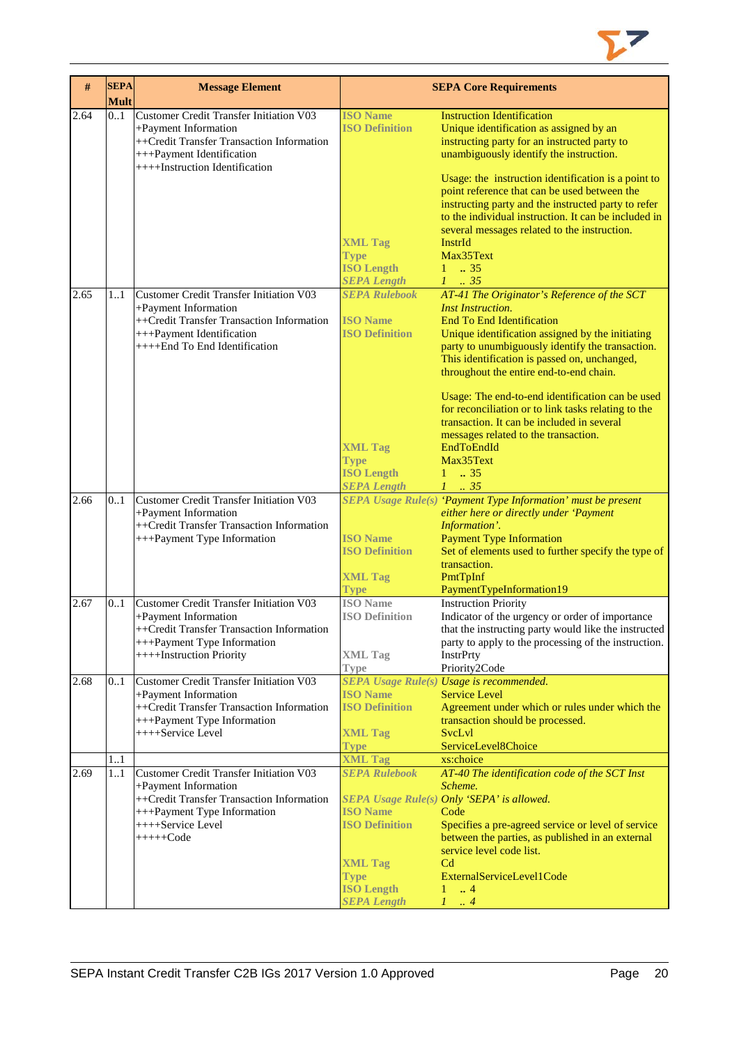| # | SEPA Mult | Message Element | SEPA Core Requirements | |
|---|---|---|---|---|
| 2.64 | 0..1 | Customer Credit Transfer Initiation V03<br>+Payment Information<br>++Credit Transfer Transaction Information<br>+++Payment Identification<br>++++Instruction Identification | ISO Name<br>ISO Definition<br><br><br><br><br><br><br><br><br>XML Tag<br>Type<br>ISO Length<br>*SEPA Length* | Instruction Identification<br>Unique identification as assigned by an instructing party for an instructed party to unambiguously identify the instruction.<br><br>Usage: the instruction identification is a point to point reference that can be used between the instructing party and the instructed party to refer to the individual instruction. It can be included in several messages related to the instruction.<br>InstrId<br>Max35Text<br>1 .. 35<br>*1 .. 35* |
| 2.65 | 1..1 | Customer Credit Transfer Initiation V03<br>+Payment Information<br>++Credit Transfer Transaction Information<br>+++Payment Identification<br>++++End To End Identification | *SEPA Rulebook*<br><br>ISO Name<br>ISO Definition<br><br><br><br><br><br><br><br><br>XML Tag<br>Type<br>ISO Length<br>*SEPA Length* | *AT-41 The Originator's Reference of the SCT Inst Instruction.*<br>End To End Identification<br>Unique identification assigned by the initiating party to unumbiguously identify the transaction. This identification is passed on, unchanged, throughout the entire end-to-end chain.<br><br>Usage: The end-to-end identification can be used for reconciliation or to link tasks relating to the transaction. It can be included in several messages related to the transaction.<br>EndToEndId<br>Max35Text<br>1 .. 35<br>*1 .. 35* |
| 2.66 | 0..1 | Customer Credit Transfer Initiation V03<br>+Payment Information<br>++Credit Transfer Transaction Information<br>+++Payment Type Information | *SEPA Usage Rule(s)*<br><br><br>ISO Name<br>ISO Definition<br><br>XML Tag<br>Type | *'Payment Type Information' must be present either here or directly under 'Payment Information'.*<br>Payment Type Information<br>Set of elements used to further specify the type of transaction.<br>PmtTpInf<br>PaymentTypeInformation19 |
| 2.67 | 0..1 | Customer Credit Transfer Initiation V03<br>+Payment Information<br>++Credit Transfer Transaction Information<br>+++Payment Type Information<br>++++Instruction Priority | ISO Name<br>ISO Definition<br><br><br>XML Tag<br>Type | Instruction Priority<br>Indicator of the urgency or order of importance that the instructing party would like the instructed party to apply to the processing of the instruction.<br>InstrPrty<br>Priority2Code |
| 2.68 | 0..1 | Customer Credit Transfer Initiation V03<br>+Payment Information<br>++Credit Transfer Transaction Information<br>+++Payment Type Information<br>++++Service Level | *SEPA Usage Rule(s)*<br>ISO Name<br>ISO Definition<br><br>XML Tag<br>Type | *Usage is recommended.*<br>Service Level<br>Agreement under which or rules under which the transaction should be processed.<br>SvcLvl<br>ServiceLevel8Choice |
| | 1..1 | | XML Tag | xs:choice |
| 2.69 | 1..1 | Customer Credit Transfer Initiation V03<br>+Payment Information<br>++Credit Transfer Transaction Information<br>+++Payment Type Information<br>++++Service Level<br>+++++Code | *SEPA Rulebook*<br><br>*SEPA Usage Rule(s)*<br>ISO Name<br>ISO Definition<br><br><br>XML Tag<br>Type<br>ISO Length<br>*SEPA Length* | *AT-40 The identification code of the SCT Inst Scheme.*<br>*Only 'SEPA' is allowed.*<br>Code<br>Specifies a pre-agreed service or level of service between the parties, as published in an external service level code list.<br>Cd<br>ExternalServiceLevel1Code<br>1 .. 4<br>*1 .. 4* |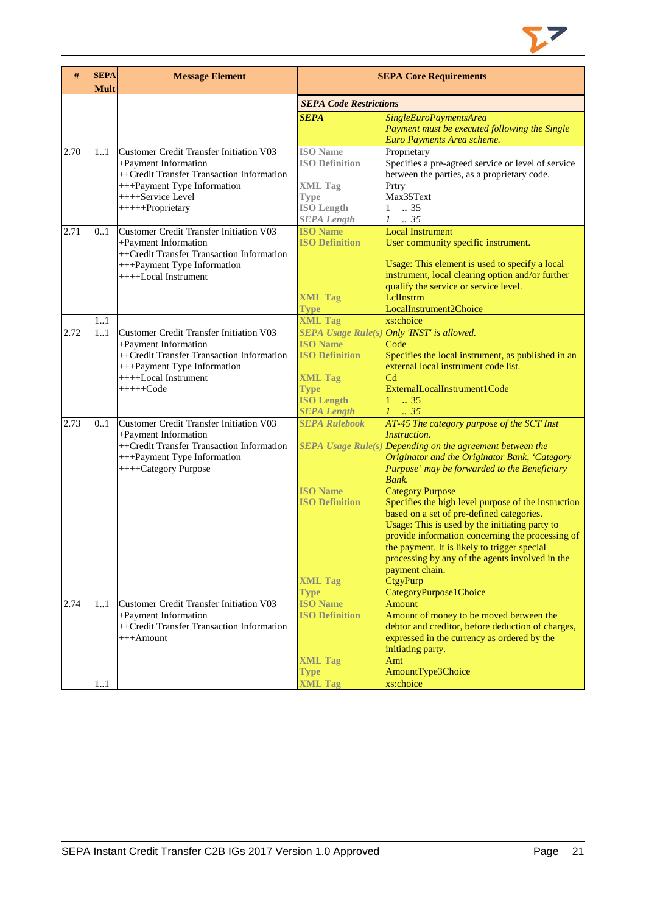| # | SEPA Mult | Message Element | SEPA Core Requirements | |
|---|---|---|---|---|
| | | | ***SEPA Code Restrictions*** | |
| | | | ***SEPA*** | *SingleEuroPaymentsArea*<br>*Payment must be executed following the Single Euro Payments Area scheme.* |
| 2.70 | 1..1 | Customer Credit Transfer Initiation V03<br>+Payment Information<br>++Credit Transfer Transaction Information<br>+++Payment Type Information<br>++++Service Level<br>+++++Proprietary | **ISO Name**<br>**ISO Definition**<br><br>**XML Tag**<br>**Type**<br>**ISO Length**<br>***SEPA Length*** | Proprietary<br>Specifies a pre-agreed service or level of service between the parties, as a proprietary code.<br>Prtry<br>Max35Text<br>1 .. 35<br>*1 .. 35* |
| 2.71 | 0..1 | Customer Credit Transfer Initiation V03<br>+Payment Information<br>++Credit Transfer Transaction Information<br>+++Payment Type Information<br>++++Local Instrument | **ISO Name**<br>**ISO Definition**<br><br><br><br>**XML Tag**<br>**Type** | Local Instrument<br>User community specific instrument.<br><br>Usage: This element is used to specify a local instrument, local clearing option and/or further qualify the service or service level.<br>LclInstrm<br>LocalInstrument2Choice |
| | 1..1 | | **XML Tag** | xs:choice |
| 2.72 | 1..1 | Customer Credit Transfer Initiation V03<br>+Payment Information<br>++Credit Transfer Transaction Information<br>+++Payment Type Information<br>++++Local Instrument<br>+++++Code | ***SEPA Usage Rule(s)***<br>**ISO Name**<br>**ISO Definition**<br><br>**XML Tag**<br>**Type**<br>**ISO Length**<br>***SEPA Length*** | *Only 'INST' is allowed.*<br>Code<br>Specifies the local instrument, as published in an external local instrument code list.<br>Cd<br>ExternalLocalInstrument1Code<br>1 .. 35<br>*1 .. 35* |
| 2.73 | 0..1 | Customer Credit Transfer Initiation V03<br>+Payment Information<br>++Credit Transfer Transaction Information<br>+++Payment Type Information<br>++++Category Purpose | ***SEPA Rulebook***<br><br>***SEPA Usage Rule(s)***<br><br><br><br>**ISO Name**<br>**ISO Definition**<br><br><br><br><br><br><br><br>**XML Tag**<br>**Type** | *AT-45 The category purpose of the SCT Inst Instruction.*<br>*Depending on the agreement between the Originator and the Originator Bank, 'Category Purpose' may be forwarded to the Beneficiary Bank.*<br>Category Purpose<br>Specifies the high level purpose of the instruction based on a set of pre-defined categories.<br>Usage: This is used by the initiating party to provide information concerning the processing of the payment. It is likely to trigger special processing by any of the agents involved in the payment chain.<br>CtgyPurp<br>CategoryPurpose1Choice |
| 2.74 | 1..1 | Customer Credit Transfer Initiation V03<br>+Payment Information<br>++Credit Transfer Transaction Information<br>+++Amount | **ISO Name**<br>**ISO Definition**<br><br><br><br>**XML Tag**<br>**Type** | Amount<br>Amount of money to be moved between the debtor and creditor, before deduction of charges, expressed in the currency as ordered by the initiating party.<br>Amt<br>AmountType3Choice |
| | 1..1 | | **XML Tag** | xs:choice |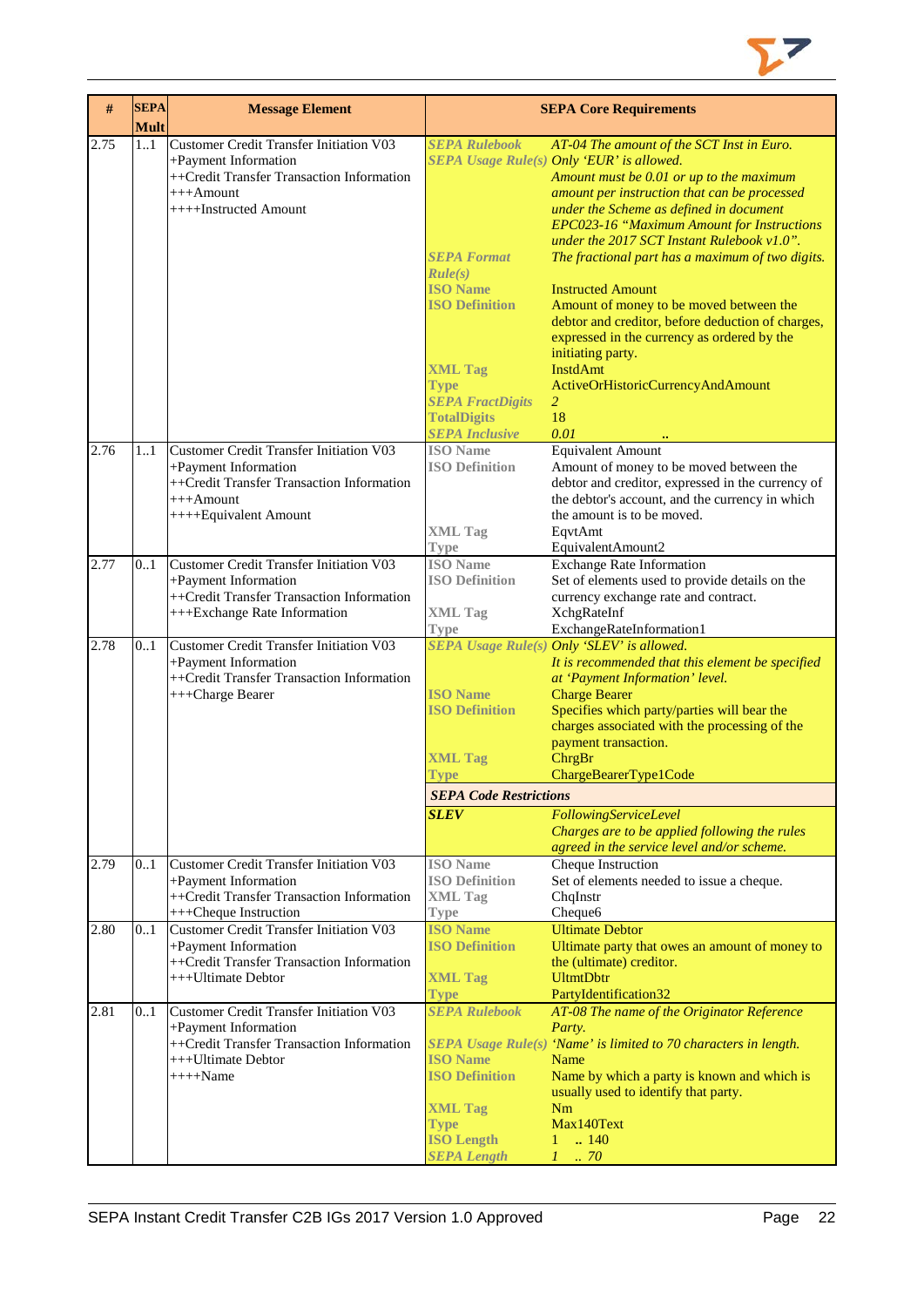| # | SEPA Mult | Message Element | SEPA Core Requirements | |
|---|---|---|---|---|
| 2.75 | 1..1 | Customer Credit Transfer Initiation V03<br>+Payment Information<br>++Credit Transfer Transaction Information<br>+++Amount<br>++++Instructed Amount | *SEPA Rulebook*<br>*SEPA Usage Rule(s)*<br><br><br><br><br><br>*SEPA Format Rule(s)*<br>ISO Name<br>ISO Definition<br><br><br><br>XML Tag<br>Type<br>*SEPA FractDigits*<br>TotalDigits<br>*SEPA Inclusive* | *AT-04 The amount of the SCT Inst in Euro.*<br>*Only 'EUR' is allowed.*<br>*Amount must be 0.01 or up to the maximum amount per instruction that can be processed under the Scheme as defined in document EPC023-16 "Maximum Amount for Instructions under the 2017 SCT Instant Rulebook v1.0".*<br>*The fractional part has a maximum of two digits.*<br>Instructed Amount<br>Amount of money to be moved between the debtor and creditor, before deduction of charges, expressed in the currency as ordered by the initiating party.<br>InstdAmt<br>ActiveOrHistoricCurrencyAndAmount<br>*2*<br>18<br>*0.01 ..* |
| 2.76 | 1..1 | Customer Credit Transfer Initiation V03<br>+Payment Information<br>++Credit Transfer Transaction Information<br>+++Amount<br>++++Equivalent Amount | ISO Name<br>ISO Definition<br><br><br><br>XML Tag<br>Type | Equivalent Amount<br>Amount of money to be moved between the debtor and creditor, expressed in the currency of the debtor's account, and the currency in which the amount is to be moved.<br>EqvtAmt<br>EquivalentAmount2 |
| 2.77 | 0..1 | Customer Credit Transfer Initiation V03<br>+Payment Information<br>++Credit Transfer Transaction Information<br>+++Exchange Rate Information | ISO Name<br>ISO Definition<br><br>XML Tag<br>Type | Exchange Rate Information<br>Set of elements used to provide details on the currency exchange rate and contract.<br>XchgRateInf<br>ExchangeRateInformation1 |
| 2.78 | 0..1 | Customer Credit Transfer Initiation V03<br>+Payment Information<br>++Credit Transfer Transaction Information<br>+++Charge Bearer | *SEPA Usage Rule(s)*<br><br><br>ISO Name<br>ISO Definition<br><br><br>XML Tag<br>Type | *Only 'SLEV' is allowed.*<br>*It is recommended that this element be specified at 'Payment Information' level.*<br>Charge Bearer<br>Specifies which party/parties will bear the charges associated with the processing of the payment transaction.<br>ChrgBr<br>ChargeBearerType1Code |
| | | | ***SEPA Code Restrictions*** | |
| | | | ***SLEV*** | *FollowingServiceLevel*<br>*Charges are to be applied following the rules agreed in the service level and/or scheme.* |
| 2.79 | 0..1 | Customer Credit Transfer Initiation V03<br>+Payment Information<br>++Credit Transfer Transaction Information<br>+++Cheque Instruction | ISO Name<br>ISO Definition<br>XML Tag<br>Type | Cheque Instruction<br>Set of elements needed to issue a cheque.<br>ChqInstr<br>Cheque6 |
| 2.80 | 0..1 | Customer Credit Transfer Initiation V03<br>+Payment Information<br>++Credit Transfer Transaction Information<br>+++Ultimate Debtor | ISO Name<br>ISO Definition<br><br>XML Tag<br>Type | Ultimate Debtor<br>Ultimate party that owes an amount of money to the (ultimate) creditor.<br>UltmtDbtr<br>PartyIdentification32 |
| 2.81 | 0..1 | Customer Credit Transfer Initiation V03<br>+Payment Information<br>++Credit Transfer Transaction Information<br>+++Ultimate Debtor<br>++++Name | *SEPA Rulebook*<br><br>*SEPA Usage Rule(s)*<br>ISO Name<br>ISO Definition<br><br>XML Tag<br>Type<br>ISO Length<br>*SEPA Length* | *AT-08 The name of the Originator Reference Party.*<br>*'Name' is limited to 70 characters in length.*<br>Name<br>Name by which a party is known and which is usually used to identify that party.<br>Nm<br>Max140Text<br>1 .. 140<br>*1 .. 70* |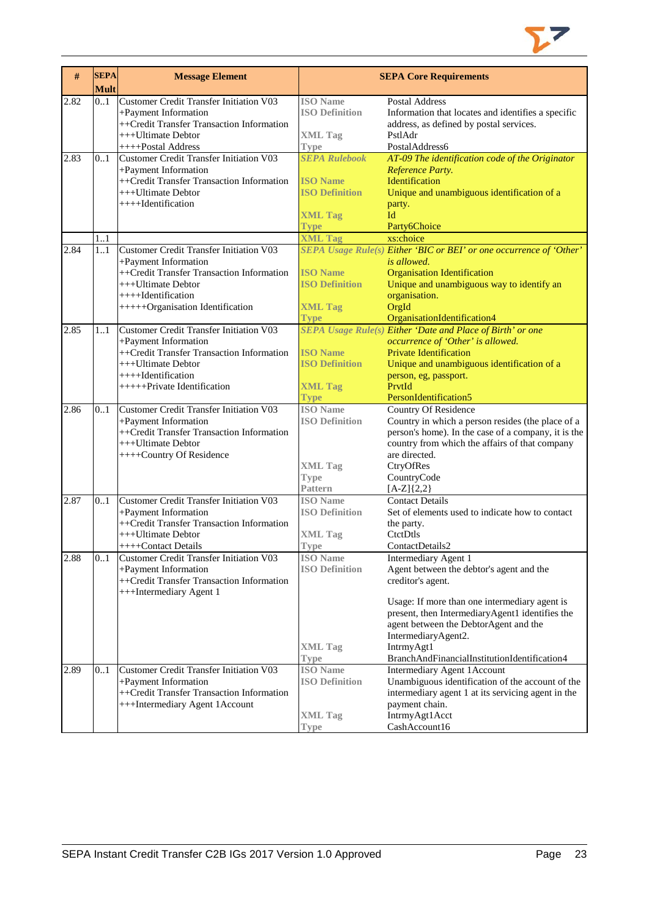| # | SEPA Mult | Message Element | SEPA Core Requirements | |
|---|---|---|---|---|
| 2.82 | 0..1 | Customer Credit Transfer Initiation V03<br>+Payment Information<br>++Credit Transfer Transaction Information<br>+++Ultimate Debtor<br>++++Postal Address | **ISO Name**<br>**ISO Definition**<br><br>**XML Tag**<br>**Type** | Postal Address<br>Information that locates and identifies a specific address, as defined by postal services.<br>PstlAdr<br>PostalAddress6 |
| 2.83 | 0..1 | Customer Credit Transfer Initiation V03<br>+Payment Information<br>++Credit Transfer Transaction Information<br>+++Ultimate Debtor<br>++++Identification | ***SEPA Rulebook***<br><br>**ISO Name**<br>**ISO Definition**<br><br>**XML Tag**<br>**Type** | *AT-09 The identification code of the Originator Reference Party.*<br>Identification<br>Unique and unambiguous identification of a party.<br>Id<br>Party6Choice |
| | 1..1 | | **XML Tag** | xs:choice |
| 2.84 | 1..1 | Customer Credit Transfer Initiation V03<br>+Payment Information<br>++Credit Transfer Transaction Information<br>+++Ultimate Debtor<br>++++Identification<br>+++++Organisation Identification | ***SEPA Usage Rule(s)***<br><br>**ISO Name**<br>**ISO Definition**<br><br>**XML Tag**<br>**Type** | *Either 'BIC or BEI' or one occurrence of 'Other' is allowed.*<br>Organisation Identification<br>Unique and unambiguous way to identify an organisation.<br>OrgId<br>OrganisationIdentification4 |
| 2.85 | 1..1 | Customer Credit Transfer Initiation V03<br>+Payment Information<br>++Credit Transfer Transaction Information<br>+++Ultimate Debtor<br>++++Identification<br>+++++Private Identification | ***SEPA Usage Rule(s)***<br><br>**ISO Name**<br>**ISO Definition**<br><br>**XML Tag**<br>**Type** | *Either 'Date and Place of Birth' or one occurrence of 'Other' is allowed.*<br>Private Identification<br>Unique and unambiguous identification of a person, eg, passport.<br>PrvtId<br>PersonIdentification5 |
| 2.86 | 0..1 | Customer Credit Transfer Initiation V03<br>+Payment Information<br>++Credit Transfer Transaction Information<br>+++Ultimate Debtor<br>++++Country Of Residence | **ISO Name**<br>**ISO Definition**<br><br><br><br>**XML Tag**<br>**Type**<br>**Pattern** | Country Of Residence<br>Country in which a person resides (the place of a person's home). In the case of a company, it is the country from which the affairs of that company are directed.<br>CtryOfRes<br>CountryCode<br>[A-Z]{2,2} |
| 2.87 | 0..1 | Customer Credit Transfer Initiation V03<br>+Payment Information<br>++Credit Transfer Transaction Information<br>+++Ultimate Debtor<br>++++Contact Details | **ISO Name**<br>**ISO Definition**<br><br>**XML Tag**<br>**Type** | Contact Details<br>Set of elements used to indicate how to contact the party.<br>CtctDtls<br>ContactDetails2 |
| 2.88 | 0..1 | Customer Credit Transfer Initiation V03<br>+Payment Information<br>++Credit Transfer Transaction Information<br>+++Intermediary Agent 1 | **ISO Name**<br>**ISO Definition**<br><br><br><br><br><br><br>**XML Tag**<br>**Type** | Intermediary Agent 1<br>Agent between the debtor's agent and the creditor's agent.<br><br>Usage: If more than one intermediary agent is present, then IntermediaryAgent1 identifies the agent between the DebtorAgent and the IntermediaryAgent2.<br>IntrmyAgt1<br>BranchAndFinancialInstitutionIdentification4 |
| 2.89 | 0..1 | Customer Credit Transfer Initiation V03<br>+Payment Information<br>++Credit Transfer Transaction Information<br>+++Intermediary Agent 1Account | **ISO Name**<br>**ISO Definition**<br><br><br>**XML Tag**<br>**Type** | Intermediary Agent 1Account<br>Unambiguous identification of the account of the intermediary agent 1 at its servicing agent in the payment chain.<br>IntrmyAgt1Acct<br>CashAccount16 |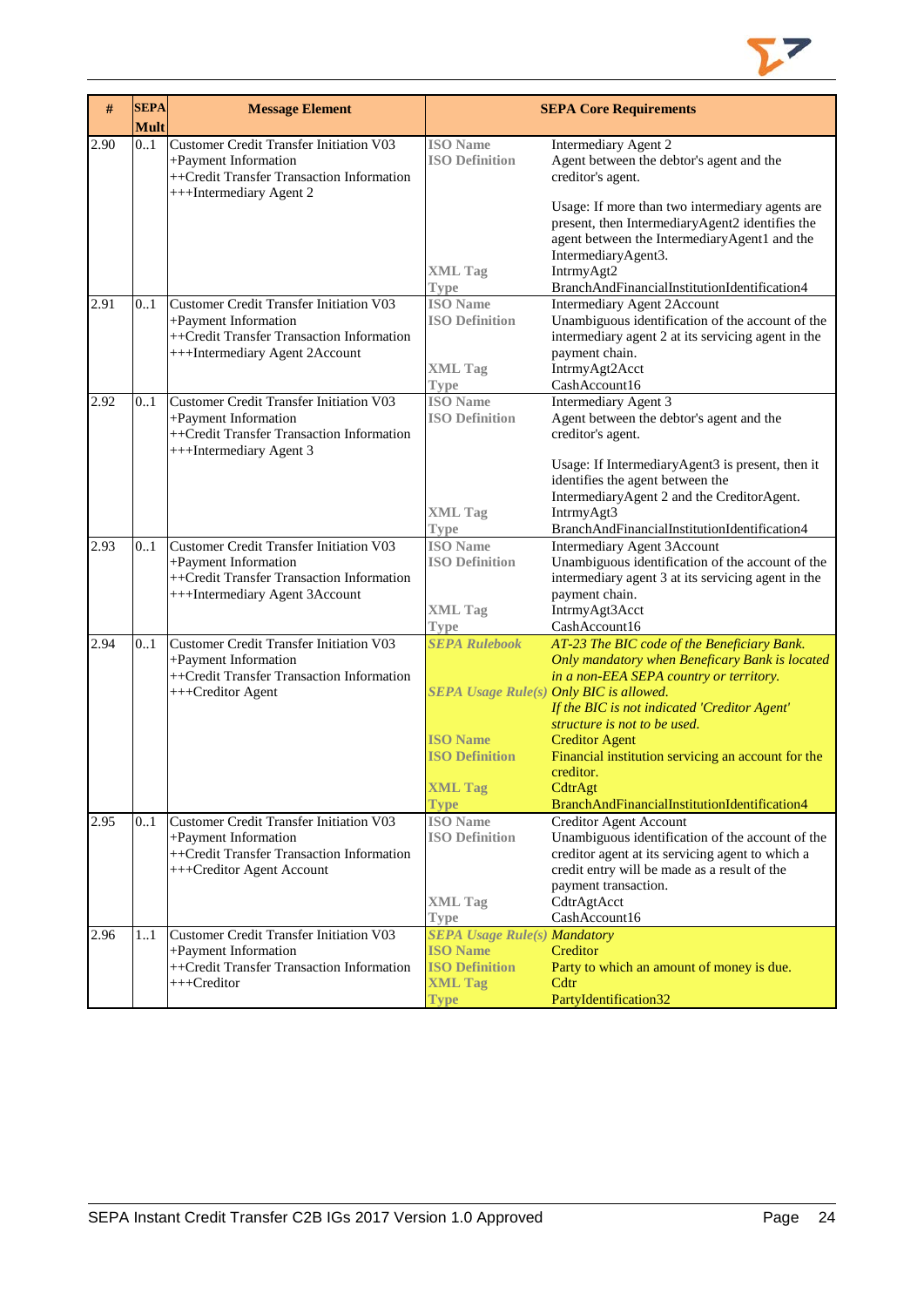| # | SEPA Mult | Message Element | SEPA Core Requirements | |
|---|---|---|---|---|
| 2.90 | 0..1 | Customer Credit Transfer Initiation V03<br>+Payment Information<br>++Credit Transfer Transaction Information<br>+++Intermediary Agent 2 | **ISO Name**<br>**ISO Definition**<br><br><br><br><br><br><br>**XML Tag**<br>**Type** | Intermediary Agent 2<br>Agent between the debtor's agent and the creditor's agent.<br><br>Usage: If more than two intermediary agents are present, then IntermediaryAgent2 identifies the agent between the IntermediaryAgent1 and the IntermediaryAgent3.<br>IntrmyAgt2<br>BranchAndFinancialInstitutionIdentification4 |
| 2.91 | 0..1 | Customer Credit Transfer Initiation V03<br>+Payment Information<br>++Credit Transfer Transaction Information<br>+++Intermediary Agent 2Account | **ISO Name**<br>**ISO Definition**<br><br><br>**XML Tag**<br>**Type** | Intermediary Agent 2Account<br>Unambiguous identification of the account of the intermediary agent 2 at its servicing agent in the payment chain.<br>IntrmyAgt2Acct<br>CashAccount16 |
| 2.92 | 0..1 | Customer Credit Transfer Initiation V03<br>+Payment Information<br>++Credit Transfer Transaction Information<br>+++Intermediary Agent 3 | **ISO Name**<br>**ISO Definition**<br><br><br><br><br><br>**XML Tag**<br>**Type** | Intermediary Agent 3<br>Agent between the debtor's agent and the creditor's agent.<br><br>Usage: If IntermediaryAgent3 is present, then it identifies the agent between the IntermediaryAgent 2 and the CreditorAgent.<br>IntrmyAgt3<br>BranchAndFinancialInstitutionIdentification4 |
| 2.93 | 0..1 | Customer Credit Transfer Initiation V03<br>+Payment Information<br>++Credit Transfer Transaction Information<br>+++Intermediary Agent 3Account | **ISO Name**<br>**ISO Definition**<br><br><br>**XML Tag**<br>**Type** | Intermediary Agent 3Account<br>Unambiguous identification of the account of the intermediary agent 3 at its servicing agent in the payment chain.<br>IntrmyAgt3Acct<br>CashAccount16 |
| 2.94 | 0..1 | Customer Credit Transfer Initiation V03<br>+Payment Information<br>++Credit Transfer Transaction Information<br>+++Creditor Agent | ***SEPA Rulebook***<br><br><br>***SEPA Usage Rule(s)***<br><br><br>**ISO Name**<br>**ISO Definition**<br><br>**XML Tag**<br>**Type** | *AT-23 The BIC code of the Beneficiary Bank. Only mandatory when Beneficary Bank is located in a non-EEA SEPA country or territory.*<br>*Only BIC is allowed.*<br>*If the BIC is not indicated 'Creditor Agent' structure is not to be used.*<br>Creditor Agent<br>Financial institution servicing an account for the creditor.<br>CdtrAgt<br>BranchAndFinancialInstitutionIdentification4 |
| 2.95 | 0..1 | Customer Credit Transfer Initiation V03<br>+Payment Information<br>++Credit Transfer Transaction Information<br>+++Creditor Agent Account | **ISO Name**<br>**ISO Definition**<br><br><br><br><br>**XML Tag**<br>**Type** | Creditor Agent Account<br>Unambiguous identification of the account of the creditor agent at its servicing agent to which a credit entry will be made as a result of the payment transaction.<br>CdtrAgtAcct<br>CashAccount16 |
| 2.96 | 1..1 | Customer Credit Transfer Initiation V03<br>+Payment Information<br>++Credit Transfer Transaction Information<br>+++Creditor | ***SEPA Usage Rule(s)***<br>**ISO Name**<br>**ISO Definition**<br>**XML Tag**<br>**Type** | *Mandatory*<br>Creditor<br>Party to which an amount of money is due.<br>Cdtr<br>PartyIdentification32 |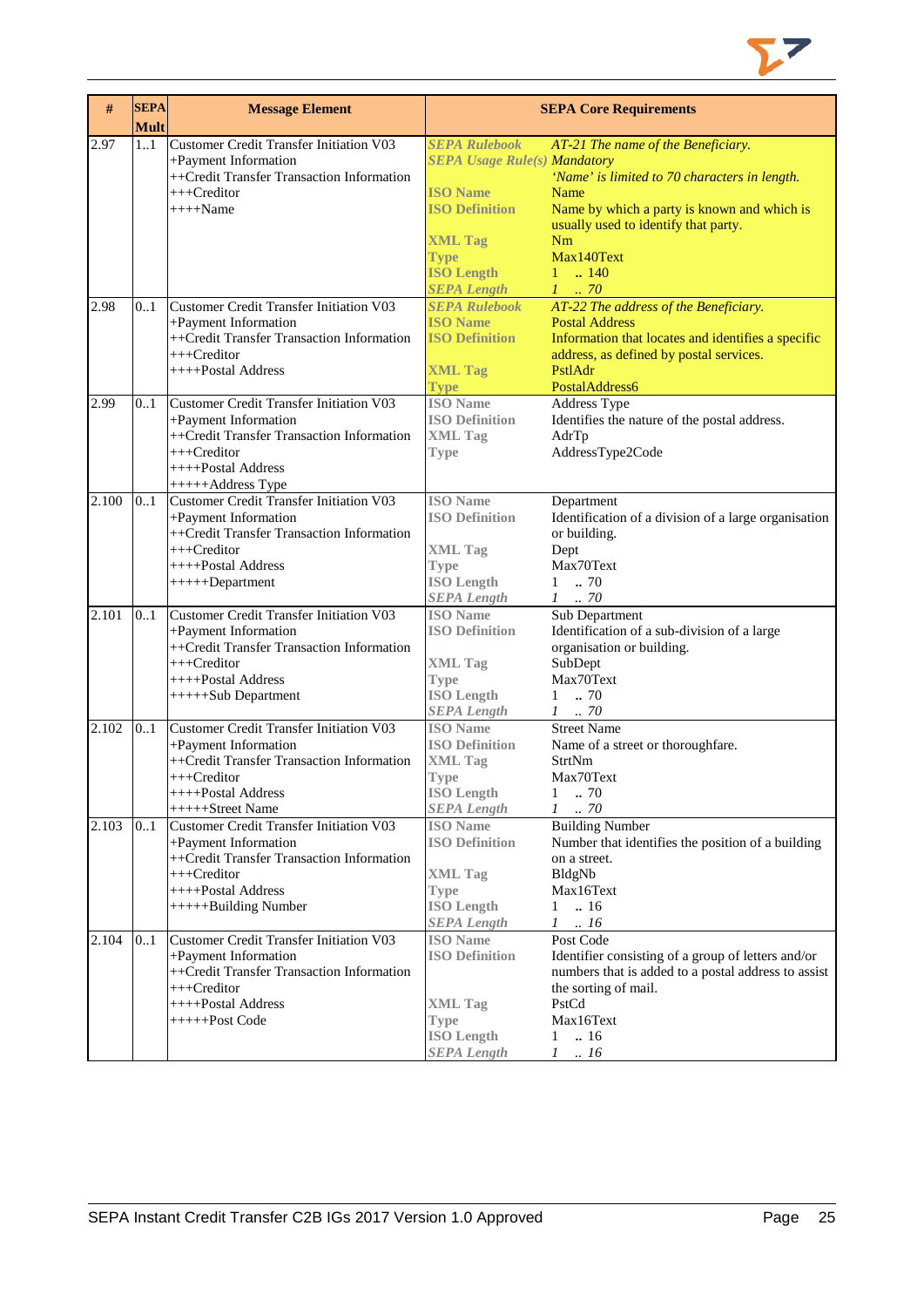| # | SEPA Mult | Message Element | SEPA Core Requirements | |
|---|---|---|---|---|
| 2.97 | 1..1 | Customer Credit Transfer Initiation V03<br>+Payment Information<br>++Credit Transfer Transaction Information<br>+++Creditor<br>++++Name | *SEPA Rulebook*<br>*SEPA Usage Rule(s)*<br><br>ISO Name<br>ISO Definition<br><br>XML Tag<br>Type<br>ISO Length<br>*SEPA Length* | *AT-21 The name of the Beneficiary.*<br>*Mandatory*<br>*'Name' is limited to 70 characters in length.*<br>Name<br>Name by which a party is known and which is usually used to identify that party.<br>Nm<br>Max140Text<br>1 .. 140<br>*1 .. 70* |
| 2.98 | 0..1 | Customer Credit Transfer Initiation V03<br>+Payment Information<br>++Credit Transfer Transaction Information<br>+++Creditor<br>++++Postal Address | *SEPA Rulebook*<br>ISO Name<br>ISO Definition<br><br>XML Tag<br>Type | *AT-22 The address of the Beneficiary.*<br>Postal Address<br>Information that locates and identifies a specific address, as defined by postal services.<br>PstlAdr<br>PostalAddress6 |
| 2.99 | 0..1 | Customer Credit Transfer Initiation V03<br>+Payment Information<br>++Credit Transfer Transaction Information<br>+++Creditor<br>++++Postal Address<br>+++++Address Type | ISO Name<br>ISO Definition<br>XML Tag<br>Type | Address Type<br>Identifies the nature of the postal address.<br>AdrTp<br>AddressType2Code |
| 2.100 | 0..1 | Customer Credit Transfer Initiation V03<br>+Payment Information<br>++Credit Transfer Transaction Information<br>+++Creditor<br>++++Postal Address<br>+++++Department | ISO Name<br>ISO Definition<br><br>XML Tag<br>Type<br>ISO Length<br>*SEPA Length* | Department<br>Identification of a division of a large organisation or building.<br>Dept<br>Max70Text<br>1 .. 70<br>*1 .. 70* |
| 2.101 | 0..1 | Customer Credit Transfer Initiation V03<br>+Payment Information<br>++Credit Transfer Transaction Information<br>+++Creditor<br>++++Postal Address<br>+++++Sub Department | ISO Name<br>ISO Definition<br><br>XML Tag<br>Type<br>ISO Length<br>*SEPA Length* | Sub Department<br>Identification of a sub-division of a large organisation or building.<br>SubDept<br>Max70Text<br>1 .. 70<br>*1 .. 70* |
| 2.102 | 0..1 | Customer Credit Transfer Initiation V03<br>+Payment Information<br>++Credit Transfer Transaction Information<br>+++Creditor<br>++++Postal Address<br>+++++Street Name | ISO Name<br>ISO Definition<br>XML Tag<br>Type<br>ISO Length<br>*SEPA Length* | Street Name<br>Name of a street or thoroughfare.<br>StrtNm<br>Max70Text<br>1 .. 70<br>*1 .. 70* |
| 2.103 | 0..1 | Customer Credit Transfer Initiation V03<br>+Payment Information<br>++Credit Transfer Transaction Information<br>+++Creditor<br>++++Postal Address<br>+++++Building Number | ISO Name<br>ISO Definition<br><br>XML Tag<br>Type<br>ISO Length<br>*SEPA Length* | Building Number<br>Number that identifies the position of a building on a street.<br>BldgNb<br>Max16Text<br>1 .. 16<br>*1 .. 16* |
| 2.104 | 0..1 | Customer Credit Transfer Initiation V03<br>+Payment Information<br>++Credit Transfer Transaction Information<br>+++Creditor<br>++++Postal Address<br>+++++Post Code | ISO Name<br>ISO Definition<br><br><br>XML Tag<br>Type<br>ISO Length<br>*SEPA Length* | Post Code<br>Identifier consisting of a group of letters and/or numbers that is added to a postal address to assist the sorting of mail.<br>PstCd<br>Max16Text<br>1 .. 16<br>*1 .. 16* |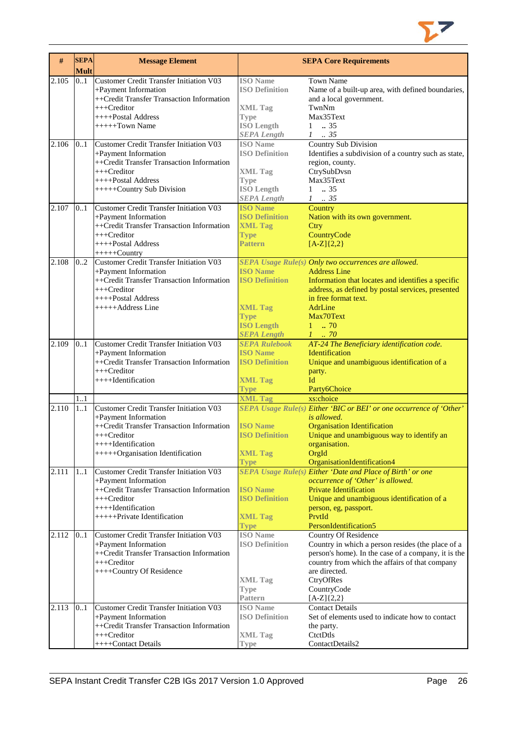| # | SEPA Mult | Message Element | SEPA Core Requirements | |
|---|---|---|---|---|
| 2.105 | 0..1 | Customer Credit Transfer Initiation V03<br>+Payment Information<br>++Credit Transfer Transaction Information<br>+++Creditor<br>++++Postal Address<br>+++++Town Name | **ISO Name**<br>**ISO Definition**<br><br>**XML Tag**<br>**Type**<br>**ISO Length**<br>***SEPA Length*** | Town Name<br>Name of a built-up area, with defined boundaries, and a local government.<br>TwnNm<br>Max35Text<br>1 .. 35<br>*1 .. 35* |
| 2.106 | 0..1 | Customer Credit Transfer Initiation V03<br>+Payment Information<br>++Credit Transfer Transaction Information<br>+++Creditor<br>++++Postal Address<br>+++++Country Sub Division | **ISO Name**<br>**ISO Definition**<br><br>**XML Tag**<br>**Type**<br>**ISO Length**<br>***SEPA Length*** | Country Sub Division<br>Identifies a subdivision of a country such as state, region, county.<br>CtrySubDvsn<br>Max35Text<br>1 .. 35<br>*1 .. 35* |
| 2.107 | 0..1 | Customer Credit Transfer Initiation V03<br>+Payment Information<br>++Credit Transfer Transaction Information<br>+++Creditor<br>++++Postal Address<br>+++++Country | **ISO Name**<br>**ISO Definition**<br>**XML Tag**<br>**Type**<br>**Pattern** | Country<br>Nation with its own government.<br>Ctry<br>CountryCode<br>[A-Z]{2,2} |
| 2.108 | 0..2 | Customer Credit Transfer Initiation V03<br>+Payment Information<br>++Credit Transfer Transaction Information<br>+++Creditor<br>++++Postal Address<br>+++++Address Line | ***SEPA Usage Rule(s)***<br>**ISO Name**<br>**ISO Definition**<br><br><br>**XML Tag**<br>**Type**<br>**ISO Length**<br>***SEPA Length*** | *Only two occurrences are allowed.*<br>Address Line<br>Information that locates and identifies a specific address, as defined by postal services, presented in free format text.<br>AdrLine<br>Max70Text<br>1 .. 70<br>*1 .. 70* |
| 2.109 | 0..1 | Customer Credit Transfer Initiation V03<br>+Payment Information<br>++Credit Transfer Transaction Information<br>+++Creditor<br>++++Identification | ***SEPA Rulebook***<br>**ISO Name**<br>**ISO Definition**<br><br>**XML Tag**<br>**Type** | *AT-24 The Beneficiary identification code.*<br>Identification<br>Unique and unambiguous identification of a party.<br>Id<br>Party6Choice |
| | 1..1 | | **XML Tag** | xs:choice |
| 2.110 | 1..1 | Customer Credit Transfer Initiation V03<br>+Payment Information<br>++Credit Transfer Transaction Information<br>+++Creditor<br>++++Identification<br>+++++Organisation Identification | ***SEPA Usage Rule(s)***<br><br>**ISO Name**<br>**ISO Definition**<br><br>**XML Tag**<br>**Type** | *Either 'BIC or BEI' or one occurrence of 'Other' is allowed.*<br>Organisation Identification<br>Unique and unambiguous way to identify an organisation.<br>OrgId<br>OrganisationIdentification4 |
| 2.111 | 1..1 | Customer Credit Transfer Initiation V03<br>+Payment Information<br>++Credit Transfer Transaction Information<br>+++Creditor<br>++++Identification<br>+++++Private Identification | ***SEPA Usage Rule(s)***<br><br>**ISO Name**<br>**ISO Definition**<br><br>**XML Tag**<br>**Type** | *Either 'Date and Place of Birth' or one occurrence of 'Other' is allowed.*<br>Private Identification<br>Unique and unambiguous identification of a person, eg, passport.<br>PrvtId<br>PersonIdentification5 |
| 2.112 | 0..1 | Customer Credit Transfer Initiation V03<br>+Payment Information<br>++Credit Transfer Transaction Information<br>+++Creditor<br>++++Country Of Residence | **ISO Name**<br>**ISO Definition**<br><br><br><br>**XML Tag**<br>**Type**<br>**Pattern** | Country Of Residence<br>Country in which a person resides (the place of a person's home). In the case of a company, it is the country from which the affairs of that company are directed.<br>CtryOfRes<br>CountryCode<br>[A-Z]{2,2} |
| 2.113 | 0..1 | Customer Credit Transfer Initiation V03<br>+Payment Information<br>++Credit Transfer Transaction Information<br>+++Creditor<br>++++Contact Details | **ISO Name**<br>**ISO Definition**<br><br>**XML Tag**<br>**Type** | Contact Details<br>Set of elements used to indicate how to contact the party.<br>CtctDtls<br>ContactDetails2 |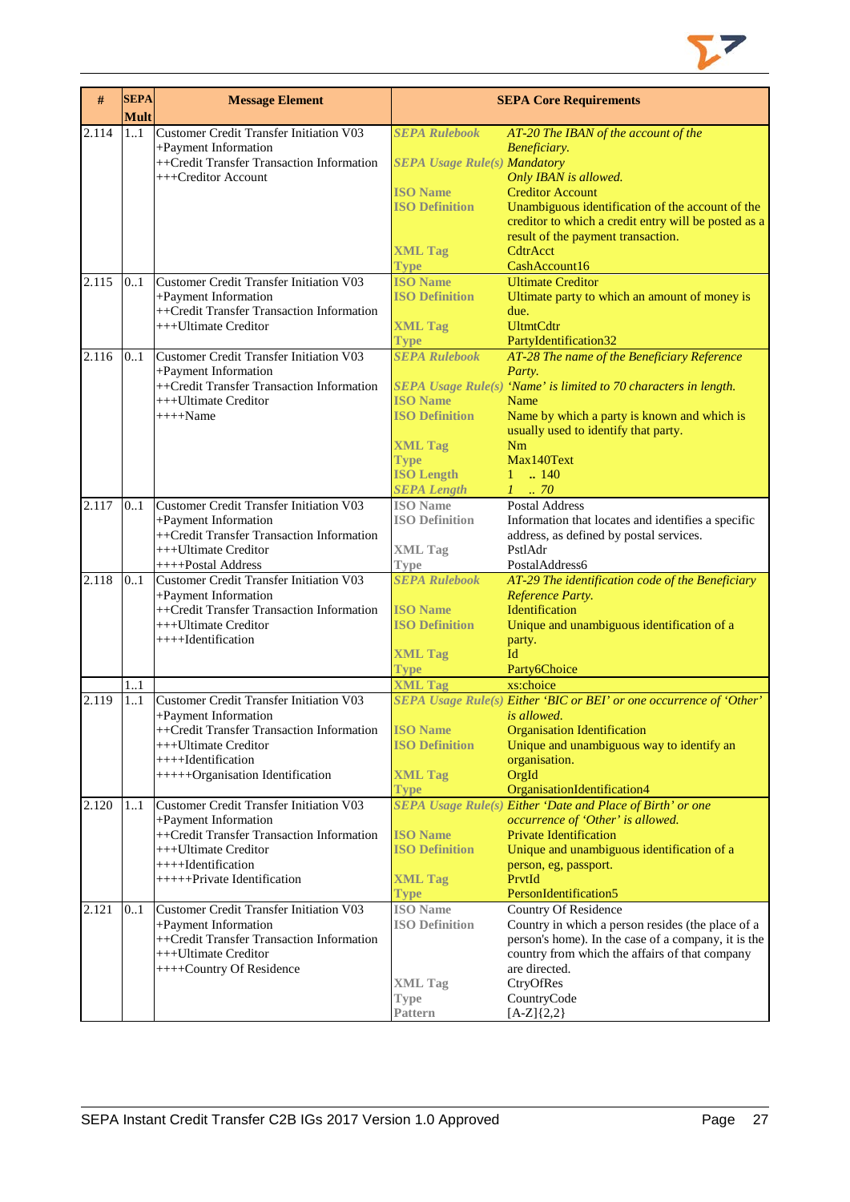| # | SEPA Mult | Message Element | SEPA Core Requirements | |
|---|---|---|---|---|
| 2.114 | 1..1 | Customer Credit Transfer Initiation V03<br>+Payment Information<br>++Credit Transfer Transaction Information<br>+++Creditor Account | ***SEPA Rulebook***<br>***SEPA Usage Rule(s)***<br><br>**ISO Name**<br>**ISO Definition**<br><br><br>**XML Tag**<br>**Type** | *AT-20 The IBAN of the account of the Beneficiary.*<br>*Mandatory*<br>*Only IBAN is allowed.*<br>Creditor Account<br>Unambiguous identification of the account of the creditor to which a credit entry will be posted as a result of the payment transaction.<br>CdtrAcct<br>CashAccount16 |
| 2.115 | 0..1 | Customer Credit Transfer Initiation V03<br>+Payment Information<br>++Credit Transfer Transaction Information<br>+++Ultimate Creditor | **ISO Name**<br>**ISO Definition**<br><br>**XML Tag**<br>**Type** | Ultimate Creditor<br>Ultimate party to which an amount of money is due.<br>UltmtCdtr<br>PartyIdentification32 |
| 2.116 | 0..1 | Customer Credit Transfer Initiation V03<br>+Payment Information<br>++Credit Transfer Transaction Information<br>+++Ultimate Creditor<br>++++Name | ***SEPA Rulebook***<br><br>***SEPA Usage Rule(s)***<br>**ISO Name**<br>**ISO Definition**<br><br>**XML Tag**<br>**Type**<br>**ISO Length**<br>***SEPA Length*** | *AT-28 The name of the Beneficiary Reference Party.*<br>*'Name' is limited to 70 characters in length.*<br>Name<br>Name by which a party is known and which is usually used to identify that party.<br>Nm<br>Max140Text<br>1 .. 140<br>*1 .. 70* |
| 2.117 | 0..1 | Customer Credit Transfer Initiation V03<br>+Payment Information<br>++Credit Transfer Transaction Information<br>+++Ultimate Creditor<br>++++Postal Address | **ISO Name**<br>**ISO Definition**<br><br>**XML Tag**<br>**Type** | Postal Address<br>Information that locates and identifies a specific address, as defined by postal services.<br>PstlAdr<br>PostalAddress6 |
| 2.118 | 0..1 | Customer Credit Transfer Initiation V03<br>+Payment Information<br>++Credit Transfer Transaction Information<br>+++Ultimate Creditor<br>++++Identification | ***SEPA Rulebook***<br><br>**ISO Name**<br>**ISO Definition**<br><br>**XML Tag**<br>**Type** | *AT-29 The identification code of the Beneficiary Reference Party.*<br>Identification<br>Unique and unambiguous identification of a party.<br>Id<br>Party6Choice |
| | 1..1 | | **XML Tag** | xs:choice |
| 2.119 | 1..1 | Customer Credit Transfer Initiation V03<br>+Payment Information<br>++Credit Transfer Transaction Information<br>+++Ultimate Creditor<br>++++Identification<br>+++++Organisation Identification | ***SEPA Usage Rule(s)***<br><br>**ISO Name**<br>**ISO Definition**<br><br>**XML Tag**<br>**Type** | *Either 'BIC or BEI' or one occurrence of 'Other' is allowed.*<br>Organisation Identification<br>Unique and unambiguous way to identify an organisation.<br>OrgId<br>OrganisationIdentification4 |
| 2.120 | 1..1 | Customer Credit Transfer Initiation V03<br>+Payment Information<br>++Credit Transfer Transaction Information<br>+++Ultimate Creditor<br>++++Identification<br>+++++Private Identification | ***SEPA Usage Rule(s)***<br><br>**ISO Name**<br>**ISO Definition**<br><br>**XML Tag**<br>**Type** | *Either 'Date and Place of Birth' or one occurrence of 'Other' is allowed.*<br>Private Identification<br>Unique and unambiguous identification of a person, eg, passport.<br>PrvtId<br>PersonIdentification5 |
| 2.121 | 0..1 | Customer Credit Transfer Initiation V03<br>+Payment Information<br>++Credit Transfer Transaction Information<br>+++Ultimate Creditor<br>++++Country Of Residence | **ISO Name**<br>**ISO Definition**<br><br><br><br>**XML Tag**<br>**Type**<br>**Pattern** | Country Of Residence<br>Country in which a person resides (the place of a person's home). In the case of a company, it is the country from which the affairs of that company are directed.<br>CtryOfRes<br>CountryCode<br>[A-Z]{2,2} |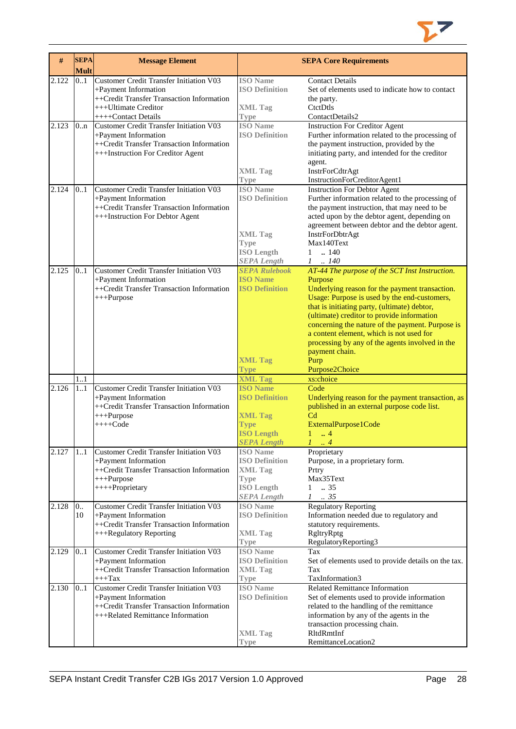| # | SEPA Mult | Message Element | SEPA Core Requirements | |
|---|---|---|---|---|
| 2.122 | 0..1 | Customer Credit Transfer Initiation V03<br>+Payment Information<br>++Credit Transfer Transaction Information<br>+++Ultimate Creditor<br>++++Contact Details | **ISO Name**<br>**ISO Definition**<br><br>**XML Tag**<br>**Type** | Contact Details<br>Set of elements used to indicate how to contact the party.<br>CtctDtls<br>ContactDetails2 |
| 2.123 | 0..n | Customer Credit Transfer Initiation V03<br>+Payment Information<br>++Credit Transfer Transaction Information<br>+++Instruction For Creditor Agent | **ISO Name**<br>**ISO Definition**<br><br><br><br>**XML Tag**<br>**Type** | Instruction For Creditor Agent<br>Further information related to the processing of the payment instruction, provided by the initiating party, and intended for the creditor agent.<br>InstrForCdtrAgt<br>InstructionForCreditorAgent1 |
| 2.124 | 0..1 | Customer Credit Transfer Initiation V03<br>+Payment Information<br>++Credit Transfer Transaction Information<br>+++Instruction For Debtor Agent | **ISO Name**<br>**ISO Definition**<br><br><br><br>**XML Tag**<br>**Type**<br>**ISO Length**<br>***SEPA Length*** | Instruction For Debtor Agent<br>Further information related to the processing of the payment instruction, that may need to be acted upon by the debtor agent, depending on agreement between debtor and the debtor agent.<br>InstrForDbtrAgt<br>Max140Text<br>1 .. 140<br>*1 .. 140* |
| 2.125 | 0..1 | Customer Credit Transfer Initiation V03<br>+Payment Information<br>++Credit Transfer Transaction Information<br>+++Purpose | ***SEPA Rulebook***<br>**ISO Name**<br>**ISO Definition**<br><br><br><br><br><br><br><br><br>**XML Tag**<br>**Type** | *AT-44 The purpose of the SCT Inst Instruction.*<br>Purpose<br>Underlying reason for the payment transaction. Usage: Purpose is used by the end-customers, that is initiating party, (ultimate) debtor, (ultimate) creditor to provide information concerning the nature of the payment. Purpose is a content element, which is not used for processing by any of the agents involved in the payment chain.<br>Purp<br>Purpose2Choice |
| | 1..1 | | **XML Tag** | xs:choice |
| 2.126 | 1..1 | Customer Credit Transfer Initiation V03<br>+Payment Information<br>++Credit Transfer Transaction Information<br>+++Purpose<br>++++Code | **ISO Name**<br>**ISO Definition**<br><br>**XML Tag**<br>**Type**<br>**ISO Length**<br>***SEPA Length*** | Code<br>Underlying reason for the payment transaction, as published in an external purpose code list.<br>Cd<br>ExternalPurpose1Code<br>1 .. 4<br>*1 .. 4* |
| 2.127 | 1..1 | Customer Credit Transfer Initiation V03<br>+Payment Information<br>++Credit Transfer Transaction Information<br>+++Purpose<br>++++Proprietary | **ISO Name**<br>**ISO Definition**<br>**XML Tag**<br>**Type**<br>**ISO Length**<br>***SEPA Length*** | Proprietary<br>Purpose, in a proprietary form.<br>Prtry<br>Max35Text<br>1 .. 35<br>*1 .. 35* |
| 2.128 | 0..10 | Customer Credit Transfer Initiation V03<br>+Payment Information<br>++Credit Transfer Transaction Information<br>+++Regulatory Reporting | **ISO Name**<br>**ISO Definition**<br><br>**XML Tag**<br>**Type** | Regulatory Reporting<br>Information needed due to regulatory and statutory requirements.<br>RgltryRptg<br>RegulatoryReporting3 |
| 2.129 | 0..1 | Customer Credit Transfer Initiation V03<br>+Payment Information<br>++Credit Transfer Transaction Information<br>+++Tax | **ISO Name**<br>**ISO Definition**<br>**XML Tag**<br>**Type** | Tax<br>Set of elements used to provide details on the tax.<br>Tax<br>TaxInformation3 |
| 2.130 | 0..1 | Customer Credit Transfer Initiation V03<br>+Payment Information<br>++Credit Transfer Transaction Information<br>+++Related Remittance Information | **ISO Name**<br>**ISO Definition**<br><br><br><br>**XML Tag**<br>**Type** | Related Remittance Information<br>Set of elements used to provide information related to the handling of the remittance information by any of the agents in the transaction processing chain.<br>RltdRmtInf<br>RemittanceLocation2 |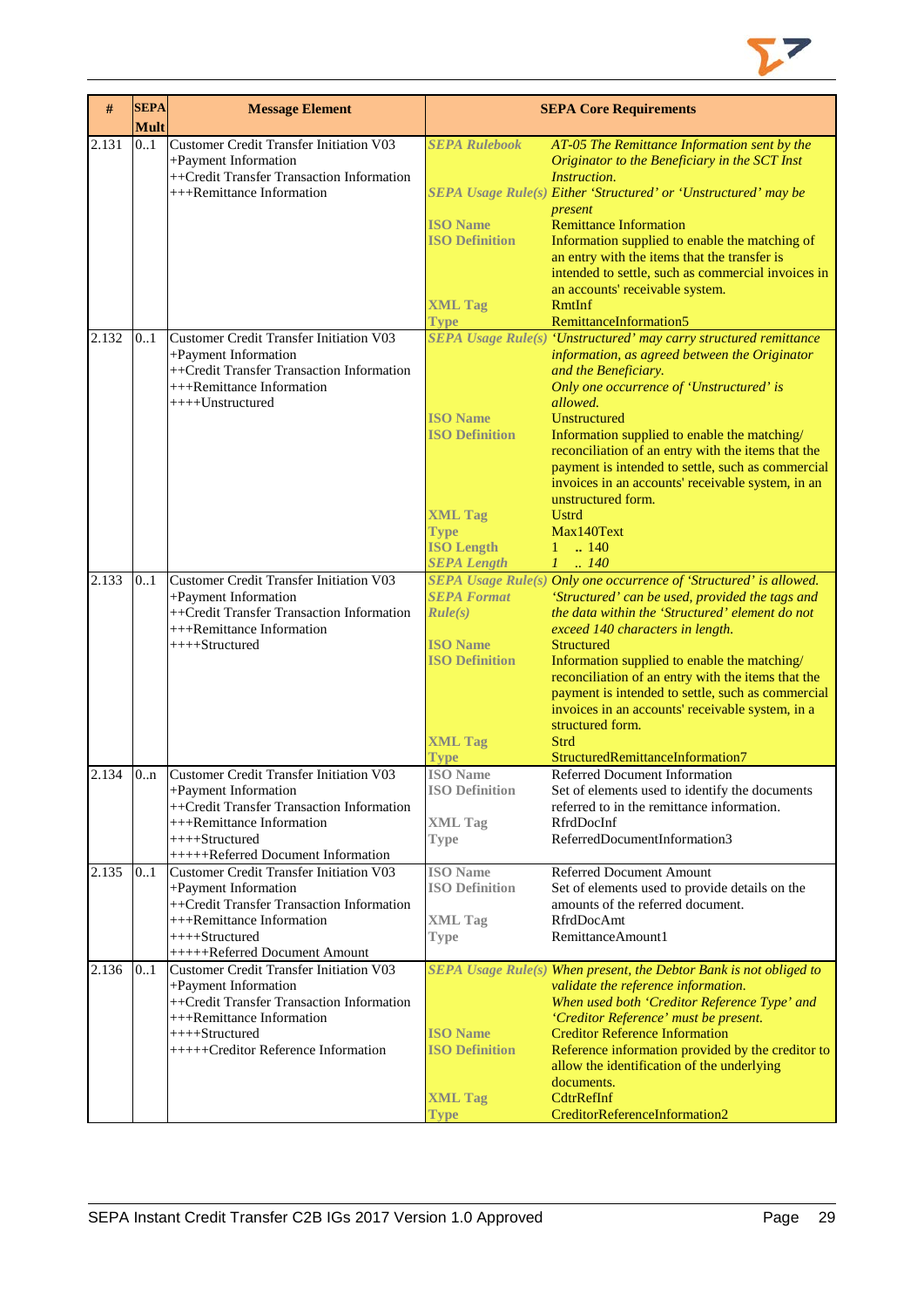| # | SEPA Mult | Message Element | SEPA Core Requirements | |
|---|---|---|---|---|
| 2.131 | 0..1 | Customer Credit Transfer Initiation V03<br>+Payment Information<br>++Credit Transfer Transaction Information<br>+++Remittance Information | ***SEPA Rulebook***<br><br><br>***SEPA Usage Rule(s)***<br><br>**ISO Name**<br>**ISO Definition**<br><br><br><br>**XML Tag**<br>**Type** | *AT-05 The Remittance Information sent by the Originator to the Beneficiary in the SCT Inst Instruction.*<br>*Either 'Structured' or 'Unstructured' may be present*<br>Remittance Information<br>Information supplied to enable the matching of an entry with the items that the transfer is intended to settle, such as commercial invoices in an accounts' receivable system.<br>RmtInf<br>RemittanceInformation5 |
| 2.132 | 0..1 | Customer Credit Transfer Initiation V03<br>+Payment Information<br>++Credit Transfer Transaction Information<br>+++Remittance Information<br>++++Unstructured | ***SEPA Usage Rule(s)***<br><br><br><br><br>**ISO Name**<br>**ISO Definition**<br><br><br><br><br>**XML Tag**<br>**Type**<br>**ISO Length**<br>***SEPA Length*** | *'Unstructured' may carry structured remittance information, as agreed between the Originator and the Beneficiary.*<br>*Only one occurrence of 'Unstructured' is allowed.*<br>Unstructured<br>Information supplied to enable the matching/ reconciliation of an entry with the items that the payment is intended to settle, such as commercial invoices in an accounts' receivable system, in an unstructured form.<br>Ustrd<br>Max140Text<br>1 .. 140<br>*1 .. 140* |
| 2.133 | 0..1 | Customer Credit Transfer Initiation V03<br>+Payment Information<br>++Credit Transfer Transaction Information<br>+++Remittance Information<br>++++Structured | ***SEPA Usage Rule(s)***<br>***SEPA Format Rule(s)***<br><br><br>**ISO Name**<br>**ISO Definition**<br><br><br><br><br>**XML Tag**<br>**Type** | *Only one occurrence of 'Structured' is allowed.*<br>*'Structured' can be used, provided the tags and the data within the 'Structured' element do not exceed 140 characters in length.*<br>Structured<br>Information supplied to enable the matching/ reconciliation of an entry with the items that the payment is intended to settle, such as commercial invoices in an accounts' receivable system, in a structured form.<br>Strd<br>StructuredRemittanceInformation7 |
| 2.134 | 0..n | Customer Credit Transfer Initiation V03<br>+Payment Information<br>++Credit Transfer Transaction Information<br>+++Remittance Information<br>++++Structured<br>+++++Referred Document Information | **ISO Name**<br>**ISO Definition**<br><br>**XML Tag**<br>**Type** | Referred Document Information<br>Set of elements used to identify the documents referred to in the remittance information.<br>RfrdDocInf<br>ReferredDocumentInformation3 |
| 2.135 | 0..1 | Customer Credit Transfer Initiation V03<br>+Payment Information<br>++Credit Transfer Transaction Information<br>+++Remittance Information<br>++++Structured<br>+++++Referred Document Amount | **ISO Name**<br>**ISO Definition**<br><br>**XML Tag**<br>**Type** | Referred Document Amount<br>Set of elements used to provide details on the amounts of the referred document.<br>RfrdDocAmt<br>RemittanceAmount1 |
| 2.136 | 0..1 | Customer Credit Transfer Initiation V03<br>+Payment Information<br>++Credit Transfer Transaction Information<br>+++Remittance Information<br>++++Structured<br>+++++Creditor Reference Information | ***SEPA Usage Rule(s)***<br><br><br><br>**ISO Name**<br>**ISO Definition**<br><br><br>**XML Tag**<br>**Type** | *When present, the Debtor Bank is not obliged to validate the reference information.*<br>*When used both 'Creditor Reference Type' and 'Creditor Reference' must be present.*<br>Creditor Reference Information<br>Reference information provided by the creditor to allow the identification of the underlying documents.<br>CdtrRefInf<br>CreditorReferenceInformation2 |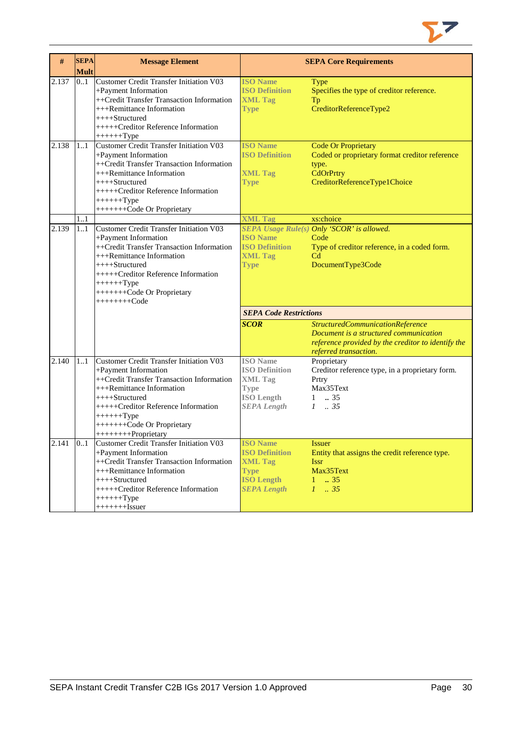| # | SEPA Mult | Message Element | SEPA Core Requirements | |
|---|---|---|---|---|
| 2.137 | 0..1 | Customer Credit Transfer Initiation V03<br>+Payment Information<br>++Credit Transfer Transaction Information<br>+++Remittance Information<br>++++Structured<br>+++++Creditor Reference Information<br>++++++Type | **ISO Name**<br>**ISO Definition**<br>**XML Tag**<br>**Type** | Type<br>Specifies the type of creditor reference.<br>Tp<br>CreditorReferenceType2 |
| 2.138 | 1..1 | Customer Credit Transfer Initiation V03<br>+Payment Information<br>++Credit Transfer Transaction Information<br>+++Remittance Information<br>++++Structured<br>+++++Creditor Reference Information<br>++++++Type<br>+++++++Code Or Proprietary | **ISO Name**<br>**ISO Definition**<br>**XML Tag**<br>**Type** | Code Or Proprietary<br>Coded or proprietary format creditor reference type.<br>CdOrPrtry<br>CreditorReferenceType1Choice |
| | 1..1 | | **XML Tag** | xs:choice |
| 2.139 | 1..1 | Customer Credit Transfer Initiation V03<br>+Payment Information<br>++Credit Transfer Transaction Information<br>+++Remittance Information<br>++++Structured<br>+++++Creditor Reference Information<br>++++++Type<br>+++++++Code Or Proprietary<br>++++++++Code | ***SEPA Usage Rule(s)***<br>**ISO Name**<br>**ISO Definition**<br>**XML Tag**<br>**Type** | *Only 'SCOR' is allowed.*<br>Code<br>Type of creditor reference, in a coded form.<br>Cd<br>DocumentType3Code |
| | | | ***SEPA Code Restrictions*** | |
| | | | ***SCOR*** | *StructuredCommunicationReference*<br>*Document is a structured communication reference provided by the creditor to identify the referred transaction.* |
| 2.140 | 1..1 | Customer Credit Transfer Initiation V03<br>+Payment Information<br>++Credit Transfer Transaction Information<br>+++Remittance Information<br>++++Structured<br>+++++Creditor Reference Information<br>++++++Type<br>+++++++Code Or Proprietary<br>++++++++Proprietary | **ISO Name**<br>**ISO Definition**<br>**XML Tag**<br>**Type**<br>**ISO Length**<br>***SEPA Length*** | Proprietary<br>Creditor reference type, in a proprietary form.<br>Prtry<br>Max35Text<br>1 .. 35<br>*1 .. 35* |
| 2.141 | 0..1 | Customer Credit Transfer Initiation V03<br>+Payment Information<br>++Credit Transfer Transaction Information<br>+++Remittance Information<br>++++Structured<br>+++++Creditor Reference Information<br>++++++Type<br>+++++++Issuer | **ISO Name**<br>**ISO Definition**<br>**XML Tag**<br>**Type**<br>**ISO Length**<br>***SEPA Length*** | Issuer<br>Entity that assigns the credit reference type.<br>Issr<br>Max35Text<br>1 .. 35<br>*1 .. 35* |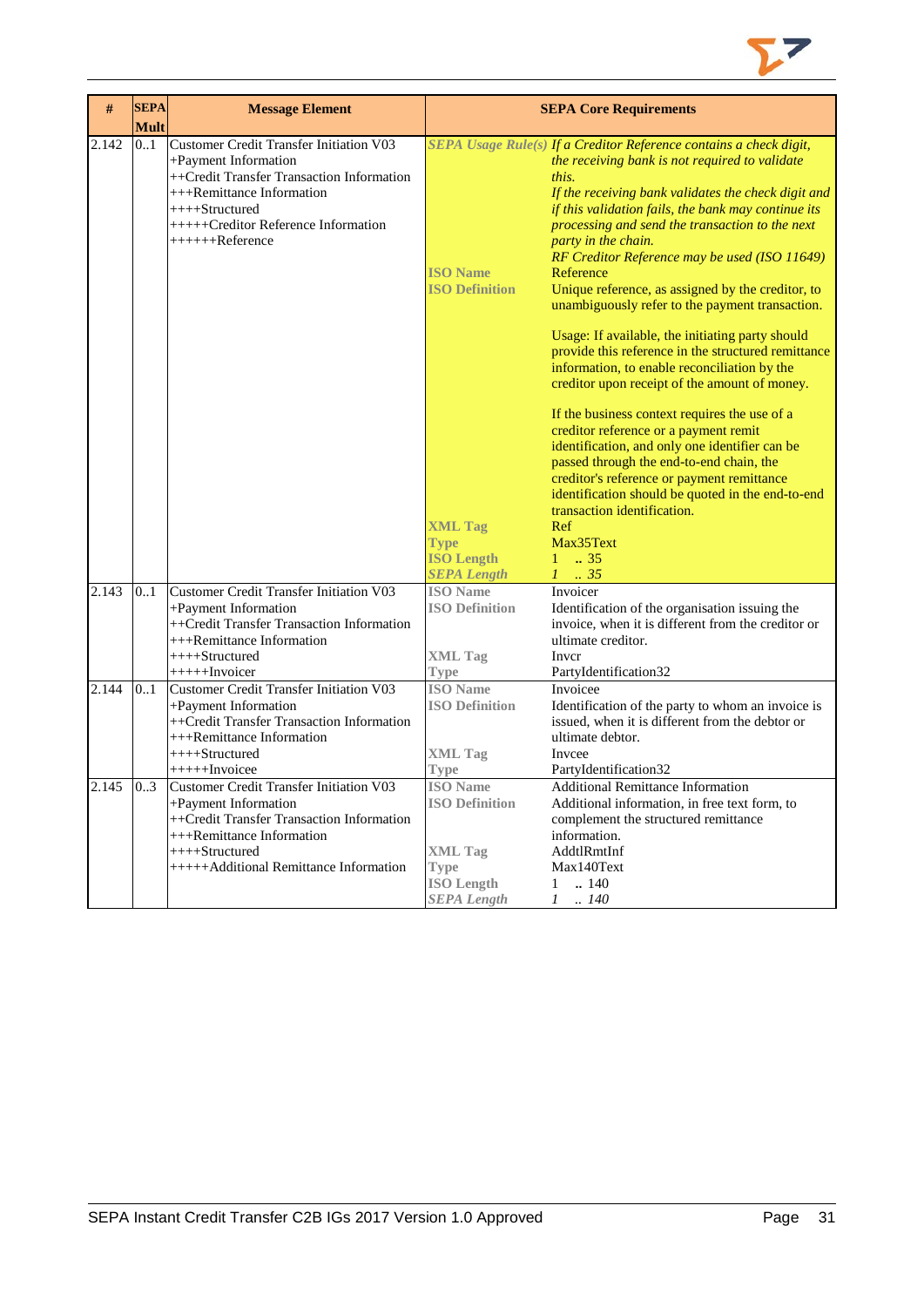| # | SEPA Mult | Message Element | SEPA Core Requirements | |
|---|---|---|---|---|
| 2.142 | 0..1 | Customer Credit Transfer Initiation V03<br>+Payment Information<br>++Credit Transfer Transaction Information<br>+++Remittance Information<br>++++Structured<br>+++++Creditor Reference Information<br>++++++Reference | *SEPA Usage Rule(s)* | *If a Creditor Reference contains a check digit, the receiving bank is not required to validate this.*<br>*If the receiving bank validates the check digit and if this validation fails, the bank may continue its processing and send the transaction to the next party in the chain.*<br>*RF Creditor Reference may be used (ISO 11649)* |
| | | | **ISO Name** | Reference |
| | | | **ISO Definition** | Unique reference, as assigned by the creditor, to unambiguously refer to the payment transaction.<br><br>Usage: If available, the initiating party should provide this reference in the structured remittance information, to enable reconciliation by the creditor upon receipt of the amount of money.<br><br>If the business context requires the use of a creditor reference or a payment remit identification, and only one identifier can be passed through the end-to-end chain, the creditor's reference or payment remittance identification should be quoted in the end-to-end transaction identification. |
| | | | **XML Tag** | Ref |
| | | | **Type** | Max35Text |
| | | | **ISO Length** | 1 .. 35 |
| | | | ***SEPA Length*** | *1 .. 35* |
| 2.143 | 0..1 | Customer Credit Transfer Initiation V03<br>+Payment Information<br>++Credit Transfer Transaction Information<br>+++Remittance Information<br>++++Structured<br>+++++Invoicer | **ISO Name** | Invoicer |
| | | | **ISO Definition** | Identification of the organisation issuing the invoice, when it is different from the creditor or ultimate creditor. |
| | | | **XML Tag** | Invcr |
| | | | **Type** | PartyIdentification32 |
| 2.144 | 0..1 | Customer Credit Transfer Initiation V03<br>+Payment Information<br>++Credit Transfer Transaction Information<br>+++Remittance Information<br>++++Structured<br>+++++Invoicee | **ISO Name** | Invoicee |
| | | | **ISO Definition** | Identification of the party to whom an invoice is issued, when it is different from the debtor or ultimate debtor. |
| | | | **XML Tag** | Invcee |
| | | | **Type** | PartyIdentification32 |
| 2.145 | 0..3 | Customer Credit Transfer Initiation V03<br>+Payment Information<br>++Credit Transfer Transaction Information<br>+++Remittance Information<br>++++Structured<br>+++++Additional Remittance Information | **ISO Name** | Additional Remittance Information |
| | | | **ISO Definition** | Additional information, in free text form, to complement the structured remittance information. |
| | | | **XML Tag** | AddtlRmtInf |
| | | | **Type** | Max140Text |
| | | | **ISO Length** | 1 .. 140 |
| | | | ***SEPA Length*** | *1 .. 140* |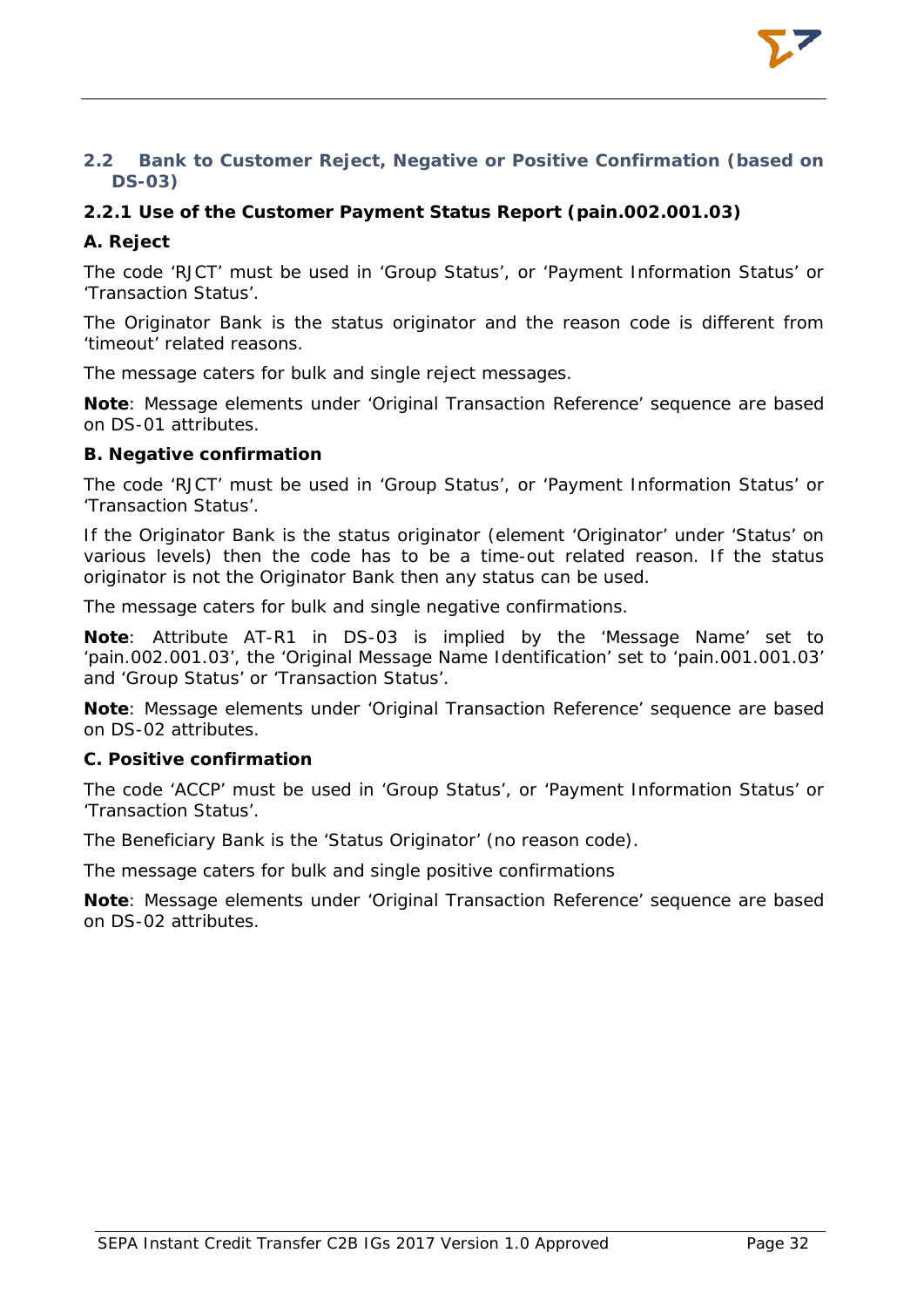## 2.2 Bank to Customer Reject, Negative or Positive Confirmation (based on DS-03)

### 2.2.1 Use of the Customer Payment Status Report (pain.002.001.03)

**A. Reject**

The code 'RJCT' must be used in 'Group Status', or 'Payment Information Status' or 'Transaction Status'.

The Originator Bank is the status originator and the reason code is different from 'timeout' related reasons.

The message caters for bulk and single reject messages.

**Note**: Message elements under 'Original Transaction Reference' sequence are based on DS-01 attributes.

**B. Negative confirmation**

The code 'RJCT' must be used in 'Group Status', or 'Payment Information Status' or 'Transaction Status'.

If the Originator Bank is the status originator (element 'Originator' under 'Status' on various levels) then the code has to be a time-out related reason. If the status originator is not the Originator Bank then any status can be used.

The message caters for bulk and single negative confirmations.

**Note**: Attribute AT-R1 in DS-03 is implied by the 'Message Name' set to 'pain.002.001.03', the 'Original Message Name Identification' set to 'pain.001.001.03' and 'Group Status' or 'Transaction Status'.

**Note**: Message elements under 'Original Transaction Reference' sequence are based on DS-02 attributes.

**C. Positive confirmation**

The code 'ACCP' must be used in 'Group Status', or 'Payment Information Status' or 'Transaction Status'.

The Beneficiary Bank is the 'Status Originator' (no reason code).

The message caters for bulk and single positive confirmations

**Note**: Message elements under 'Original Transaction Reference' sequence are based on DS-02 attributes.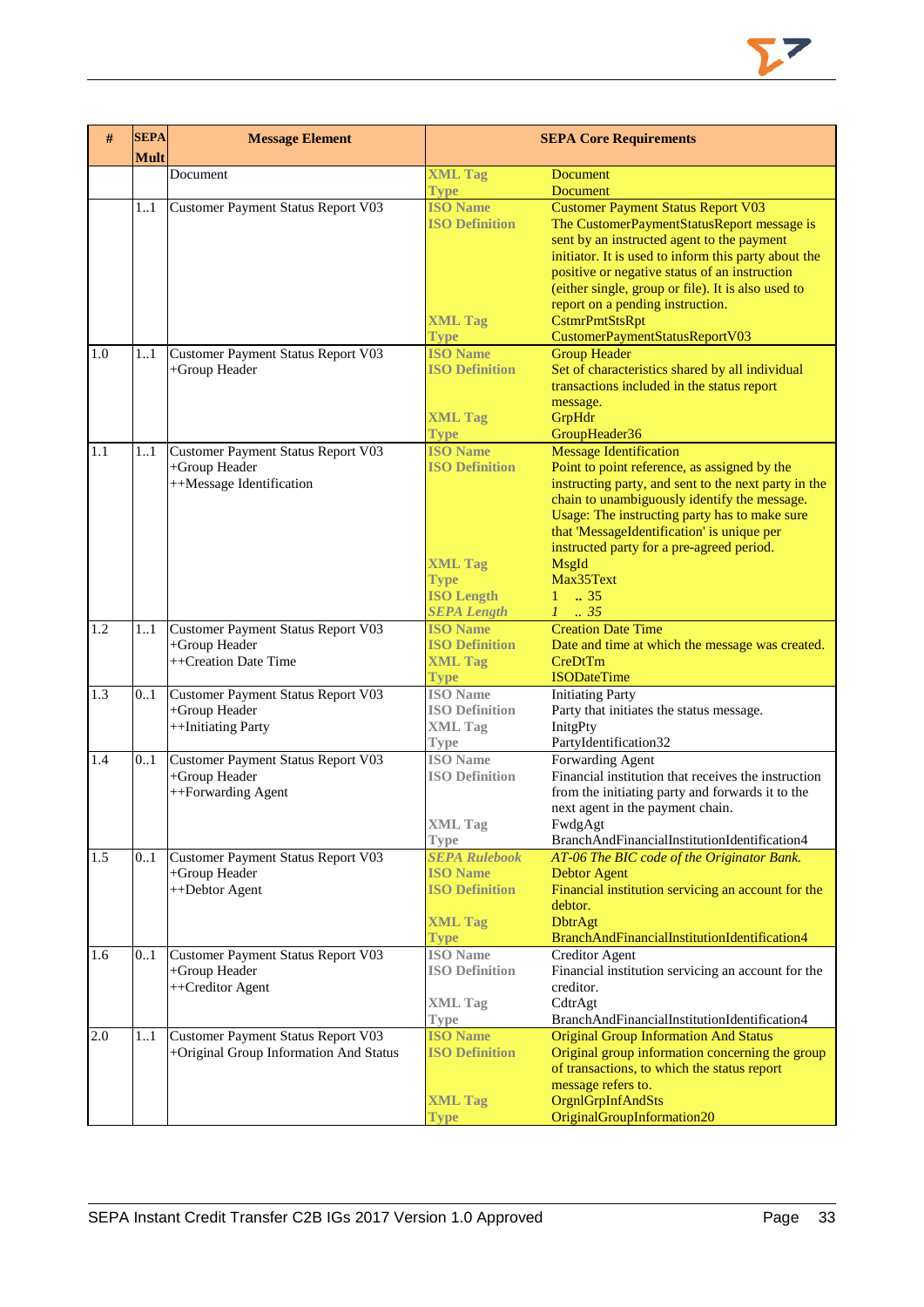| # | SEPA Mult | Message Element | SEPA Core Requirements | |
|---|---|---|---|---|
| | | Document | XML Tag<br>Type | Document<br>Document |
| | 1..1 | Customer Payment Status Report V03 | ISO Name<br>ISO Definition<br><br><br><br><br><br>XML Tag<br>Type | Customer Payment Status Report V03<br>The CustomerPaymentStatusReport message is sent by an instructed agent to the payment initiator. It is used to inform this party about the positive or negative status of an instruction (either single, group or file). It is also used to report on a pending instruction.<br>CstmrPmtStsRpt<br>CustomerPaymentStatusReportV03 |
| 1.0 | 1..1 | Customer Payment Status Report V03<br>+Group Header | ISO Name<br>ISO Definition<br><br><br>XML Tag<br>Type | Group Header<br>Set of characteristics shared by all individual transactions included in the status report message.<br>GrpHdr<br>GroupHeader36 |
| 1.1 | 1..1 | Customer Payment Status Report V03<br>+Group Header<br>++Message Identification | ISO Name<br>ISO Definition<br><br><br><br><br><br>XML Tag<br>Type<br>ISO Length<br>*SEPA Length* | Message Identification<br>Point to point reference, as assigned by the instructing party, and sent to the next party in the chain to unambiguously identify the message. Usage: The instructing party has to make sure that 'MessageIdentification' is unique per instructed party for a pre-agreed period.<br>MsgId<br>Max35Text<br>1 .. 35<br>*1 .. 35* |
| 1.2 | 1..1 | Customer Payment Status Report V03<br>+Group Header<br>++Creation Date Time | ISO Name<br>ISO Definition<br>XML Tag<br>Type | Creation Date Time<br>Date and time at which the message was created.<br>CreDtTm<br>ISODateTime |
| 1.3 | 0..1 | Customer Payment Status Report V03<br>+Group Header<br>++Initiating Party | ISO Name<br>ISO Definition<br>XML Tag<br>Type | Initiating Party<br>Party that initiates the status message.<br>InitgPty<br>PartyIdentification32 |
| 1.4 | 0..1 | Customer Payment Status Report V03<br>+Group Header<br>++Forwarding Agent | ISO Name<br>ISO Definition<br><br><br>XML Tag<br>Type | Forwarding Agent<br>Financial institution that receives the instruction from the initiating party and forwards it to the next agent in the payment chain.<br>FwdgAgt<br>BranchAndFinancialInstitutionIdentification4 |
| 1.5 | 0..1 | Customer Payment Status Report V03<br>+Group Header<br>++Debtor Agent | *SEPA Rulebook*<br>ISO Name<br>ISO Definition<br><br>XML Tag<br>Type | *AT-06 The BIC code of the Originator Bank.*<br>Debtor Agent<br>Financial institution servicing an account for the debtor.<br>DbtrAgt<br>BranchAndFinancialInstitutionIdentification4 |
| 1.6 | 0..1 | Customer Payment Status Report V03<br>+Group Header<br>++Creditor Agent | ISO Name<br>ISO Definition<br><br>XML Tag<br>Type | Creditor Agent<br>Financial institution servicing an account for the creditor.<br>CdtrAgt<br>BranchAndFinancialInstitutionIdentification4 |
| 2.0 | 1..1 | Customer Payment Status Report V03<br>+Original Group Information And Status | ISO Name<br>ISO Definition<br><br><br>XML Tag<br>Type | Original Group Information And Status<br>Original group information concerning the group of transactions, to which the status report message refers to.<br>OrgnlGrpInfAndSts<br>OriginalGroupInformation20 |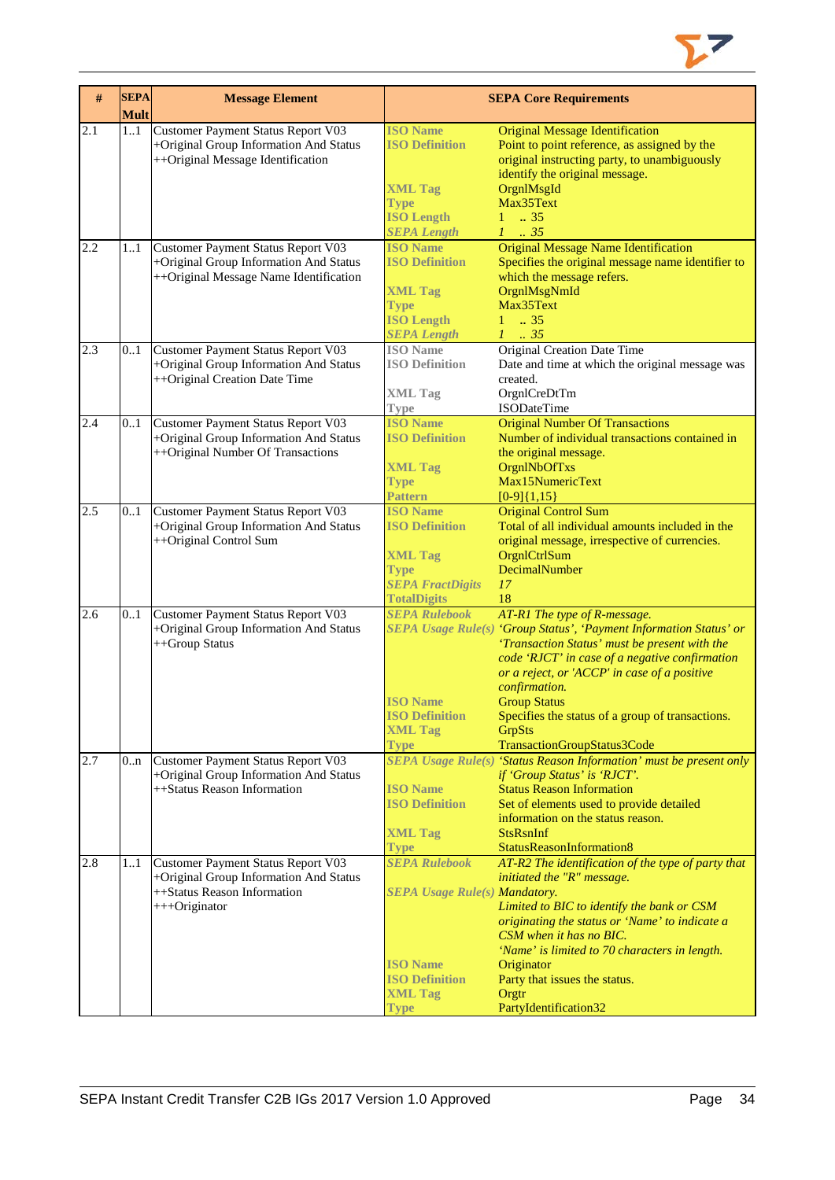| # | SEPA Mult | Message Element | SEPA Core Requirements | |
|---|---|---|---|---|
| 2.1 | 1..1 | Customer Payment Status Report V03<br>+Original Group Information And Status<br>++Original Message Identification | **ISO Name**<br>**ISO Definition**<br><br><br>**XML Tag**<br>**Type**<br>**ISO Length**<br>***SEPA Length*** | Original Message Identification<br>Point to point reference, as assigned by the original instructing party, to unambiguously identify the original message.<br>OrgnlMsgId<br>Max35Text<br>1 .. 35<br>*1 .. 35* |
| 2.2 | 1..1 | Customer Payment Status Report V03<br>+Original Group Information And Status<br>++Original Message Name Identification | **ISO Name**<br>**ISO Definition**<br><br>**XML Tag**<br>**Type**<br>**ISO Length**<br>***SEPA Length*** | Original Message Name Identification<br>Specifies the original message name identifier to which the message refers.<br>OrgnlMsgNmId<br>Max35Text<br>1 .. 35<br>*1 .. 35* |
| 2.3 | 0..1 | Customer Payment Status Report V03<br>+Original Group Information And Status<br>++Original Creation Date Time | **ISO Name**<br>**ISO Definition**<br><br>**XML Tag**<br>**Type** | Original Creation Date Time<br>Date and time at which the original message was created.<br>OrgnlCreDtTm<br>ISODateTime |
| 2.4 | 0..1 | Customer Payment Status Report V03<br>+Original Group Information And Status<br>++Original Number Of Transactions | **ISO Name**<br>**ISO Definition**<br><br>**XML Tag**<br>**Type**<br>**Pattern** | Original Number Of Transactions<br>Number of individual transactions contained in the original message.<br>OrgnlNbOfTxs<br>Max15NumericText<br>[0-9]{1,15} |
| 2.5 | 0..1 | Customer Payment Status Report V03<br>+Original Group Information And Status<br>++Original Control Sum | **ISO Name**<br>**ISO Definition**<br><br>**XML Tag**<br>**Type**<br>***SEPA FractDigits***<br>**TotalDigits** | Original Control Sum<br>Total of all individual amounts included in the original message, irrespective of currencies.<br>OrgnlCtrlSum<br>DecimalNumber<br>*17*<br>18 |
| 2.6 | 0..1 | Customer Payment Status Report V03<br>+Original Group Information And Status<br>++Group Status | ***SEPA Rulebook***<br>***SEPA Usage Rule(s)***<br><br><br><br><br>**ISO Name**<br>**ISO Definition**<br>**XML Tag**<br>**Type** | *AT-R1 The type of R-message.*<br>*'Group Status', 'Payment Information Status' or 'Transaction Status' must be present with the code 'RJCT' in case of a negative confirmation or a reject, or 'ACCP' in case of a positive confirmation.*<br>Group Status<br>Specifies the status of a group of transactions.<br>GrpSts<br>TransactionGroupStatus3Code |
| 2.7 | 0..n | Customer Payment Status Report V03<br>+Original Group Information And Status<br>++Status Reason Information | ***SEPA Usage Rule(s)***<br><br>**ISO Name**<br>**ISO Definition**<br><br>**XML Tag**<br>**Type** | *'Status Reason Information' must be present only if 'Group Status' is 'RJCT'.*<br>Status Reason Information<br>Set of elements used to provide detailed information on the status reason.<br>StsRsnInf<br>StatusReasonInformation8 |
| 2.8 | 1..1 | Customer Payment Status Report V03<br>+Original Group Information And Status<br>++Status Reason Information<br>+++Originator | ***SEPA Rulebook***<br><br>***SEPA Usage Rule(s)***<br><br><br><br><br>**ISO Name**<br>**ISO Definition**<br>**XML Tag**<br>**Type** | *AT-R2 The identification of the type of party that initiated the "R" message.*<br>*Mandatory.*<br>*Limited to BIC to identify the bank or CSM originating the status or 'Name' to indicate a CSM when it has no BIC.*<br>*'Name' is limited to 70 characters in length.*<br>Originator<br>Party that issues the status.<br>Orgtr<br>PartyIdentification32 |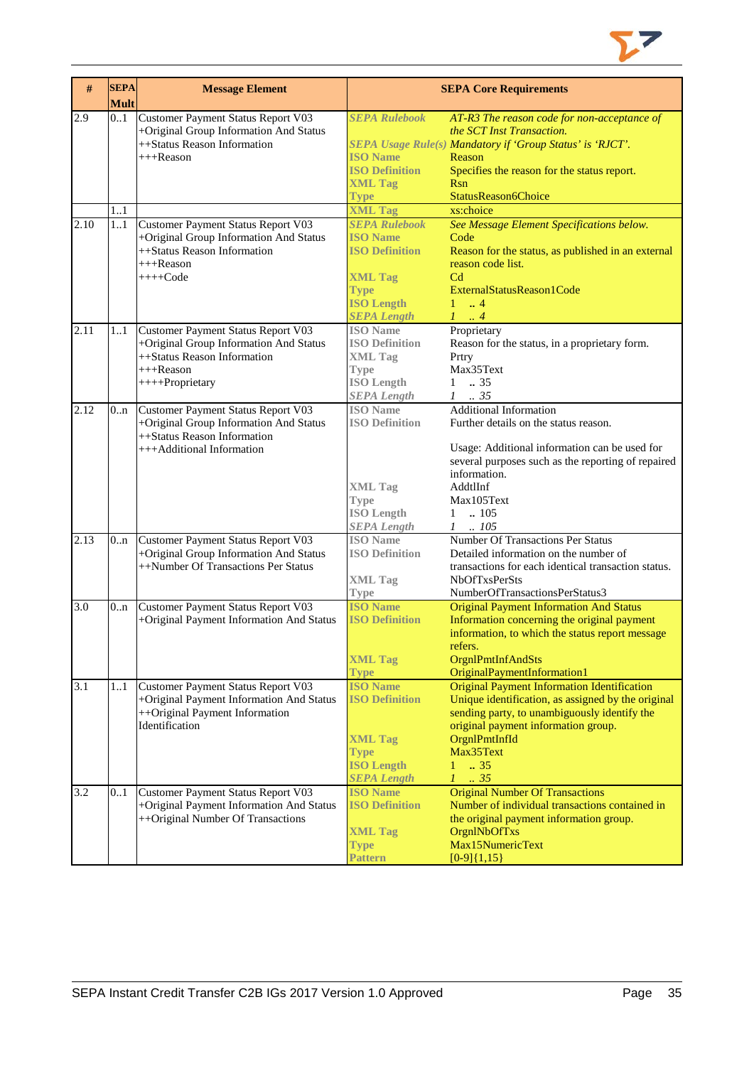| # | SEPA Mult | Message Element | SEPA Core Requirements | |
|---|---|---|---|---|
| 2.9 | 0..1 | Customer Payment Status Report V03<br>+Original Group Information And Status<br>++Status Reason Information<br>+++Reason | *SEPA Rulebook* | *AT-R3 The reason code for non-acceptance of the SCT Inst Transaction.* |
| | | | *SEPA Usage Rule(s)* | *Mandatory if 'Group Status' is 'RJCT'.* |
| | | | **ISO Name** | Reason |
| | | | **ISO Definition** | Specifies the reason for the status report. |
| | | | **XML Tag** | Rsn |
| | | | **Type** | StatusReason6Choice |
| | 1..1 | | **XML Tag** | xs:choice |
| 2.10 | 1..1 | Customer Payment Status Report V03<br>+Original Group Information And Status<br>++Status Reason Information<br>+++Reason<br>++++Code | *SEPA Rulebook* | *See Message Element Specifications below.* |
| | | | **ISO Name** | Code |
| | | | **ISO Definition** | Reason for the status, as published in an external reason code list. |
| | | | **XML Tag** | Cd |
| | | | **Type** | ExternalStatusReason1Code |
| | | | **ISO Length** | 1 .. 4 |
| | | | *SEPA Length* | *1 .. 4* |
| 2.11 | 1..1 | Customer Payment Status Report V03<br>+Original Group Information And Status<br>++Status Reason Information<br>+++Reason<br>++++Proprietary | **ISO Name** | Proprietary |
| | | | **ISO Definition** | Reason for the status, in a proprietary form. |
| | | | **XML Tag** | Prtry |
| | | | **Type** | Max35Text |
| | | | **ISO Length** | 1 .. 35 |
| | | | *SEPA Length* | *1 .. 35* |
| 2.12 | 0..n | Customer Payment Status Report V03<br>+Original Group Information And Status<br>++Status Reason Information<br>+++Additional Information | **ISO Name** | Additional Information |
| | | | **ISO Definition** | Further details on the status reason.<br><br>Usage: Additional information can be used for several purposes such as the reporting of repaired information. |
| | | | **XML Tag** | AddtlInf |
| | | | **Type** | Max105Text |
| | | | **ISO Length** | 1 .. 105 |
| | | | *SEPA Length* | *1 .. 105* |
| 2.13 | 0..n | Customer Payment Status Report V03<br>+Original Group Information And Status<br>++Number Of Transactions Per Status | **ISO Name** | Number Of Transactions Per Status |
| | | | **ISO Definition** | Detailed information on the number of transactions for each identical transaction status. |
| | | | **XML Tag** | NbOfTxsPerSts |
| | | | **Type** | NumberOfTransactionsPerStatus3 |
| 3.0 | 0..n | Customer Payment Status Report V03<br>+Original Payment Information And Status | **ISO Name** | Original Payment Information And Status |
| | | | **ISO Definition** | Information concerning the original payment information, to which the status report message refers. |
| | | | **XML Tag** | OrgnlPmtInfAndSts |
| | | | **Type** | OriginalPaymentInformation1 |
| 3.1 | 1..1 | Customer Payment Status Report V03<br>+Original Payment Information And Status<br>++Original Payment Information Identification | **ISO Name** | Original Payment Information Identification |
| | | | **ISO Definition** | Unique identification, as assigned by the original sending party, to unambiguously identify the original payment information group. |
| | | | **XML Tag** | OrgnlPmtInfId |
| | | | **Type** | Max35Text |
| | | | **ISO Length** | 1 .. 35 |
| | | | *SEPA Length* | *1 .. 35* |
| 3.2 | 0..1 | Customer Payment Status Report V03<br>+Original Payment Information And Status<br>++Original Number Of Transactions | **ISO Name** | Original Number Of Transactions |
| | | | **ISO Definition** | Number of individual transactions contained in the original payment information group. |
| | | | **XML Tag** | OrgnlNbOfTxs |
| | | | **Type** | Max15NumericText |
| | | | **Pattern** | [0-9]{1,15} |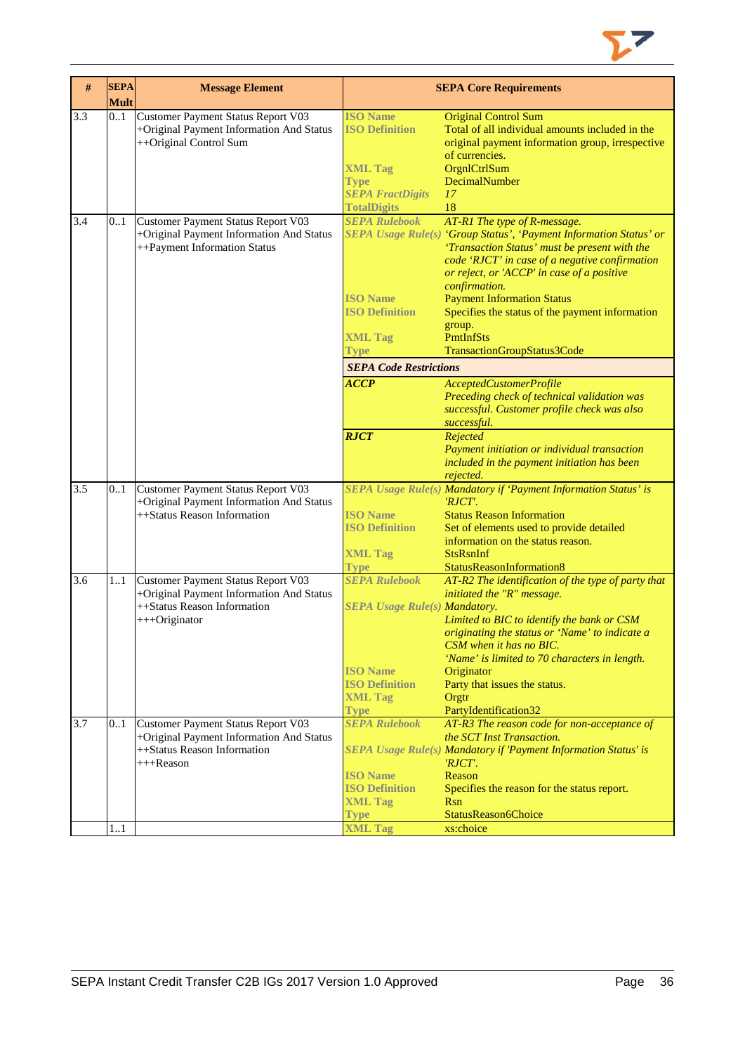| # | SEPA Mult | Message Element | SEPA Core Requirements | |
|---|---|---|---|---|
| 3.3 | 0..1 | Customer Payment Status Report V03<br>+Original Payment Information And Status<br>++Original Control Sum | **ISO Name**<br>**ISO Definition**<br><br><br>**XML Tag**<br>**Type**<br>***SEPA FractDigits***<br>**TotalDigits** | Original Control Sum<br>Total of all individual amounts included in the original payment information group, irrespective of currencies.<br>OrgnlCtrlSum<br>DecimalNumber<br>*17*<br>18 |
| 3.4 | 0..1 | Customer Payment Status Report V03<br>+Original Payment Information And Status<br>++Payment Information Status | ***SEPA Rulebook***<br>***SEPA Usage Rule(s)***<br><br><br><br><br>**ISO Name**<br>**ISO Definition**<br><br>**XML Tag**<br>**Type** | *AT-R1 The type of R-message.*<br>*'Group Status', 'Payment Information Status' or 'Transaction Status' must be present with the code 'RJCT' in case of a negative confirmation or reject, or 'ACCP' in case of a positive confirmation.*<br>Payment Information Status<br>Specifies the status of the payment information group.<br>PmtInfSts<br>TransactionGroupStatus3Code |
| | | | ***SEPA Code Restrictions*** | |
| | | | ***ACCP*** | *AcceptedCustomerProfile*<br>*Preceding check of technical validation was successful. Customer profile check was also successful.* |
| | | | ***RJCT*** | *Rejected*<br>*Payment initiation or individual transaction included in the payment initiation has been rejected.* |
| 3.5 | 0..1 | Customer Payment Status Report V03<br>+Original Payment Information And Status<br>++Status Reason Information | ***SEPA Usage Rule(s)***<br><br>**ISO Name**<br>**ISO Definition**<br><br>**XML Tag**<br>**Type** | *Mandatory if 'Payment Information Status' is 'RJCT'.*<br>Status Reason Information<br>Set of elements used to provide detailed information on the status reason.<br>StsRsnInf<br>StatusReasonInformation8 |
| 3.6 | 1..1 | Customer Payment Status Report V03<br>+Original Payment Information And Status<br>++Status Reason Information<br>+++Originator | ***SEPA Rulebook***<br><br>***SEPA Usage Rule(s)***<br><br><br><br><br>**ISO Name**<br>**ISO Definition**<br>**XML Tag**<br>**Type** | *AT-R2 The identification of the type of party that initiated the "R" message.*<br>*Mandatory.*<br>*Limited to BIC to identify the bank or CSM originating the status or 'Name' to indicate a CSM when it has no BIC.*<br>*'Name' is limited to 70 characters in length.*<br>Originator<br>Party that issues the status.<br>Orgtr<br>PartyIdentification32 |
| 3.7 | 0..1 | Customer Payment Status Report V03<br>+Original Payment Information And Status<br>++Status Reason Information<br>+++Reason | ***SEPA Rulebook***<br><br>***SEPA Usage Rule(s)***<br><br>**ISO Name**<br>**ISO Definition**<br>**XML Tag**<br>**Type** | *AT-R3 The reason code for non-acceptance of the SCT Inst Transaction.*<br>*Mandatory if 'Payment Information Status' is 'RJCT'.*<br>Reason<br>Specifies the reason for the status report.<br>Rsn<br>StatusReason6Choice |
| | 1..1 | | **XML Tag** | xs:choice |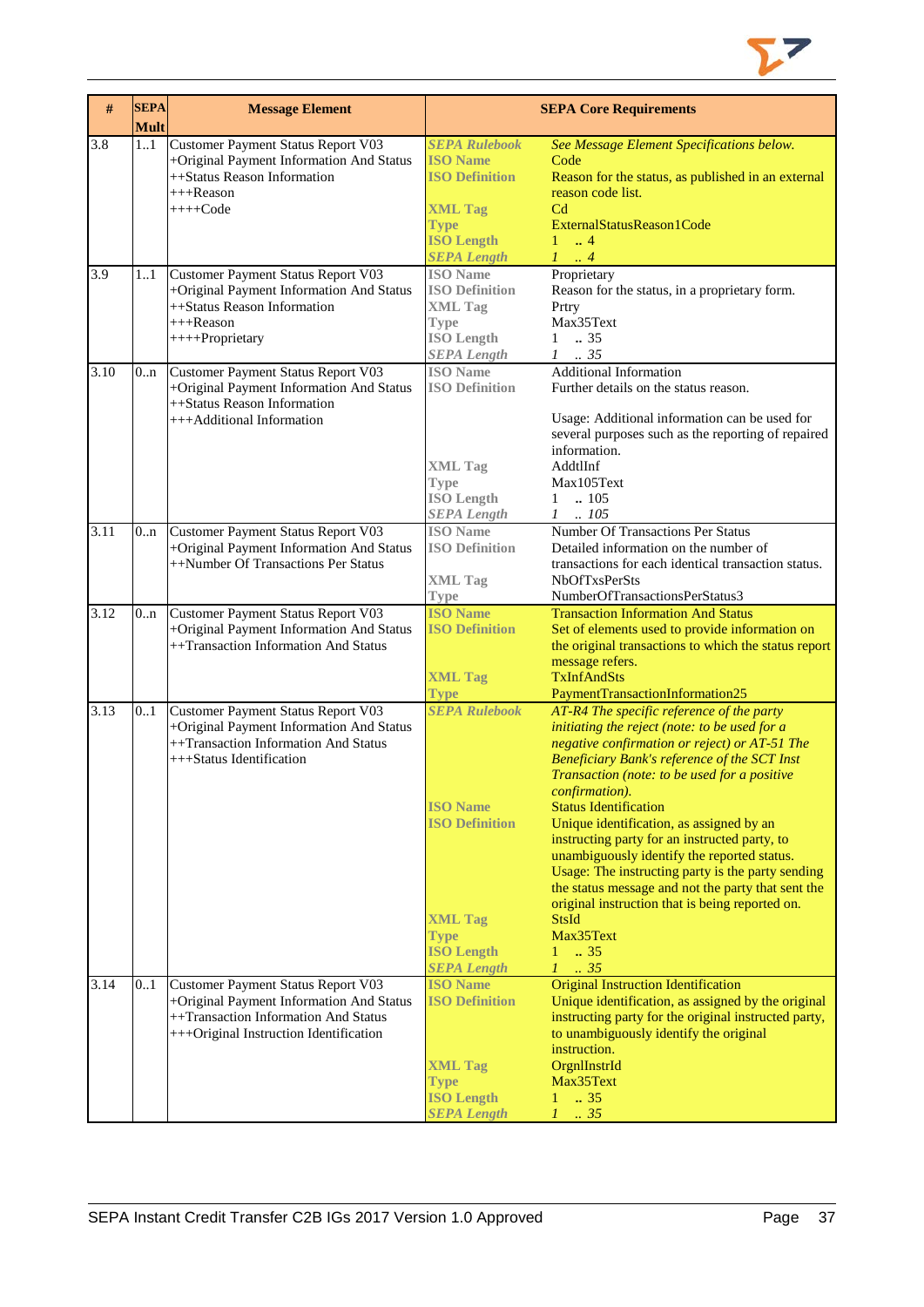| # | SEPA Mult | Message Element | SEPA Core Requirements | |
|---|---|---|---|---|
| 3.8 | 1..1 | Customer Payment Status Report V03<br>+Original Payment Information And Status<br>++Status Reason Information<br>+++Reason<br>++++Code | ***SEPA Rulebook***<br>**ISO Name**<br>**ISO Definition**<br><br>**XML Tag**<br>**Type**<br>**ISO Length**<br>***SEPA Length*** | *See Message Element Specifications below.*<br>Code<br>Reason for the status, as published in an external reason code list.<br>Cd<br>ExternalStatusReason1Code<br>1 .. 4<br>*1 .. 4* |
| 3.9 | 1..1 | Customer Payment Status Report V03<br>+Original Payment Information And Status<br>++Status Reason Information<br>+++Reason<br>++++Proprietary | **ISO Name**<br>**ISO Definition**<br>**XML Tag**<br>**Type**<br>**ISO Length**<br>***SEPA Length*** | Proprietary<br>Reason for the status, in a proprietary form.<br>Prtry<br>Max35Text<br>1 .. 35<br>*1 .. 35* |
| 3.10 | 0..n | Customer Payment Status Report V03<br>+Original Payment Information And Status<br>++Status Reason Information<br>+++Additional Information | **ISO Name**<br>**ISO Definition**<br><br><br><br><br>**XML Tag**<br>**Type**<br>**ISO Length**<br>***SEPA Length*** | Additional Information<br>Further details on the status reason.<br><br>Usage: Additional information can be used for several purposes such as the reporting of repaired information.<br>AddtlInf<br>Max105Text<br>1 .. 105<br>*1 .. 105* |
| 3.11 | 0..n | Customer Payment Status Report V03<br>+Original Payment Information And Status<br>++Number Of Transactions Per Status | **ISO Name**<br>**ISO Definition**<br><br>**XML Tag**<br>**Type** | Number Of Transactions Per Status<br>Detailed information on the number of transactions for each identical transaction status.<br>NbOfTxsPerSts<br>NumberOfTransactionsPerStatus3 |
| 3.12 | 0..n | Customer Payment Status Report V03<br>+Original Payment Information And Status<br>++Transaction Information And Status | **ISO Name**<br>**ISO Definition**<br><br><br>**XML Tag**<br>**Type** | Transaction Information And Status<br>Set of elements used to provide information on the original transactions to which the status report message refers.<br>TxInfAndSts<br>PaymentTransactionInformation25 |
| 3.13 | 0..1 | Customer Payment Status Report V03<br>+Original Payment Information And Status<br>++Transaction Information And Status<br>+++Status Identification | ***SEPA Rulebook***<br><br><br><br><br><br>**ISO Name**<br>**ISO Definition**<br><br><br><br><br><br><br>**XML Tag**<br>**Type**<br>**ISO Length**<br>***SEPA Length*** | *AT-R4 The specific reference of the party initiating the reject (note: to be used for a negative confirmation or reject) or AT-51 The Beneficiary Bank's reference of the SCT Inst Transaction (note: to be used for a positive confirmation).*<br>Status Identification<br>Unique identification, as assigned by an instructing party for an instructed party, to unambiguously identify the reported status.<br>Usage: The instructing party is the party sending the status message and not the party that sent the original instruction that is being reported on.<br>StsId<br>Max35Text<br>1 .. 35<br>*1 .. 35* |
| 3.14 | 0..1 | Customer Payment Status Report V03<br>+Original Payment Information And Status<br>++Transaction Information And Status<br>+++Original Instruction Identification | **ISO Name**<br>**ISO Definition**<br><br><br><br>**XML Tag**<br>**Type**<br>**ISO Length**<br>***SEPA Length*** | Original Instruction Identification<br>Unique identification, as assigned by the original instructing party for the original instructed party, to unambiguously identify the original instruction.<br>OrgnlInstrId<br>Max35Text<br>1 .. 35<br>*1 .. 35* |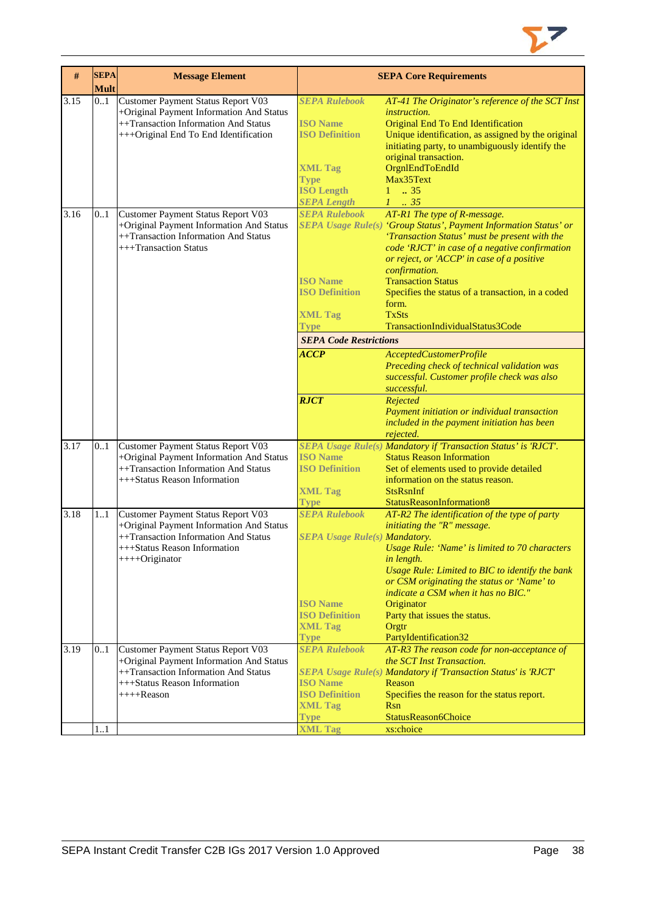| # | SEPA Mult | Message Element | SEPA Core Requirements | |
|---|---|---|---|---|
| 3.15 | 0..1 | Customer Payment Status Report V03<br>+Original Payment Information And Status<br>++Transaction Information And Status<br>+++Original End To End Identification | ***SEPA Rulebook***<br><br>**ISO Name**<br>**ISO Definition**<br><br><br>**XML Tag**<br>**Type**<br>**ISO Length**<br>***SEPA Length*** | *AT-41 The Originator's reference of the SCT Inst instruction.*<br>Original End To End Identification<br>Unique identification, as assigned by the original initiating party, to unambiguously identify the original transaction.<br>OrgnlEndToEndId<br>Max35Text<br>1 .. 35<br>*1 .. 35* |
| 3.16 | 0..1 | Customer Payment Status Report V03<br>+Original Payment Information And Status<br>++Transaction Information And Status<br>+++Transaction Status | ***SEPA Rulebook***<br>***SEPA Usage Rule(s)***<br><br><br><br><br>**ISO Name**<br>**ISO Definition**<br><br>**XML Tag**<br>**Type** | *AT-R1 The type of R-message.*<br>*'Group Status', Payment Information Status' or 'Transaction Status' must be present with the code 'RJCT' in case of a negative confirmation or reject, or 'ACCP' in case of a positive confirmation.*<br>Transaction Status<br>Specifies the status of a transaction, in a coded form.<br>TxSts<br>TransactionIndividualStatus3Code |
| | | | ***SEPA Code Restrictions*** | |
| | | | ***ACCP*** | *AcceptedCustomerProfile*<br>*Preceding check of technical validation was successful. Customer profile check was also successful.* |
| | | | ***RJCT*** | *Rejected*<br>*Payment initiation or individual transaction included in the payment initiation has been rejected.* |
| 3.17 | 0..1 | Customer Payment Status Report V03<br>+Original Payment Information And Status<br>++Transaction Information And Status<br>+++Status Reason Information | ***SEPA Usage Rule(s)***<br>**ISO Name**<br>**ISO Definition**<br><br>**XML Tag**<br>**Type** | *Mandatory if 'Transaction Status' is 'RJCT'.*<br>Status Reason Information<br>Set of elements used to provide detailed information on the status reason.<br>StsRsnInf<br>StatusReasonInformation8 |
| 3.18 | 1..1 | Customer Payment Status Report V03<br>+Original Payment Information And Status<br>++Transaction Information And Status<br>+++Status Reason Information<br>++++Originator | ***SEPA Rulebook***<br><br>***SEPA Usage Rule(s)***<br><br><br><br><br><br>**ISO Name**<br>**ISO Definition**<br>**XML Tag**<br>**Type** | *AT-R2 The identification of the type of party initiating the "R" message.*<br>*Mandatory.*<br>*Usage Rule: 'Name' is limited to 70 characters in length.*<br>*Usage Rule: Limited to BIC to identify the bank or CSM originating the status or 'Name' to indicate a CSM when it has no BIC."*<br>Originator<br>Party that issues the status.<br>Orgtr<br>PartyIdentification32 |
| 3.19 | 0..1 | Customer Payment Status Report V03<br>+Original Payment Information And Status<br>++Transaction Information And Status<br>+++Status Reason Information<br>++++Reason | ***SEPA Rulebook***<br><br>***SEPA Usage Rule(s)***<br>**ISO Name**<br>**ISO Definition**<br>**XML Tag**<br>**Type** | *AT-R3 The reason code for non-acceptance of the SCT Inst Transaction.*<br>*Mandatory if 'Transaction Status' is 'RJCT'*<br>Reason<br>Specifies the reason for the status report.<br>Rsn<br>StatusReason6Choice |
| | 1..1 | | **XML Tag** | xs:choice |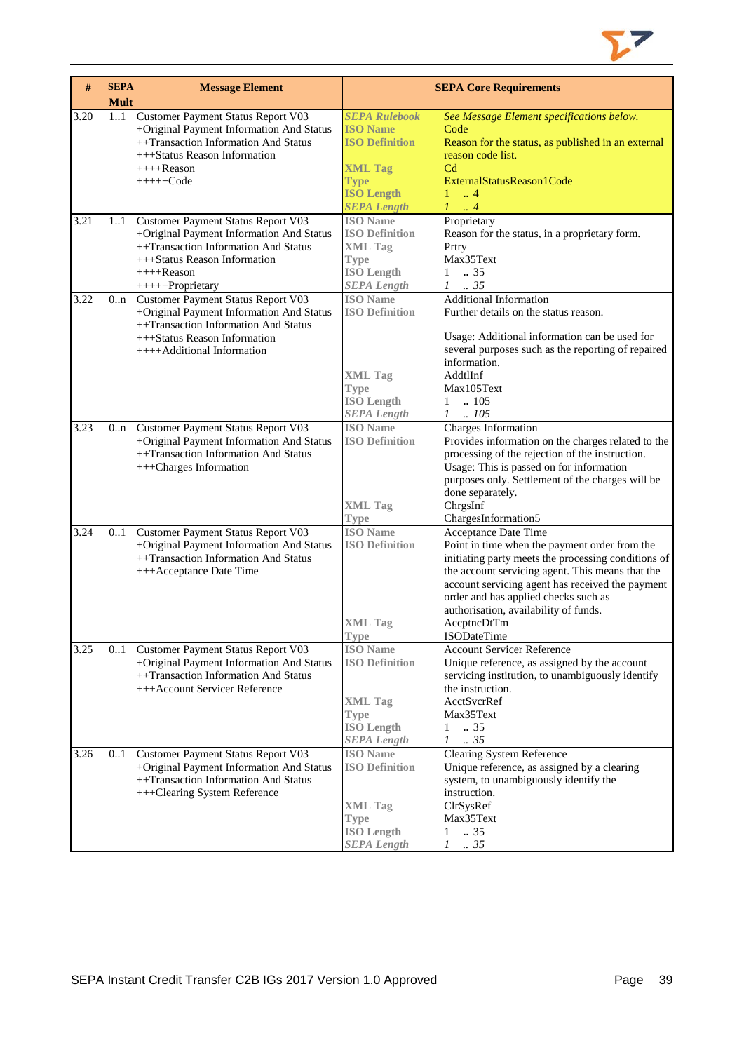| # | SEPA Mult | Message Element | SEPA Core Requirements | |
|---|---|---|---|---|
| 3.20 | 1..1 | Customer Payment Status Report V03<br>+Original Payment Information And Status<br>++Transaction Information And Status<br>+++Status Reason Information<br>++++Reason<br>+++++Code | *SEPA Rulebook*<br>ISO Name<br>ISO Definition<br><br>XML Tag<br>Type<br>ISO Length<br>*SEPA Length* | *See Message Element specifications below.*<br>Code<br>Reason for the status, as published in an external reason code list.<br>Cd<br>ExternalStatusReason1Code<br>1 .. 4<br>*1 .. 4* |
| 3.21 | 1..1 | Customer Payment Status Report V03<br>+Original Payment Information And Status<br>++Transaction Information And Status<br>+++Status Reason Information<br>++++Reason<br>+++++Proprietary | ISO Name<br>ISO Definition<br>XML Tag<br>Type<br>ISO Length<br>*SEPA Length* | Proprietary<br>Reason for the status, in a proprietary form.<br>Prtry<br>Max35Text<br>1 .. 35<br>*1 .. 35* |
| 3.22 | 0..n | Customer Payment Status Report V03<br>+Original Payment Information And Status<br>++Transaction Information And Status<br>+++Status Reason Information<br>++++Additional Information | ISO Name<br>ISO Definition<br><br><br><br>XML Tag<br>Type<br>ISO Length<br>*SEPA Length* | Additional Information<br>Further details on the status reason.<br><br>Usage: Additional information can be used for several purposes such as the reporting of repaired information.<br>AddtlInf<br>Max105Text<br>1 .. 105<br>*1 .. 105* |
| 3.23 | 0..n | Customer Payment Status Report V03<br>+Original Payment Information And Status<br>++Transaction Information And Status<br>+++Charges Information | ISO Name<br>ISO Definition<br><br><br><br><br>XML Tag<br>Type | Charges Information<br>Provides information on the charges related to the processing of the rejection of the instruction.<br>Usage: This is passed on for information purposes only. Settlement of the charges will be done separately.<br>ChrgsInf<br>ChargesInformation5 |
| 3.24 | 0..1 | Customer Payment Status Report V03<br>+Original Payment Information And Status<br>++Transaction Information And Status<br>+++Acceptance Date Time | ISO Name<br>ISO Definition<br><br><br><br><br><br>XML Tag<br>Type | Acceptance Date Time<br>Point in time when the payment order from the initiating party meets the processing conditions of the account servicing agent. This means that the account servicing agent has received the payment order and has applied checks such as authorisation, availability of funds.<br>AccptncDtTm<br>ISODateTime |
| 3.25 | 0..1 | Customer Payment Status Report V03<br>+Original Payment Information And Status<br>++Transaction Information And Status<br>+++Account Servicer Reference | ISO Name<br>ISO Definition<br><br><br>XML Tag<br>Type<br>ISO Length<br>*SEPA Length* | Account Servicer Reference<br>Unique reference, as assigned by the account servicing institution, to unambiguously identify the instruction.<br>AcctSvcrRef<br>Max35Text<br>1 .. 35<br>*1 .. 35* |
| 3.26 | 0..1 | Customer Payment Status Report V03<br>+Original Payment Information And Status<br>++Transaction Information And Status<br>+++Clearing System Reference | ISO Name<br>ISO Definition<br><br><br>XML Tag<br>Type<br>ISO Length<br>*SEPA Length* | Clearing System Reference<br>Unique reference, as assigned by a clearing system, to unambiguously identify the instruction.<br>ClrSysRef<br>Max35Text<br>1 .. 35<br>*1 .. 35* |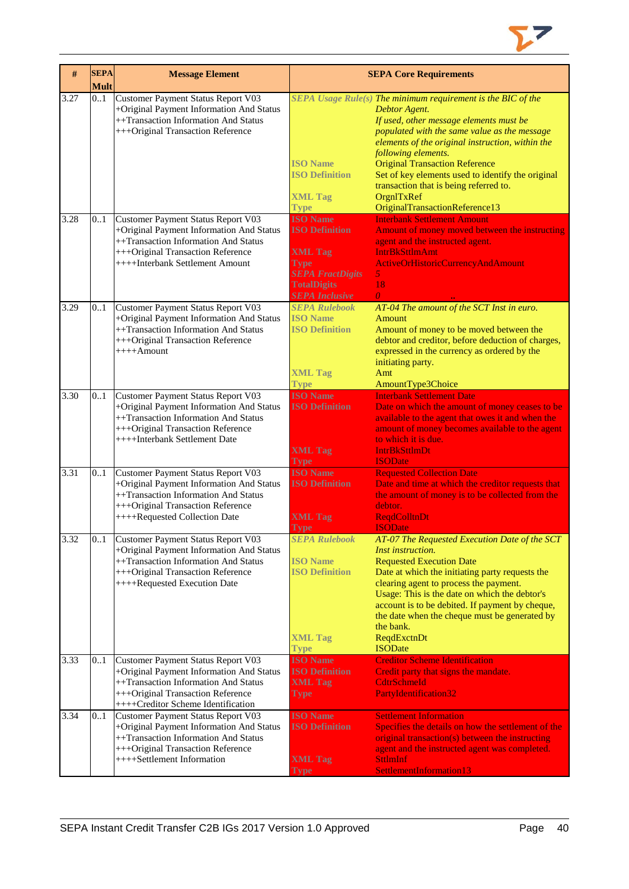| # | SEPA Mult | Message Element | SEPA Core Requirements | |
|---|---|---|---|---|
| 3.27 | 0..1 | Customer Payment Status Report V03<br>+Original Payment Information And Status<br>++Transaction Information And Status<br>+++Original Transaction Reference | *SEPA Usage Rule(s)*<br><br><br><br><br><br>ISO Name<br>ISO Definition<br><br>XML Tag<br>Type | *The minimum requirement is the BIC of the Debtor Agent.*<br>*If used, other message elements must be populated with the same value as the message elements of the original instruction, within the following elements.*<br>Original Transaction Reference<br>Set of key elements used to identify the original transaction that is being referred to.<br>OrgnlTxRef<br>OriginalTransactionReference13 |
| 3.28 | 0..1 | Customer Payment Status Report V03<br>+Original Payment Information And Status<br>++Transaction Information And Status<br>+++Original Transaction Reference<br>++++Interbank Settlement Amount | ISO Name<br>ISO Definition<br><br>XML Tag<br>Type<br>*SEPA FractDigits*<br>TotalDigits<br>*SEPA Inclusive* | Interbank Settlement Amount<br>Amount of money moved between the instructing agent and the instructed agent.<br>IntrBkSttlmAmt<br>ActiveOrHistoricCurrencyAndAmount<br>*5*<br>18<br>*0* |
| 3.29 | 0..1 | Customer Payment Status Report V03<br>+Original Payment Information And Status<br>++Transaction Information And Status<br>+++Original Transaction Reference<br>++++Amount | *SEPA Rulebook*<br>ISO Name<br>ISO Definition<br><br><br><br>XML Tag<br>Type | *AT-04 The amount of the SCT Inst in euro.*<br>Amount<br>Amount of money to be moved between the debtor and creditor, before deduction of charges, expressed in the currency as ordered by the initiating party.<br>Amt<br>AmountType3Choice |
| 3.30 | 0..1 | Customer Payment Status Report V03<br>+Original Payment Information And Status<br>++Transaction Information And Status<br>+++Original Transaction Reference<br>++++Interbank Settlement Date | ISO Name<br>ISO Definition<br><br><br><br>XML Tag<br>Type | Interbank Settlement Date<br>Date on which the amount of money ceases to be available to the agent that owes it and when the amount of money becomes available to the agent to which it is due.<br>IntrBkSttlmDt<br>ISODate |
| 3.31 | 0..1 | Customer Payment Status Report V03<br>+Original Payment Information And Status<br>++Transaction Information And Status<br>+++Original Transaction Reference<br>++++Requested Collection Date | ISO Name<br>ISO Definition<br><br><br>XML Tag<br>Type | Requested Collection Date<br>Date and time at which the creditor requests that the amount of money is to be collected from the debtor.<br>ReqdColltnDt<br>ISODate |
| 3.32 | 0..1 | Customer Payment Status Report V03<br>+Original Payment Information And Status<br>++Transaction Information And Status<br>+++Original Transaction Reference<br>++++Requested Execution Date | *SEPA Rulebook*<br><br>ISO Name<br>ISO Definition<br><br><br><br><br><br><br>XML Tag<br>Type | *AT-07 The Requested Execution Date of the SCT Inst instruction.*<br>Requested Execution Date<br>Date at which the initiating party requests the clearing agent to process the payment.<br>Usage: This is the date on which the debtor's account is to be debited. If payment by cheque, the date when the cheque must be generated by the bank.<br>ReqdExctnDt<br>ISODate |
| 3.33 | 0..1 | Customer Payment Status Report V03<br>+Original Payment Information And Status<br>++Transaction Information And Status<br>+++Original Transaction Reference<br>++++Creditor Scheme Identification | ISO Name<br>ISO Definition<br>XML Tag<br>Type | Creditor Scheme Identification<br>Credit party that signs the mandate.<br>CdtrSchmeId<br>PartyIdentification32 |
| 3.34 | 0..1 | Customer Payment Status Report V03<br>+Original Payment Information And Status<br>++Transaction Information And Status<br>+++Original Transaction Reference<br>++++Settlement Information | ISO Name<br>ISO Definition<br><br><br>XML Tag<br>Type | Settlement Information<br>Specifies the details on how the settlement of the original transaction(s) between the instructing agent and the instructed agent was completed.<br>SttlmInf<br>SettlementInformation13 |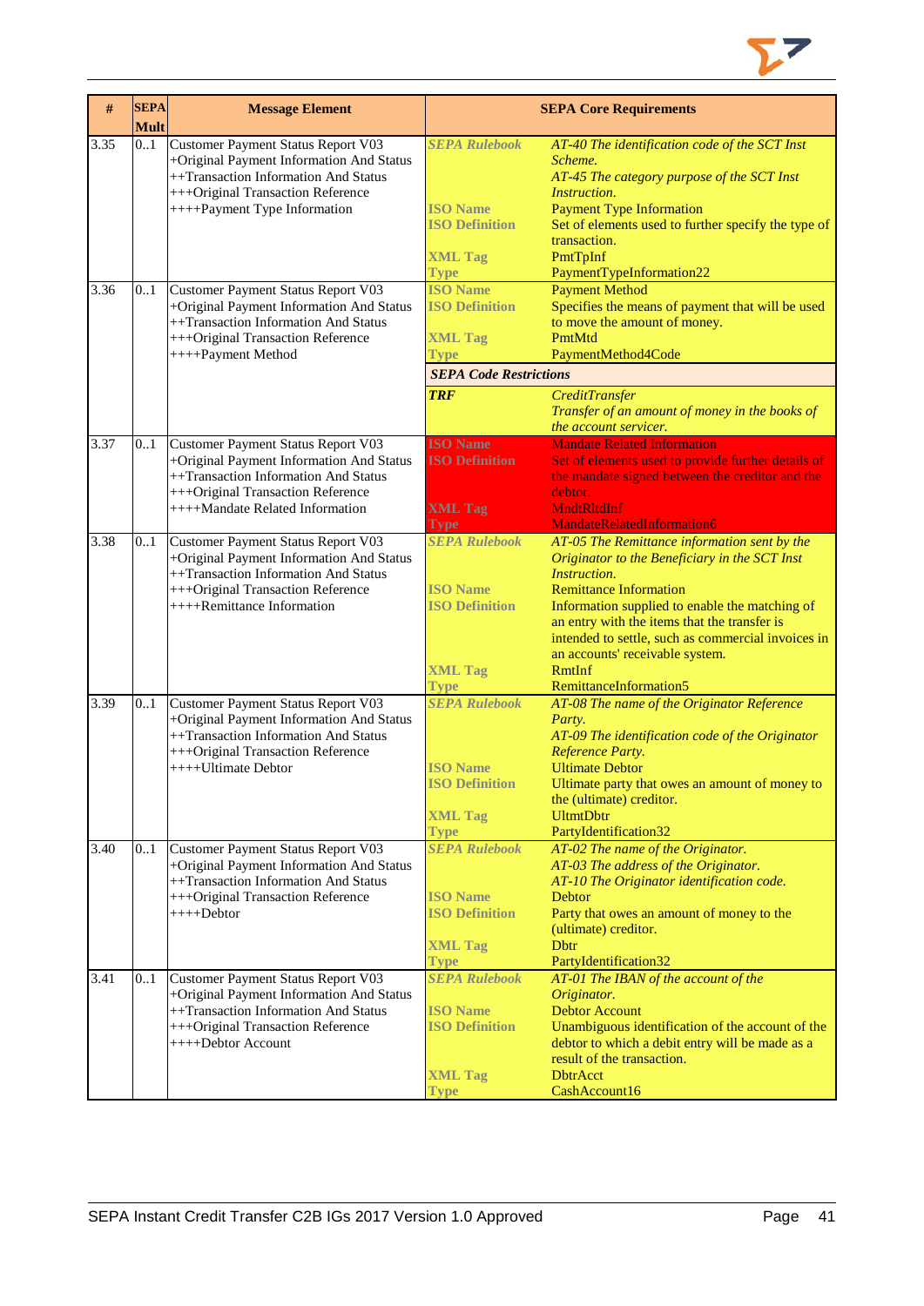| # | SEPA Mult | Message Element | SEPA Core Requirements | |
|---|---|---|---|---|
| 3.35 | 0..1 | Customer Payment Status Report V03<br>+Original Payment Information And Status<br>++Transaction Information And Status<br>+++Original Transaction Reference<br>++++Payment Type Information | ***SEPA Rulebook***<br><br><br>**ISO Name**<br>**ISO Definition**<br><br>**XML Tag**<br>**Type** | *AT-40 The identification code of the SCT Inst Scheme.*<br>*AT-45 The category purpose of the SCT Inst Instruction.*<br>Payment Type Information<br>Set of elements used to further specify the type of transaction.<br>PmtTpInf<br>PaymentTypeInformation22 |
| 3.36 | 0..1 | Customer Payment Status Report V03<br>+Original Payment Information And Status<br>++Transaction Information And Status<br>+++Original Transaction Reference<br>++++Payment Method | **ISO Name**<br>**ISO Definition**<br><br>**XML Tag**<br>**Type**<br>***SEPA Code Restrictions***<br>***TRF*** | Payment Method<br>Specifies the means of payment that will be used to move the amount of money.<br>PmtMtd<br>PaymentMethod4Code<br><br>*CreditTransfer*<br>*Transfer of an amount of money in the books of the account servicer.* |
| 3.37 | 0..1 | Customer Payment Status Report V03<br>+Original Payment Information And Status<br>++Transaction Information And Status<br>+++Original Transaction Reference<br>++++Mandate Related Information | **ISO Name**<br>**ISO Definition**<br><br><br>**XML Tag**<br>**Type** | Mandate Related Information<br>Set of elements used to provide further details of the mandate signed between the creditor and the debtor.<br>MndtRltdInf<br>MandateRelatedInformation6 |
| 3.38 | 0..1 | Customer Payment Status Report V03<br>+Original Payment Information And Status<br>++Transaction Information And Status<br>+++Original Transaction Reference<br>++++Remittance Information | ***SEPA Rulebook***<br><br><br>**ISO Name**<br>**ISO Definition**<br><br><br><br>**XML Tag**<br>**Type** | *AT-05 The Remittance information sent by the Originator to the Beneficiary in the SCT Inst Instruction.*<br>Remittance Information<br>Information supplied to enable the matching of an entry with the items that the transfer is intended to settle, such as commercial invoices in an accounts' receivable system.<br>RmtInf<br>RemittanceInformation5 |
| 3.39 | 0..1 | Customer Payment Status Report V03<br>+Original Payment Information And Status<br>++Transaction Information And Status<br>+++Original Transaction Reference<br>++++Ultimate Debtor | ***SEPA Rulebook***<br><br><br><br>**ISO Name**<br>**ISO Definition**<br><br>**XML Tag**<br>**Type** | *AT-08 The name of the Originator Reference Party.*<br>*AT-09 The identification code of the Originator Reference Party.*<br>Ultimate Debtor<br>Ultimate party that owes an amount of money to the (ultimate) creditor.<br>UltmtDbtr<br>PartyIdentification32 |
| 3.40 | 0..1 | Customer Payment Status Report V03<br>+Original Payment Information And Status<br>++Transaction Information And Status<br>+++Original Transaction Reference<br>++++Debtor | ***SEPA Rulebook***<br><br><br>**ISO Name**<br>**ISO Definition**<br><br>**XML Tag**<br>**Type** | *AT-02 The name of the Originator.*<br>*AT-03 The address of the Originator.*<br>*AT-10 The Originator identification code.*<br>Debtor<br>Party that owes an amount of money to the (ultimate) creditor.<br>Dbtr<br>PartyIdentification32 |
| 3.41 | 0..1 | Customer Payment Status Report V03<br>+Original Payment Information And Status<br>++Transaction Information And Status<br>+++Original Transaction Reference<br>++++Debtor Account | ***SEPA Rulebook***<br><br>**ISO Name**<br>**ISO Definition**<br><br><br>**XML Tag**<br>**Type** | *AT-01 The IBAN of the account of the Originator.*<br>Debtor Account<br>Unambiguous identification of the account of the debtor to which a debit entry will be made as a result of the transaction.<br>DbtrAcct<br>CashAccount16 |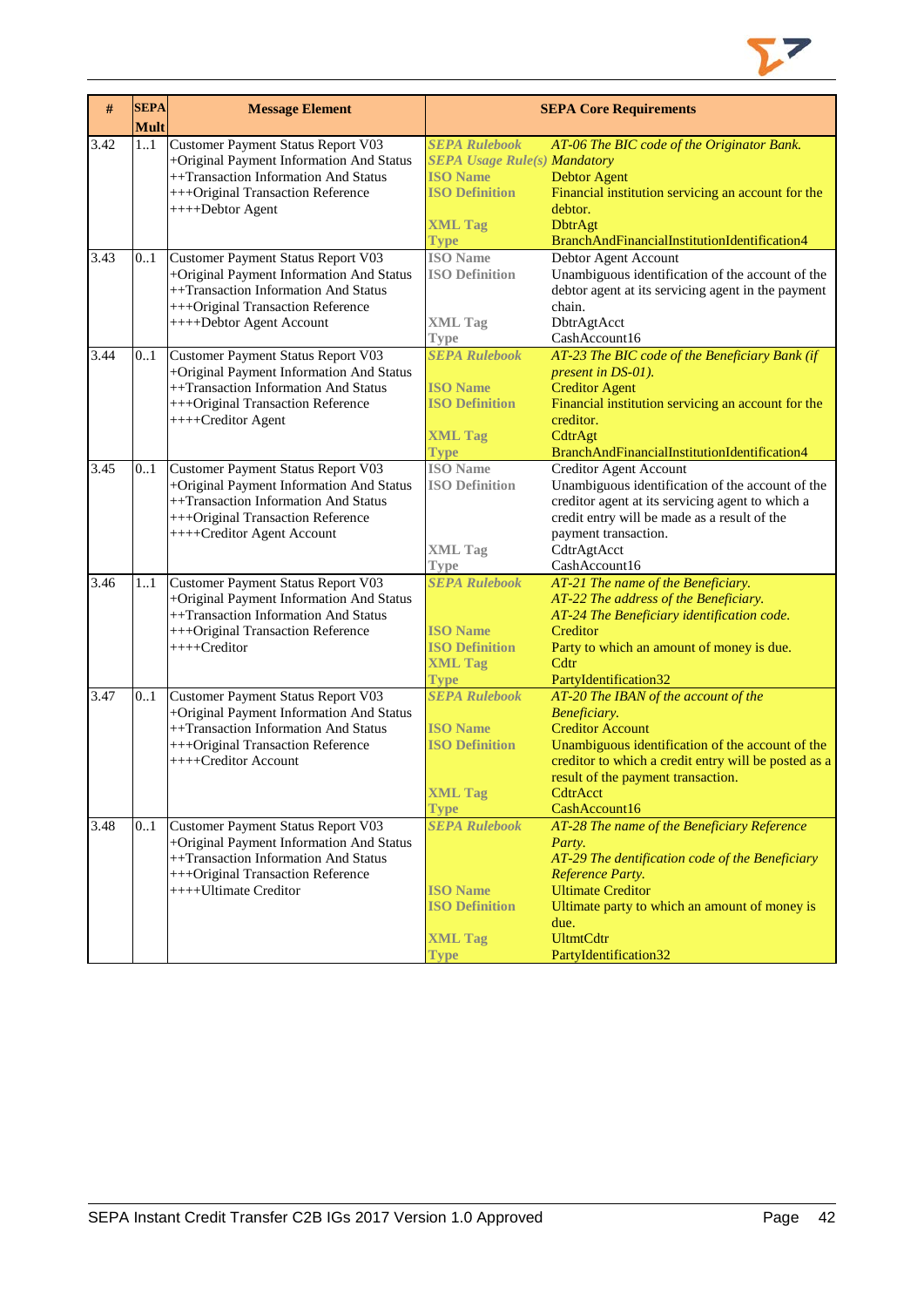| # | SEPA Mult | Message Element | SEPA Core Requirements | |
|---|---|---|---|---|
| 3.42 | 1..1 | Customer Payment Status Report V03<br>+Original Payment Information And Status<br>++Transaction Information And Status<br>+++Original Transaction Reference<br>++++Debtor Agent | ***SEPA Rulebook***<br>***SEPA Usage Rule(s)***<br>**ISO Name**<br>**ISO Definition**<br><br>**XML Tag**<br>**Type** | *AT-06 The BIC code of the Originator Bank.*<br>*Mandatory*<br>Debtor Agent<br>Financial institution servicing an account for the debtor.<br>DbtrAgt<br>BranchAndFinancialInstitutionIdentification4 |
| 3.43 | 0..1 | Customer Payment Status Report V03<br>+Original Payment Information And Status<br>++Transaction Information And Status<br>+++Original Transaction Reference<br>++++Debtor Agent Account | **ISO Name**<br>**ISO Definition**<br><br><br>**XML Tag**<br>**Type** | Debtor Agent Account<br>Unambiguous identification of the account of the debtor agent at its servicing agent in the payment chain.<br>DbtrAgtAcct<br>CashAccount16 |
| 3.44 | 0..1 | Customer Payment Status Report V03<br>+Original Payment Information And Status<br>++Transaction Information And Status<br>+++Original Transaction Reference<br>++++Creditor Agent | ***SEPA Rulebook***<br><br>**ISO Name**<br>**ISO Definition**<br><br>**XML Tag**<br>**Type** | *AT-23 The BIC code of the Beneficiary Bank (if present in DS-01).*<br>Creditor Agent<br>Financial institution servicing an account for the creditor.<br>CdtrAgt<br>BranchAndFinancialInstitutionIdentification4 |
| 3.45 | 0..1 | Customer Payment Status Report V03<br>+Original Payment Information And Status<br>++Transaction Information And Status<br>+++Original Transaction Reference<br>++++Creditor Agent Account | **ISO Name**<br>**ISO Definition**<br><br><br><br>**XML Tag**<br>**Type** | Creditor Agent Account<br>Unambiguous identification of the account of the creditor agent at its servicing agent to which a credit entry will be made as a result of the payment transaction.<br>CdtrAgtAcct<br>CashAccount16 |
| 3.46 | 1..1 | Customer Payment Status Report V03<br>+Original Payment Information And Status<br>++Transaction Information And Status<br>+++Original Transaction Reference<br>++++Creditor | ***SEPA Rulebook***<br><br><br>**ISO Name**<br>**ISO Definition**<br>**XML Tag**<br>**Type** | *AT-21 The name of the Beneficiary.*<br>*AT-22 The address of the Beneficiary.*<br>*AT-24 The Beneficiary identification code.*<br>Creditor<br>Party to which an amount of money is due.<br>Cdtr<br>PartyIdentification32 |
| 3.47 | 0..1 | Customer Payment Status Report V03<br>+Original Payment Information And Status<br>++Transaction Information And Status<br>+++Original Transaction Reference<br>++++Creditor Account | ***SEPA Rulebook***<br><br>**ISO Name**<br>**ISO Definition**<br><br><br>**XML Tag**<br>**Type** | *AT-20 The IBAN of the account of the Beneficiary.*<br>Creditor Account<br>Unambiguous identification of the account of the creditor to which a credit entry will be posted as a result of the payment transaction.<br>CdtrAcct<br>CashAccount16 |
| 3.48 | 0..1 | Customer Payment Status Report V03<br>+Original Payment Information And Status<br>++Transaction Information And Status<br>+++Original Transaction Reference<br>++++Ultimate Creditor | ***SEPA Rulebook***<br><br><br><br>**ISO Name**<br>**ISO Definition**<br><br>**XML Tag**<br>**Type** | *AT-28 The name of the Beneficiary Reference Party.*<br>*AT-29 The dentification code of the Beneficiary Reference Party.*<br>Ultimate Creditor<br>Ultimate party to which an amount of money is due.<br>UltmtCdtr<br>PartyIdentification32 |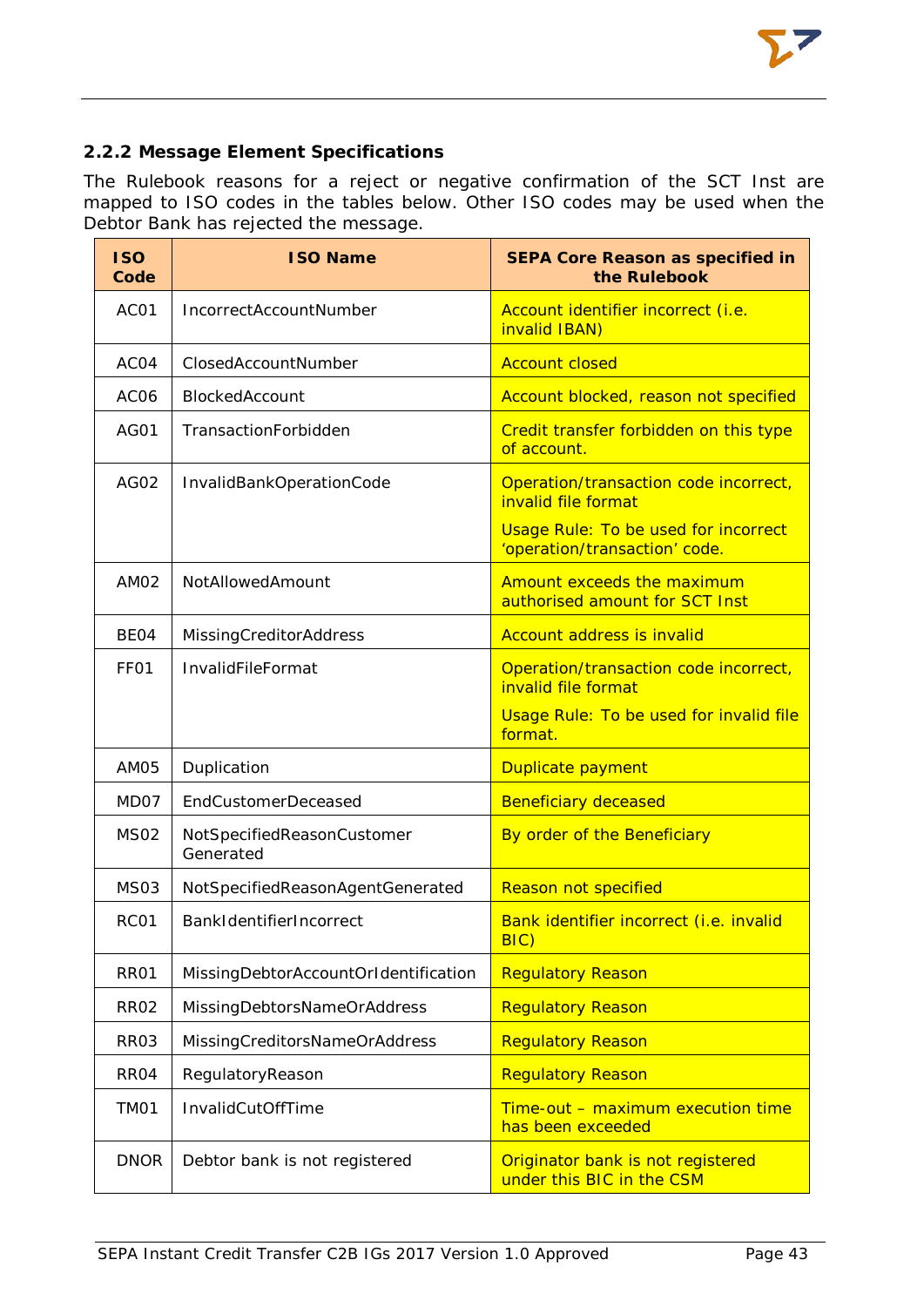### 2.2.2 Message Element Specifications

The Rulebook reasons for a reject or negative confirmation of the SCT Inst are mapped to ISO codes in the tables below. Other ISO codes may be used when the Debtor Bank has rejected the message.

| ISO Code | ISO Name | SEPA Core Reason as specified in the Rulebook |
|---|---|---|
| AC01 | IncorrectAccountNumber | Account identifier incorrect (i.e. invalid IBAN) |
| AC04 | ClosedAccountNumber | Account closed |
| AC06 | BlockedAccount | Account blocked, reason not specified |
| AG01 | TransactionForbidden | Credit transfer forbidden on this type of account. |
| AG02 | InvalidBankOperationCode | Operation/transaction code incorrect, invalid file format<br><br>Usage Rule: To be used for incorrect 'operation/transaction' code. |
| AM02 | NotAllowedAmount | Amount exceeds the maximum authorised amount for SCT Inst |
| BE04 | MissingCreditorAddress | Account address is invalid |
| FF01 | InvalidFileFormat | Operation/transaction code incorrect, invalid file format<br><br>Usage Rule: To be used for invalid file format. |
| AM05 | Duplication | Duplicate payment |
| MD07 | EndCustomerDeceased | Beneficiary deceased |
| MS02 | NotSpecifiedReasonCustomer Generated | By order of the Beneficiary |
| MS03 | NotSpecifiedReasonAgentGenerated | Reason not specified |
| RC01 | BankIdentifierIncorrect | Bank identifier incorrect (i.e. invalid BIC) |
| RR01 | MissingDebtorAccountOrIdentification | Regulatory Reason |
| RR02 | MissingDebtorsNameOrAddress | Regulatory Reason |
| RR03 | MissingCreditorsNameOrAddress | Regulatory Reason |
| RR04 | RegulatoryReason | Regulatory Reason |
| TM01 | InvalidCutOffTime | Time-out – maximum execution time has been exceeded |
| DNOR | Debtor bank is not registered | Originator bank is not registered under this BIC in the CSM |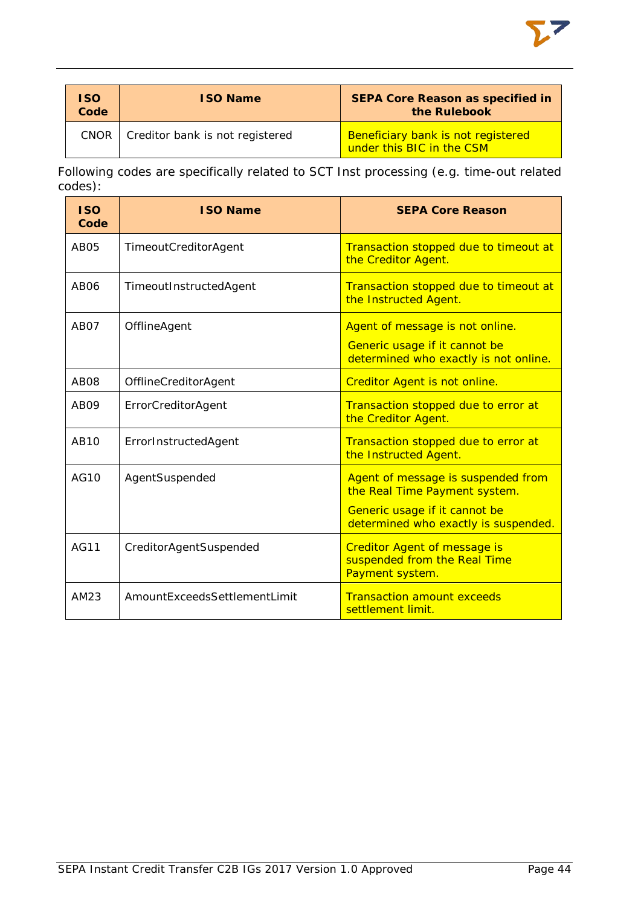| ISO Code | ISO Name | SEPA Core Reason as specified in the Rulebook |
|---|---|---|
| CNOR | Creditor bank is not registered | Beneficiary bank is not registered under this BIC in the CSM |

Following codes are specifically related to SCT Inst processing (e.g. time-out related codes):

| ISO Code | ISO Name | SEPA Core Reason |
|---|---|---|
| AB05 | TimeoutCreditorAgent | Transaction stopped due to timeout at the Creditor Agent. |
| AB06 | TimeoutInstructedAgent | Transaction stopped due to timeout at the Instructed Agent. |
| AB07 | OfflineAgent | Agent of message is not online.<br>Generic usage if it cannot be determined who exactly is not online. |
| AB08 | OfflineCreditorAgent | Creditor Agent is not online. |
| AB09 | ErrorCreditorAgent | Transaction stopped due to error at the Creditor Agent. |
| AB10 | ErrorInstructedAgent | Transaction stopped due to error at the Instructed Agent. |
| AG10 | AgentSuspended | Agent of message is suspended from the Real Time Payment system.<br>Generic usage if it cannot be determined who exactly is suspended. |
| AG11 | CreditorAgentSuspended | Creditor Agent of message is suspended from the Real Time Payment system. |
| AM23 | AmountExceedsSettlementLimit | Transaction amount exceeds settlement limit. |